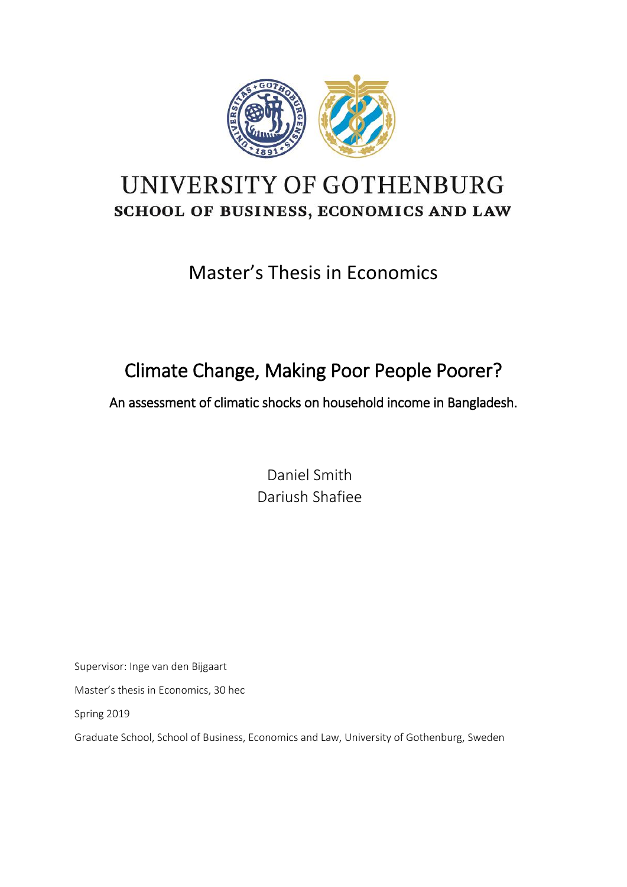UNIVERSITY OF GOTHENBURG

**SCHOOL OF BUSINESS, ECONOMICS AND LAW**

Master's Thesis in Economics

# Climate Change, Making Poor People Poorer?

## An assessment of climatic shocks on household income in Bangladesh.

Daniel Smith
Dariush Shafiee

Supervisor: Inge van den Bijgaart

Master's thesis in Economics, 30 hec

Spring 2019

Graduate School, School of Business, Economics and Law, University of Gothenburg, Sweden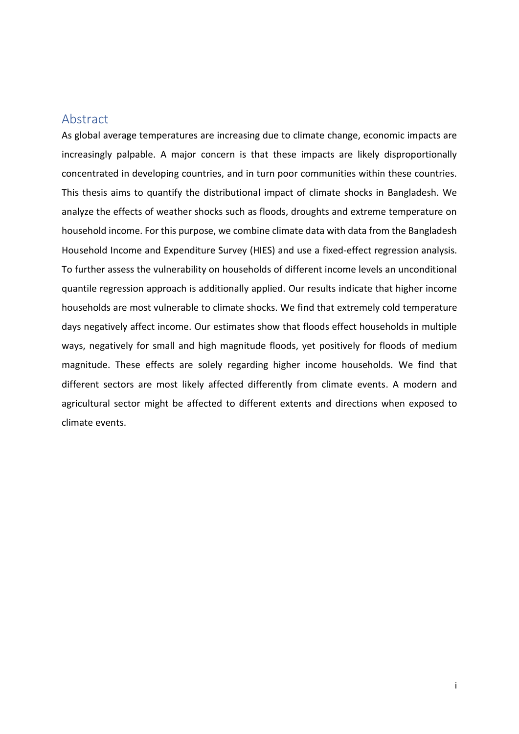## Abstract

As global average temperatures are increasing due to climate change, economic impacts are increasingly palpable. A major concern is that these impacts are likely disproportionally concentrated in developing countries, and in turn poor communities within these countries. This thesis aims to quantify the distributional impact of climate shocks in Bangladesh. We analyze the effects of weather shocks such as floods, droughts and extreme temperature on household income. For this purpose, we combine climate data with data from the Bangladesh Household Income and Expenditure Survey (HIES) and use a fixed-effect regression analysis. To further assess the vulnerability on households of different income levels an unconditional quantile regression approach is additionally applied. Our results indicate that higher income households are most vulnerable to climate shocks. We find that extremely cold temperature days negatively affect income. Our estimates show that floods effect households in multiple ways, negatively for small and high magnitude floods, yet positively for floods of medium magnitude. These effects are solely regarding higher income households. We find that different sectors are most likely affected differently from climate events. A modern and agricultural sector might be affected to different extents and directions when exposed to climate events.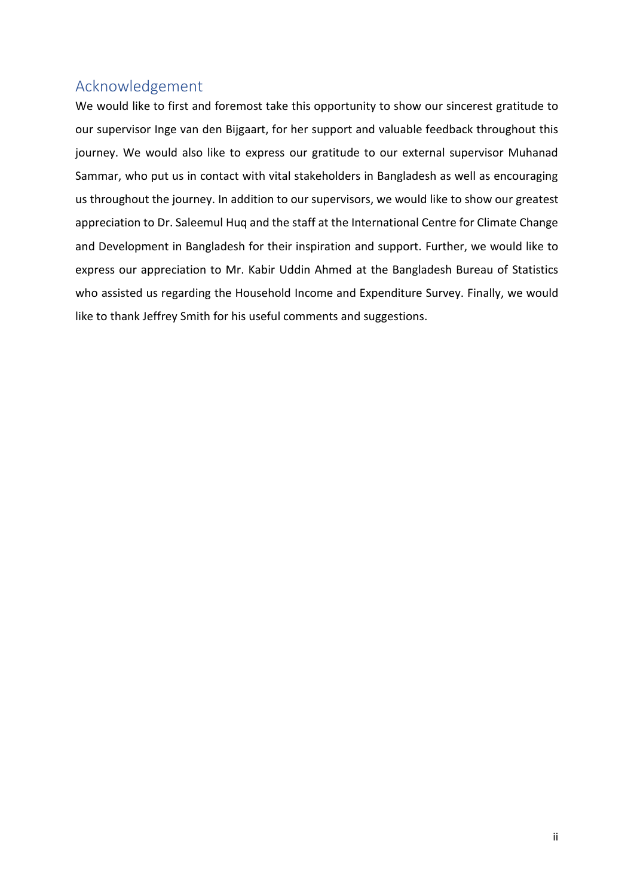## Acknowledgement

We would like to first and foremost take this opportunity to show our sincerest gratitude to our supervisor Inge van den Bijgaart, for her support and valuable feedback throughout this journey. We would also like to express our gratitude to our external supervisor Muhanad Sammar, who put us in contact with vital stakeholders in Bangladesh as well as encouraging us throughout the journey. In addition to our supervisors, we would like to show our greatest appreciation to Dr. Saleemul Huq and the staff at the International Centre for Climate Change and Development in Bangladesh for their inspiration and support. Further, we would like to express our appreciation to Mr. Kabir Uddin Ahmed at the Bangladesh Bureau of Statistics who assisted us regarding the Household Income and Expenditure Survey. Finally, we would like to thank Jeffrey Smith for his useful comments and suggestions.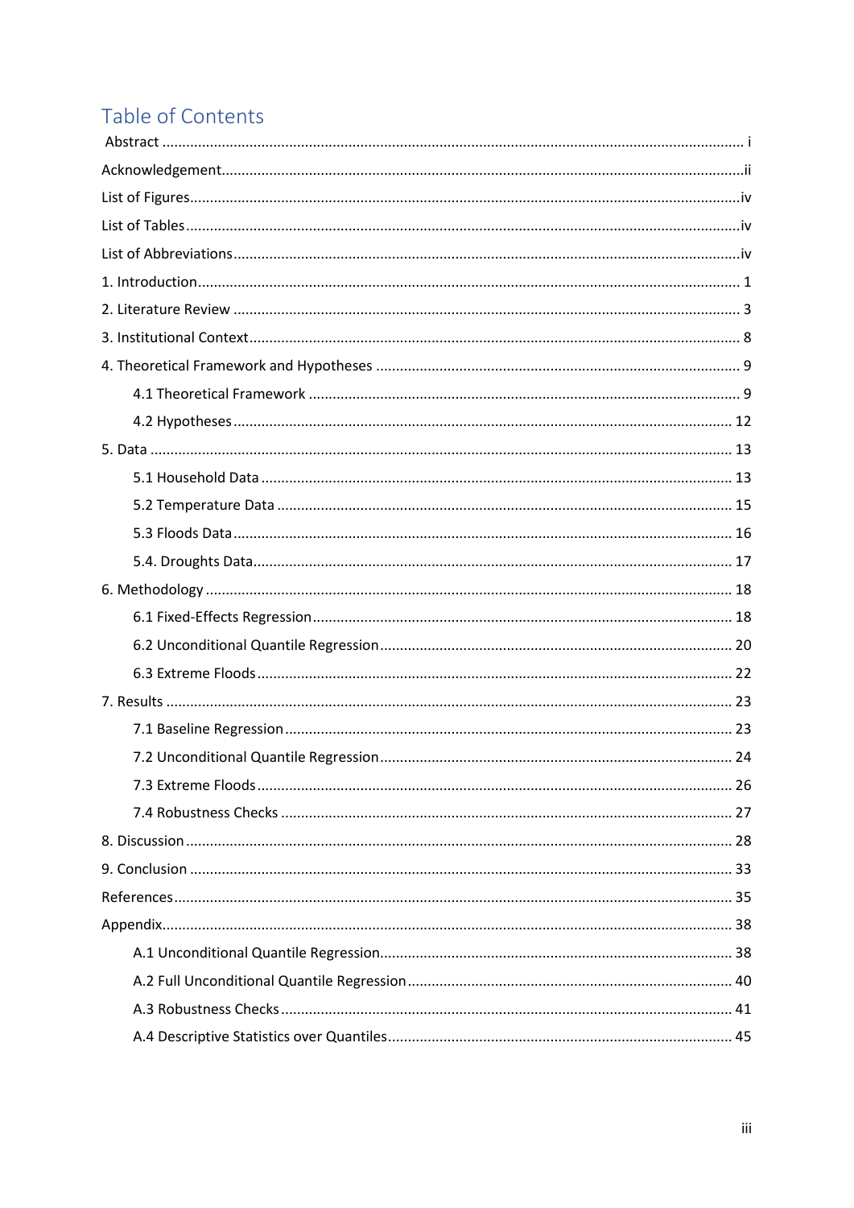# Table of Contents

Abstract ..... i

Acknowledgement ..... ii

List of Figures ..... iv

List of Tables ..... iv

List of Abbreviations ..... iv

1. Introduction ..... 1

2. Literature Review ..... 3

3. Institutional Context ..... 8

4. Theoretical Framework and Hypotheses ..... 9

    4.1 Theoretical Framework ..... 9

    4.2 Hypotheses ..... 12

5. Data ..... 13

    5.1 Household Data ..... 13

    5.2 Temperature Data ..... 15

    5.3 Floods Data ..... 16

    5.4. Droughts Data ..... 17

6. Methodology ..... 18

    6.1 Fixed-Effects Regression ..... 18

    6.2 Unconditional Quantile Regression ..... 20

    6.3 Extreme Floods ..... 22

7. Results ..... 23

    7.1 Baseline Regression ..... 23

    7.2 Unconditional Quantile Regression ..... 24

    7.3 Extreme Floods ..... 26

    7.4 Robustness Checks ..... 27

8. Discussion ..... 28

9. Conclusion ..... 33

References ..... 35

Appendix ..... 38

    A.1 Unconditional Quantile Regression ..... 38

    A.2 Full Unconditional Quantile Regression ..... 40

    A.3 Robustness Checks ..... 41

    A.4 Descriptive Statistics over Quantiles ..... 45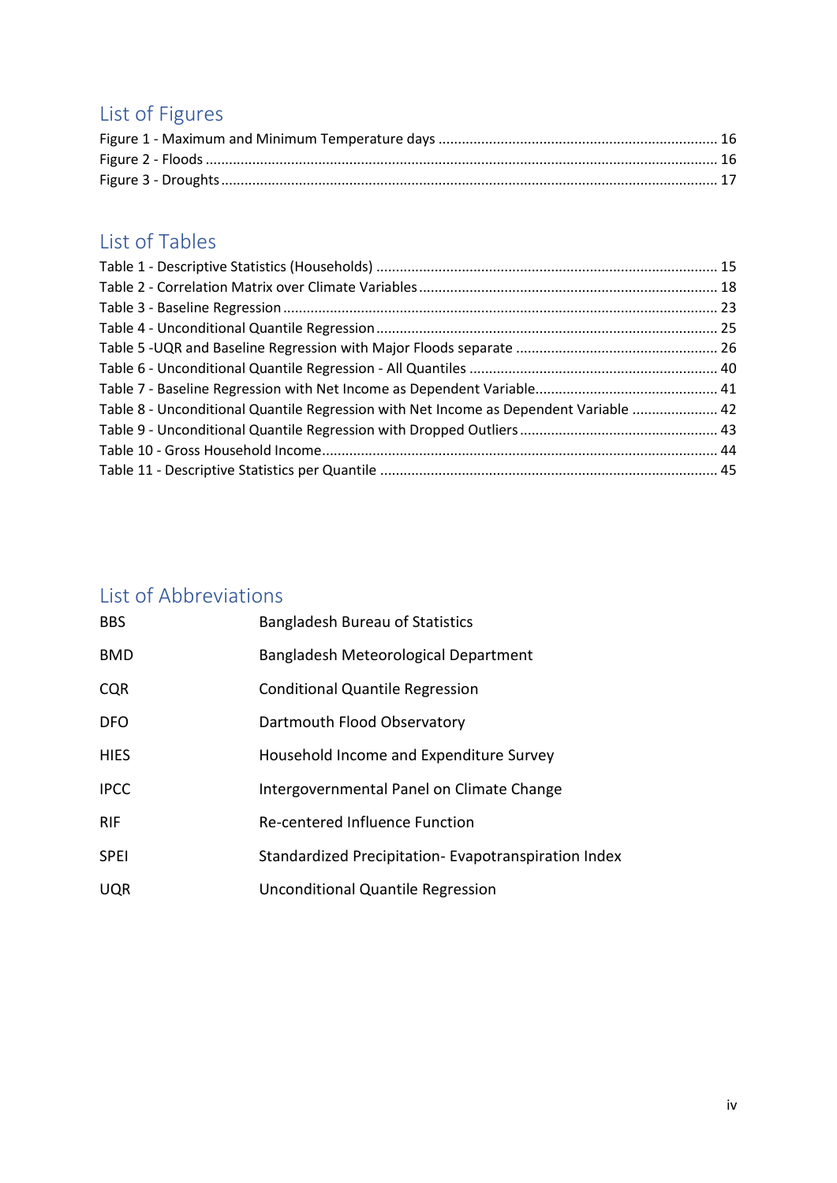## List of Figures

Figure 1 - Maximum and Minimum Temperature days ........................................................................ 16
Figure 2 - Floods .................................................................................................................................. 16
Figure 3 - Droughts .............................................................................................................................. 17

## List of Tables

Table 1 - Descriptive Statistics (Households) ........................................................................................ 15
Table 2 - Correlation Matrix over Climate Variables ............................................................................ 18
Table 3 - Baseline Regression ............................................................................................................... 23
Table 4 - Unconditional Quantile Regression ........................................................................................ 25
Table 5 -UQR and Baseline Regression with Major Floods separate .................................................... 26
Table 6 - Unconditional Quantile Regression - All Quantiles ................................................................ 40
Table 7 - Baseline Regression with Net Income as Dependent Variable............................................... 41
Table 8 - Unconditional Quantile Regression with Net Income as Dependent Variable ...................... 42
Table 9 - Unconditional Quantile Regression with Dropped Outliers ................................................... 43
Table 10 - Gross Household Income..................................................................................................... 44
Table 11 - Descriptive Statistics per Quantile ...................................................................................... 45

## List of Abbreviations

| | |
|---|---|
| BBS | Bangladesh Bureau of Statistics |
| BMD | Bangladesh Meteorological Department |
| CQR | Conditional Quantile Regression |
| DFO | Dartmouth Flood Observatory |
| HIES | Household Income and Expenditure Survey |
| IPCC | Intergovernmental Panel on Climate Change |
| RIF | Re-centered Influence Function |
| SPEI | Standardized Precipitation- Evapotranspiration Index |
| UQR | Unconditional Quantile Regression |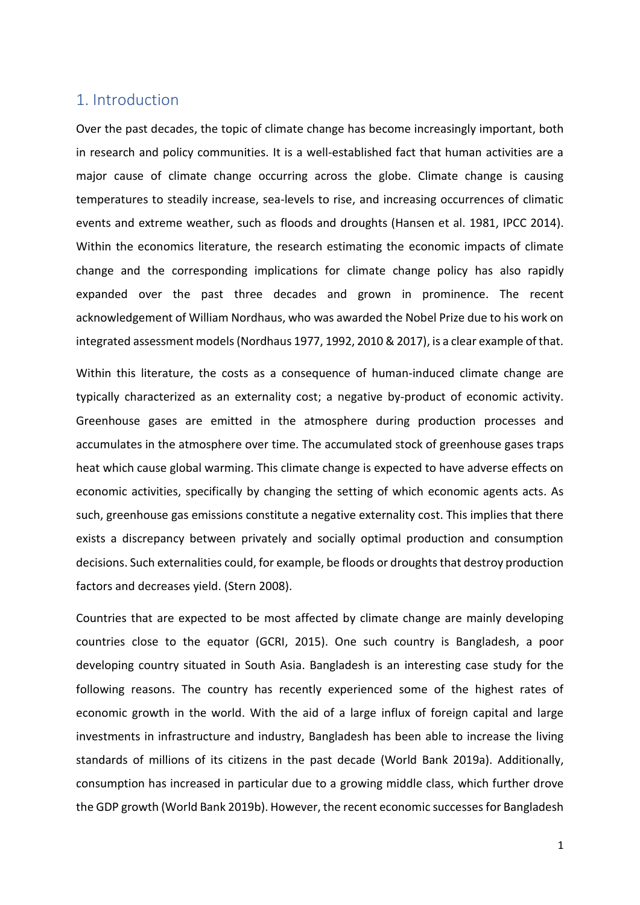# 1. Introduction

Over the past decades, the topic of climate change has become increasingly important, both in research and policy communities. It is a well-established fact that human activities are a major cause of climate change occurring across the globe. Climate change is causing temperatures to steadily increase, sea-levels to rise, and increasing occurrences of climatic events and extreme weather, such as floods and droughts (Hansen et al. 1981, IPCC 2014). Within the economics literature, the research estimating the economic impacts of climate change and the corresponding implications for climate change policy has also rapidly expanded over the past three decades and grown in prominence. The recent acknowledgement of William Nordhaus, who was awarded the Nobel Prize due to his work on integrated assessment models (Nordhaus 1977, 1992, 2010 & 2017), is a clear example of that.

Within this literature, the costs as a consequence of human-induced climate change are typically characterized as an externality cost; a negative by-product of economic activity. Greenhouse gases are emitted in the atmosphere during production processes and accumulates in the atmosphere over time. The accumulated stock of greenhouse gases traps heat which cause global warming. This climate change is expected to have adverse effects on economic activities, specifically by changing the setting of which economic agents acts. As such, greenhouse gas emissions constitute a negative externality cost. This implies that there exists a discrepancy between privately and socially optimal production and consumption decisions. Such externalities could, for example, be floods or droughts that destroy production factors and decreases yield. (Stern 2008).

Countries that are expected to be most affected by climate change are mainly developing countries close to the equator (GCRI, 2015). One such country is Bangladesh, a poor developing country situated in South Asia. Bangladesh is an interesting case study for the following reasons. The country has recently experienced some of the highest rates of economic growth in the world. With the aid of a large influx of foreign capital and large investments in infrastructure and industry, Bangladesh has been able to increase the living standards of millions of its citizens in the past decade (World Bank 2019a). Additionally, consumption has increased in particular due to a growing middle class, which further drove the GDP growth (World Bank 2019b). However, the recent economic successes for Bangladesh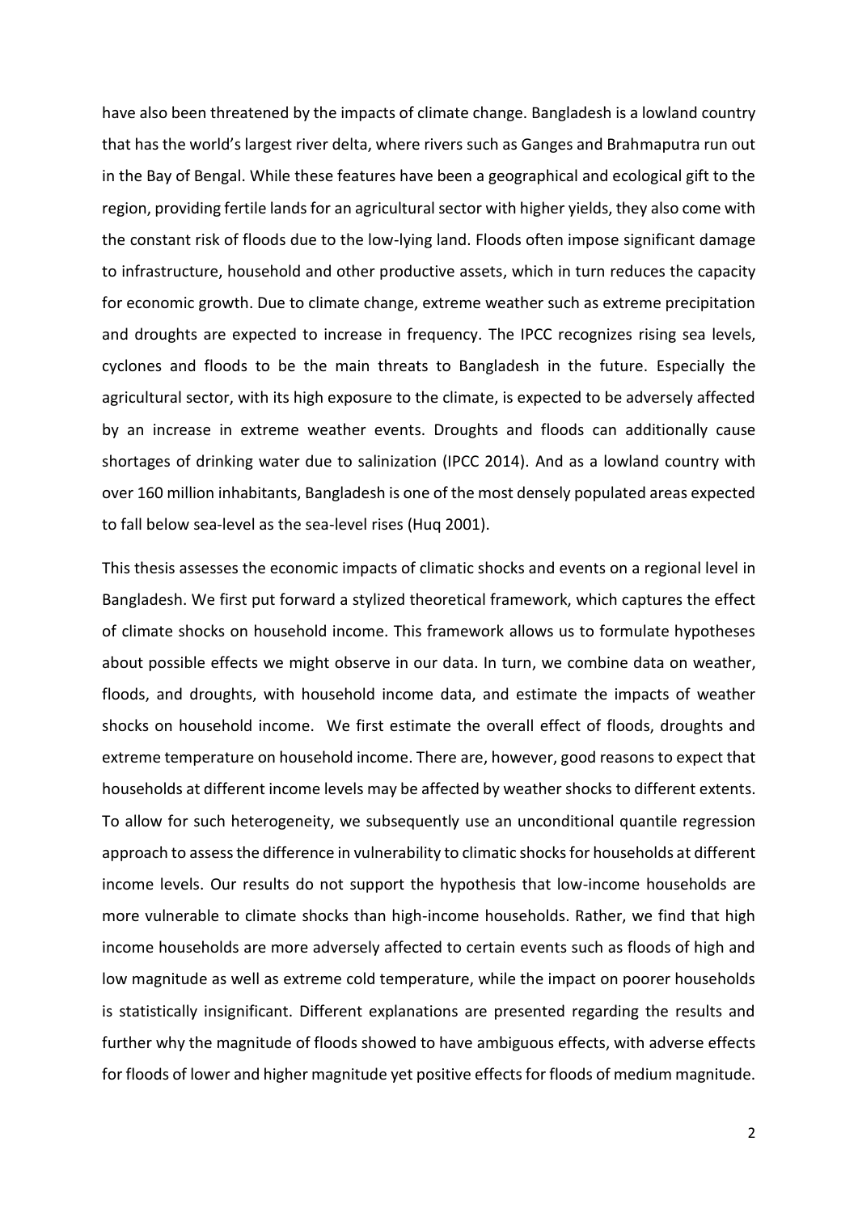have also been threatened by the impacts of climate change. Bangladesh is a lowland country that has the world's largest river delta, where rivers such as Ganges and Brahmaputra run out in the Bay of Bengal. While these features have been a geographical and ecological gift to the region, providing fertile lands for an agricultural sector with higher yields, they also come with the constant risk of floods due to the low-lying land. Floods often impose significant damage to infrastructure, household and other productive assets, which in turn reduces the capacity for economic growth. Due to climate change, extreme weather such as extreme precipitation and droughts are expected to increase in frequency. The IPCC recognizes rising sea levels, cyclones and floods to be the main threats to Bangladesh in the future. Especially the agricultural sector, with its high exposure to the climate, is expected to be adversely affected by an increase in extreme weather events. Droughts and floods can additionally cause shortages of drinking water due to salinization (IPCC 2014). And as a lowland country with over 160 million inhabitants, Bangladesh is one of the most densely populated areas expected to fall below sea-level as the sea-level rises (Huq 2001).

This thesis assesses the economic impacts of climatic shocks and events on a regional level in Bangladesh. We first put forward a stylized theoretical framework, which captures the effect of climate shocks on household income. This framework allows us to formulate hypotheses about possible effects we might observe in our data. In turn, we combine data on weather, floods, and droughts, with household income data, and estimate the impacts of weather shocks on household income. We first estimate the overall effect of floods, droughts and extreme temperature on household income. There are, however, good reasons to expect that households at different income levels may be affected by weather shocks to different extents. To allow for such heterogeneity, we subsequently use an unconditional quantile regression approach to assess the difference in vulnerability to climatic shocks for households at different income levels. Our results do not support the hypothesis that low-income households are more vulnerable to climate shocks than high-income households. Rather, we find that high income households are more adversely affected to certain events such as floods of high and low magnitude as well as extreme cold temperature, while the impact on poorer households is statistically insignificant. Different explanations are presented regarding the results and further why the magnitude of floods showed to have ambiguous effects, with adverse effects for floods of lower and higher magnitude yet positive effects for floods of medium magnitude.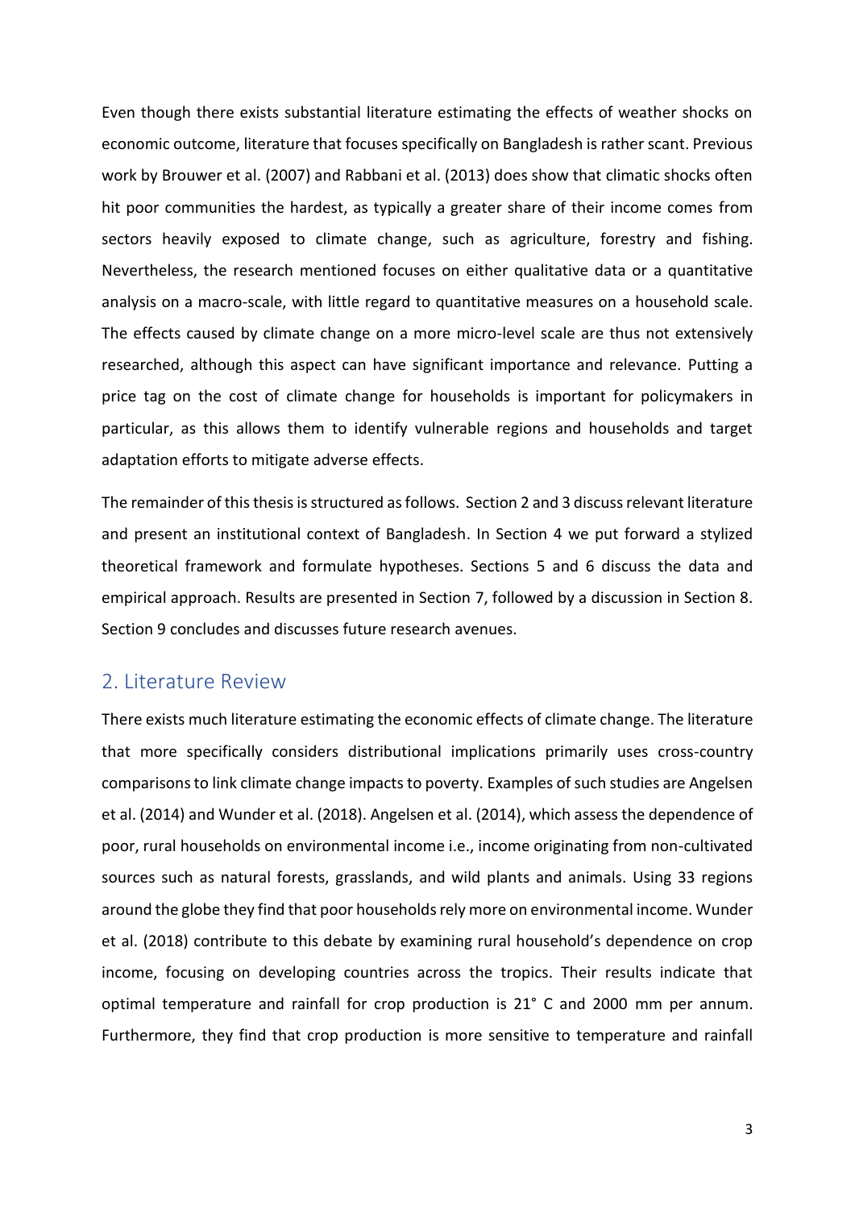Even though there exists substantial literature estimating the effects of weather shocks on economic outcome, literature that focuses specifically on Bangladesh is rather scant. Previous work by Brouwer et al. (2007) and Rabbani et al. (2013) does show that climatic shocks often hit poor communities the hardest, as typically a greater share of their income comes from sectors heavily exposed to climate change, such as agriculture, forestry and fishing. Nevertheless, the research mentioned focuses on either qualitative data or a quantitative analysis on a macro-scale, with little regard to quantitative measures on a household scale. The effects caused by climate change on a more micro-level scale are thus not extensively researched, although this aspect can have significant importance and relevance. Putting a price tag on the cost of climate change for households is important for policymakers in particular, as this allows them to identify vulnerable regions and households and target adaptation efforts to mitigate adverse effects.

The remainder of this thesis is structured as follows. Section 2 and 3 discuss relevant literature and present an institutional context of Bangladesh. In Section 4 we put forward a stylized theoretical framework and formulate hypotheses. Sections 5 and 6 discuss the data and empirical approach. Results are presented in Section 7, followed by a discussion in Section 8. Section 9 concludes and discusses future research avenues.

## 2. Literature Review

There exists much literature estimating the economic effects of climate change. The literature that more specifically considers distributional implications primarily uses cross-country comparisons to link climate change impacts to poverty. Examples of such studies are Angelsen et al. (2014) and Wunder et al. (2018). Angelsen et al. (2014), which assess the dependence of poor, rural households on environmental income i.e., income originating from non-cultivated sources such as natural forests, grasslands, and wild plants and animals. Using 33 regions around the globe they find that poor households rely more on environmental income. Wunder et al. (2018) contribute to this debate by examining rural household's dependence on crop income, focusing on developing countries across the tropics. Their results indicate that optimal temperature and rainfall for crop production is 21° C and 2000 mm per annum. Furthermore, they find that crop production is more sensitive to temperature and rainfall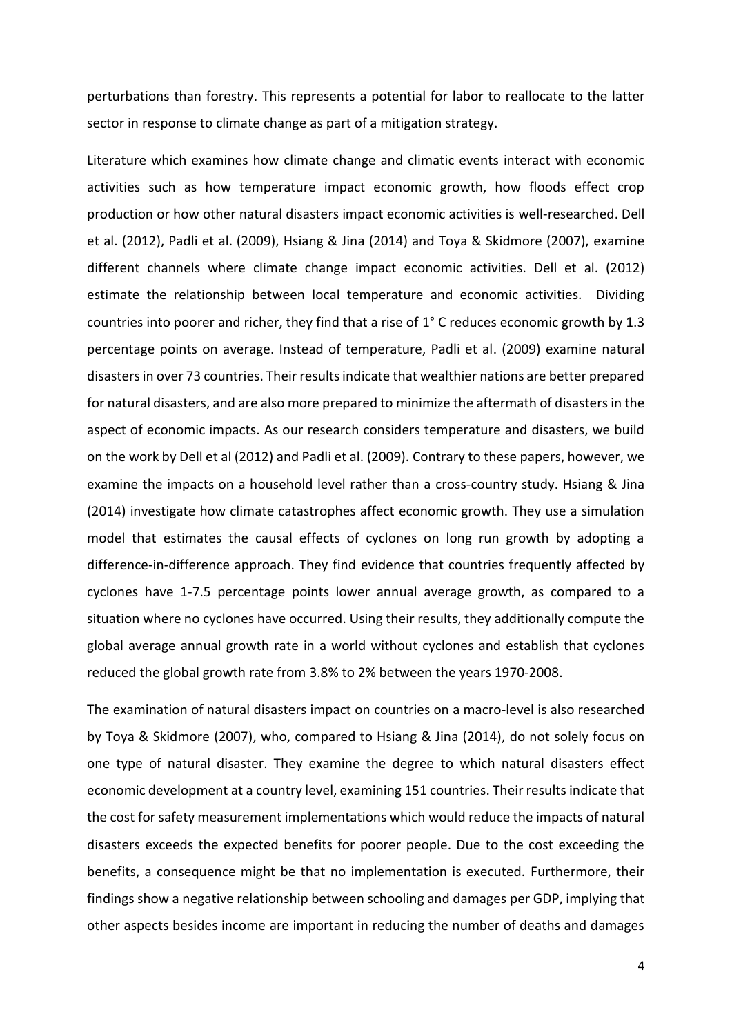perturbations than forestry. This represents a potential for labor to reallocate to the latter sector in response to climate change as part of a mitigation strategy.

Literature which examines how climate change and climatic events interact with economic activities such as how temperature impact economic growth, how floods effect crop production or how other natural disasters impact economic activities is well-researched. Dell et al. (2012), Padli et al. (2009), Hsiang & Jina (2014) and Toya & Skidmore (2007), examine different channels where climate change impact economic activities. Dell et al. (2012) estimate the relationship between local temperature and economic activities. Dividing countries into poorer and richer, they find that a rise of 1° C reduces economic growth by 1.3 percentage points on average. Instead of temperature, Padli et al. (2009) examine natural disasters in over 73 countries. Their results indicate that wealthier nations are better prepared for natural disasters, and are also more prepared to minimize the aftermath of disasters in the aspect of economic impacts. As our research considers temperature and disasters, we build on the work by Dell et al (2012) and Padli et al. (2009). Contrary to these papers, however, we examine the impacts on a household level rather than a cross-country study. Hsiang & Jina (2014) investigate how climate catastrophes affect economic growth. They use a simulation model that estimates the causal effects of cyclones on long run growth by adopting a difference-in-difference approach. They find evidence that countries frequently affected by cyclones have 1-7.5 percentage points lower annual average growth, as compared to a situation where no cyclones have occurred. Using their results, they additionally compute the global average annual growth rate in a world without cyclones and establish that cyclones reduced the global growth rate from 3.8% to 2% between the years 1970-2008.

The examination of natural disasters impact on countries on a macro-level is also researched by Toya & Skidmore (2007), who, compared to Hsiang & Jina (2014), do not solely focus on one type of natural disaster. They examine the degree to which natural disasters effect economic development at a country level, examining 151 countries. Their results indicate that the cost for safety measurement implementations which would reduce the impacts of natural disasters exceeds the expected benefits for poorer people. Due to the cost exceeding the benefits, a consequence might be that no implementation is executed. Furthermore, their findings show a negative relationship between schooling and damages per GDP, implying that other aspects besides income are important in reducing the number of deaths and damages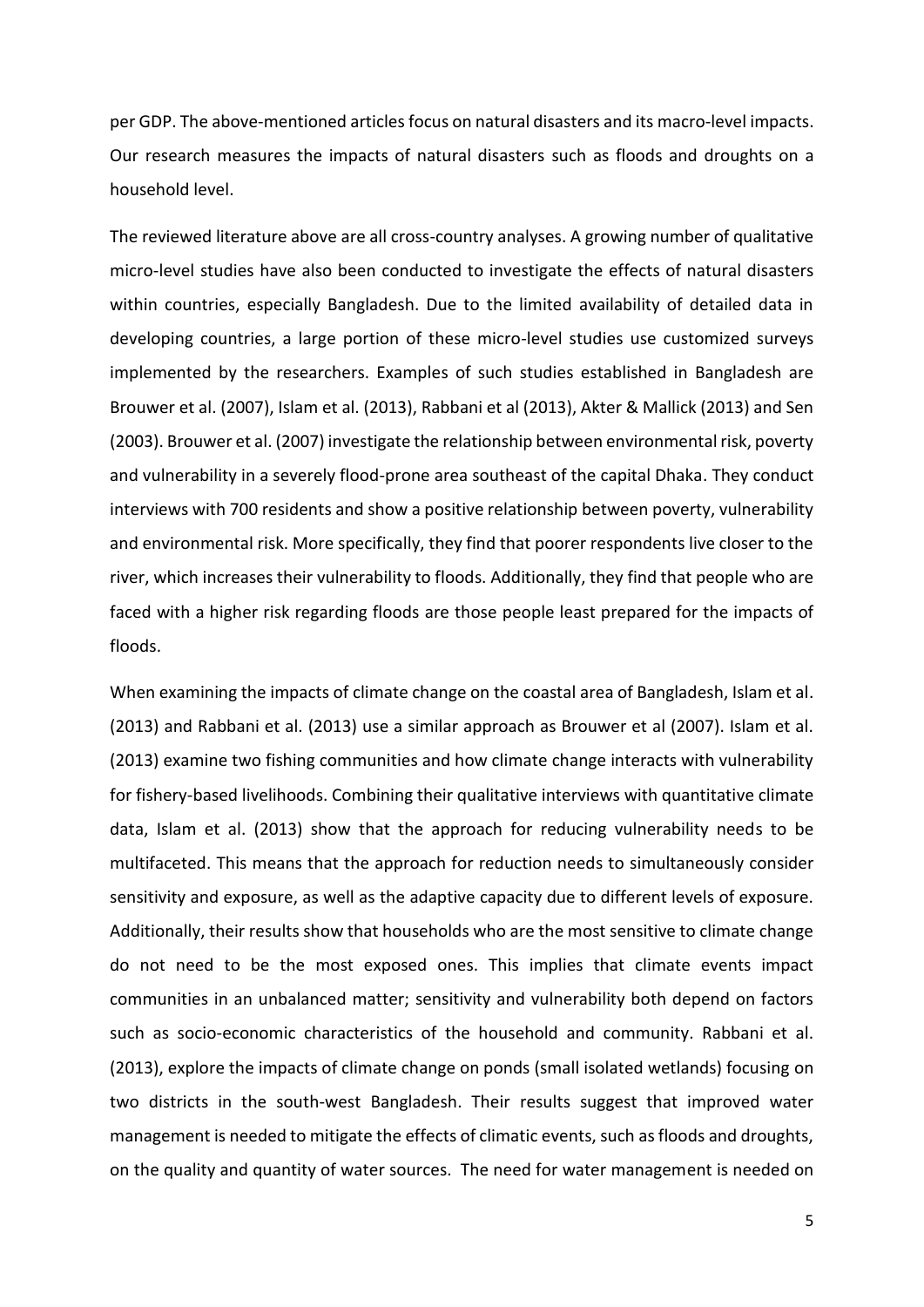per GDP. The above-mentioned articles focus on natural disasters and its macro-level impacts. Our research measures the impacts of natural disasters such as floods and droughts on a household level.

The reviewed literature above are all cross-country analyses. A growing number of qualitative micro-level studies have also been conducted to investigate the effects of natural disasters within countries, especially Bangladesh. Due to the limited availability of detailed data in developing countries, a large portion of these micro-level studies use customized surveys implemented by the researchers. Examples of such studies established in Bangladesh are Brouwer et al. (2007), Islam et al. (2013), Rabbani et al (2013), Akter & Mallick (2013) and Sen (2003). Brouwer et al. (2007) investigate the relationship between environmental risk, poverty and vulnerability in a severely flood-prone area southeast of the capital Dhaka. They conduct interviews with 700 residents and show a positive relationship between poverty, vulnerability and environmental risk. More specifically, they find that poorer respondents live closer to the river, which increases their vulnerability to floods. Additionally, they find that people who are faced with a higher risk regarding floods are those people least prepared for the impacts of floods.

When examining the impacts of climate change on the coastal area of Bangladesh, Islam et al. (2013) and Rabbani et al. (2013) use a similar approach as Brouwer et al (2007). Islam et al. (2013) examine two fishing communities and how climate change interacts with vulnerability for fishery-based livelihoods. Combining their qualitative interviews with quantitative climate data, Islam et al. (2013) show that the approach for reducing vulnerability needs to be multifaceted. This means that the approach for reduction needs to simultaneously consider sensitivity and exposure, as well as the adaptive capacity due to different levels of exposure. Additionally, their results show that households who are the most sensitive to climate change do not need to be the most exposed ones. This implies that climate events impact communities in an unbalanced matter; sensitivity and vulnerability both depend on factors such as socio-economic characteristics of the household and community. Rabbani et al. (2013), explore the impacts of climate change on ponds (small isolated wetlands) focusing on two districts in the south-west Bangladesh. Their results suggest that improved water management is needed to mitigate the effects of climatic events, such as floods and droughts, on the quality and quantity of water sources. The need for water management is needed on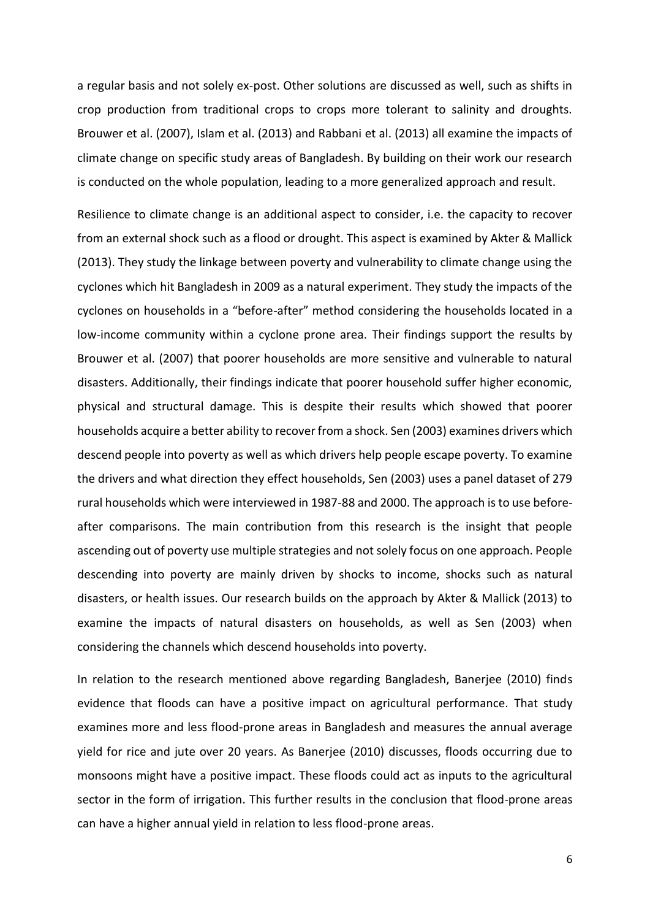a regular basis and not solely ex-post. Other solutions are discussed as well, such as shifts in crop production from traditional crops to crops more tolerant to salinity and droughts. Brouwer et al. (2007), Islam et al. (2013) and Rabbani et al. (2013) all examine the impacts of climate change on specific study areas of Bangladesh. By building on their work our research is conducted on the whole population, leading to a more generalized approach and result.

Resilience to climate change is an additional aspect to consider, i.e. the capacity to recover from an external shock such as a flood or drought. This aspect is examined by Akter & Mallick (2013). They study the linkage between poverty and vulnerability to climate change using the cyclones which hit Bangladesh in 2009 as a natural experiment. They study the impacts of the cyclones on households in a "before-after" method considering the households located in a low-income community within a cyclone prone area. Their findings support the results by Brouwer et al. (2007) that poorer households are more sensitive and vulnerable to natural disasters. Additionally, their findings indicate that poorer household suffer higher economic, physical and structural damage. This is despite their results which showed that poorer households acquire a better ability to recover from a shock. Sen (2003) examines drivers which descend people into poverty as well as which drivers help people escape poverty. To examine the drivers and what direction they effect households, Sen (2003) uses a panel dataset of 279 rural households which were interviewed in 1987-88 and 2000. The approach is to use before-after comparisons. The main contribution from this research is the insight that people ascending out of poverty use multiple strategies and not solely focus on one approach. People descending into poverty are mainly driven by shocks to income, shocks such as natural disasters, or health issues. Our research builds on the approach by Akter & Mallick (2013) to examine the impacts of natural disasters on households, as well as Sen (2003) when considering the channels which descend households into poverty.

In relation to the research mentioned above regarding Bangladesh, Banerjee (2010) finds evidence that floods can have a positive impact on agricultural performance. That study examines more and less flood-prone areas in Bangladesh and measures the annual average yield for rice and jute over 20 years. As Banerjee (2010) discusses, floods occurring due to monsoons might have a positive impact. These floods could act as inputs to the agricultural sector in the form of irrigation. This further results in the conclusion that flood-prone areas can have a higher annual yield in relation to less flood-prone areas.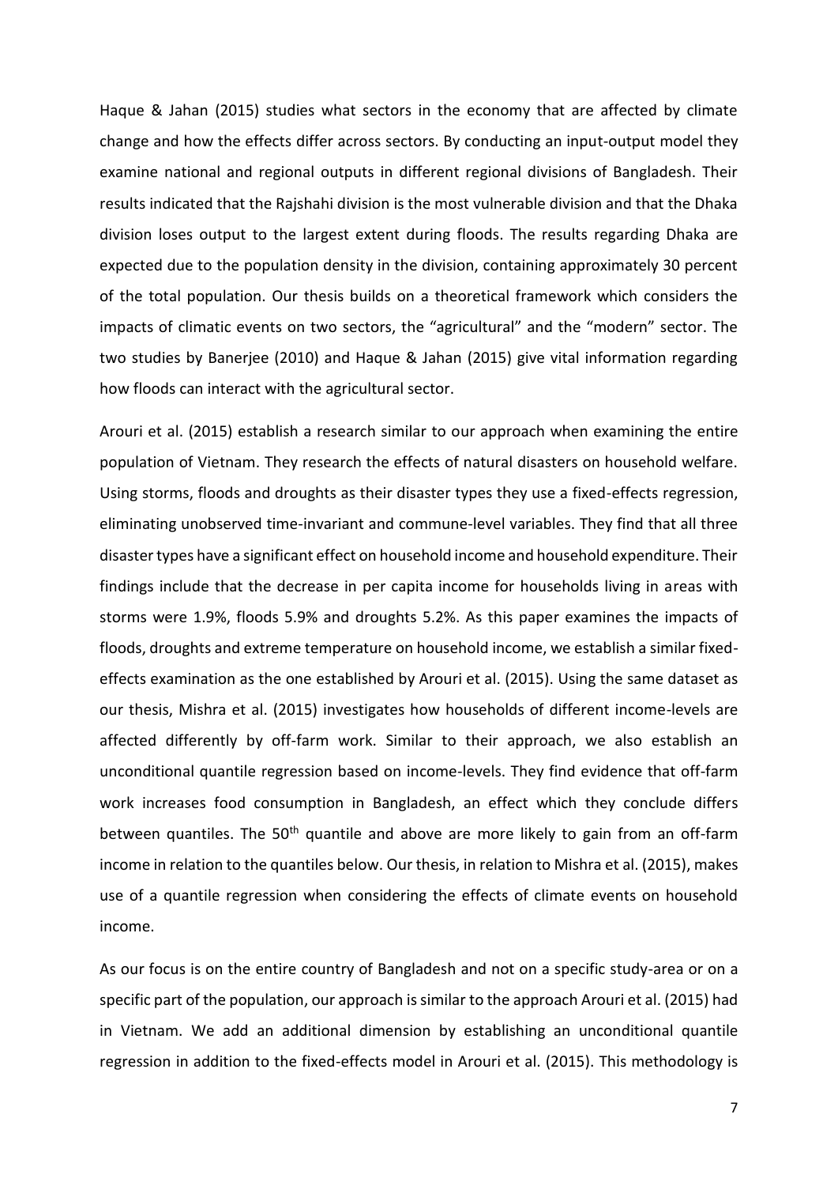Haque & Jahan (2015) studies what sectors in the economy that are affected by climate change and how the effects differ across sectors. By conducting an input-output model they examine national and regional outputs in different regional divisions of Bangladesh. Their results indicated that the Rajshahi division is the most vulnerable division and that the Dhaka division loses output to the largest extent during floods. The results regarding Dhaka are expected due to the population density in the division, containing approximately 30 percent of the total population. Our thesis builds on a theoretical framework which considers the impacts of climatic events on two sectors, the "agricultural" and the "modern" sector. The two studies by Banerjee (2010) and Haque & Jahan (2015) give vital information regarding how floods can interact with the agricultural sector.

Arouri et al. (2015) establish a research similar to our approach when examining the entire population of Vietnam. They research the effects of natural disasters on household welfare. Using storms, floods and droughts as their disaster types they use a fixed-effects regression, eliminating unobserved time-invariant and commune-level variables. They find that all three disaster types have a significant effect on household income and household expenditure. Their findings include that the decrease in per capita income for households living in areas with storms were 1.9%, floods 5.9% and droughts 5.2%. As this paper examines the impacts of floods, droughts and extreme temperature on household income, we establish a similar fixed-effects examination as the one established by Arouri et al. (2015). Using the same dataset as our thesis, Mishra et al. (2015) investigates how households of different income-levels are affected differently by off-farm work. Similar to their approach, we also establish an unconditional quantile regression based on income-levels. They find evidence that off-farm work increases food consumption in Bangladesh, an effect which they conclude differs between quantiles. The 50th quantile and above are more likely to gain from an off-farm income in relation to the quantiles below. Our thesis, in relation to Mishra et al. (2015), makes use of a quantile regression when considering the effects of climate events on household income.

As our focus is on the entire country of Bangladesh and not on a specific study-area or on a specific part of the population, our approach is similar to the approach Arouri et al. (2015) had in Vietnam. We add an additional dimension by establishing an unconditional quantile regression in addition to the fixed-effects model in Arouri et al. (2015). This methodology is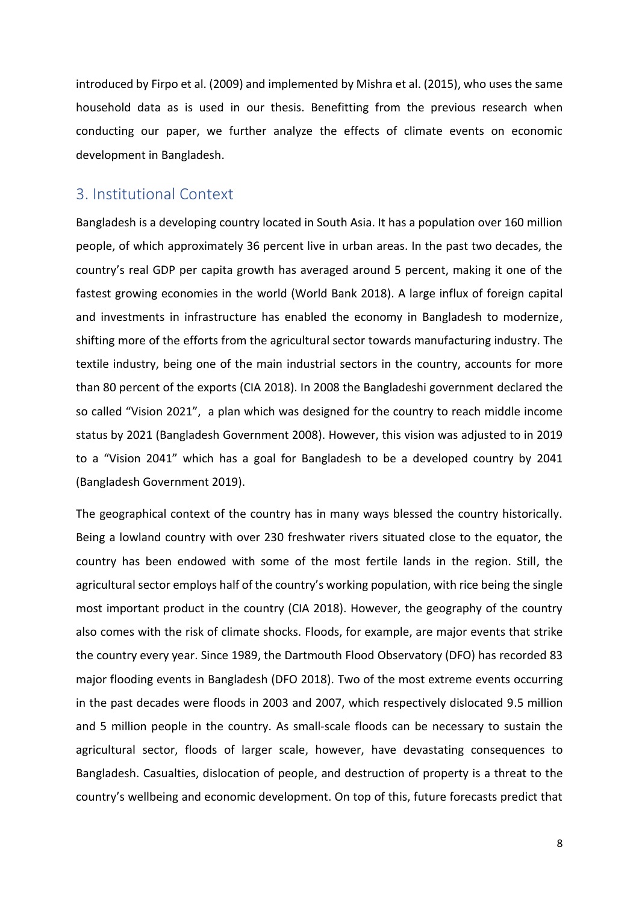introduced by Firpo et al. (2009) and implemented by Mishra et al. (2015), who uses the same household data as is used in our thesis. Benefitting from the previous research when conducting our paper, we further analyze the effects of climate events on economic development in Bangladesh.

## 3. Institutional Context

Bangladesh is a developing country located in South Asia. It has a population over 160 million people, of which approximately 36 percent live in urban areas. In the past two decades, the country's real GDP per capita growth has averaged around 5 percent, making it one of the fastest growing economies in the world (World Bank 2018). A large influx of foreign capital and investments in infrastructure has enabled the economy in Bangladesh to modernize, shifting more of the efforts from the agricultural sector towards manufacturing industry. The textile industry, being one of the main industrial sectors in the country, accounts for more than 80 percent of the exports (CIA 2018). In 2008 the Bangladeshi government declared the so called "Vision 2021", a plan which was designed for the country to reach middle income status by 2021 (Bangladesh Government 2008). However, this vision was adjusted to in 2019 to a "Vision 2041" which has a goal for Bangladesh to be a developed country by 2041 (Bangladesh Government 2019).

The geographical context of the country has in many ways blessed the country historically. Being a lowland country with over 230 freshwater rivers situated close to the equator, the country has been endowed with some of the most fertile lands in the region. Still, the agricultural sector employs half of the country's working population, with rice being the single most important product in the country (CIA 2018). However, the geography of the country also comes with the risk of climate shocks. Floods, for example, are major events that strike the country every year. Since 1989, the Dartmouth Flood Observatory (DFO) has recorded 83 major flooding events in Bangladesh (DFO 2018). Two of the most extreme events occurring in the past decades were floods in 2003 and 2007, which respectively dislocated 9.5 million and 5 million people in the country. As small-scale floods can be necessary to sustain the agricultural sector, floods of larger scale, however, have devastating consequences to Bangladesh. Casualties, dislocation of people, and destruction of property is a threat to the country's wellbeing and economic development. On top of this, future forecasts predict that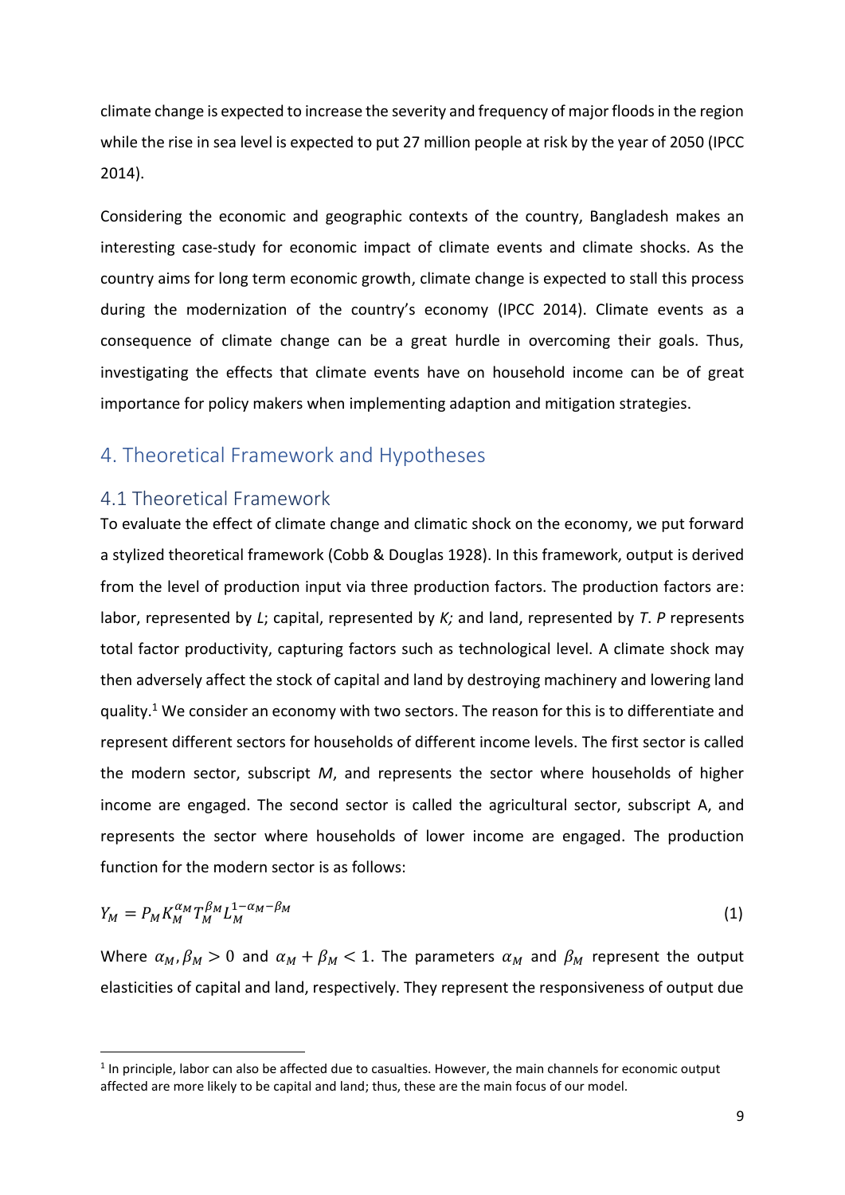climate change is expected to increase the severity and frequency of major floods in the region while the rise in sea level is expected to put 27 million people at risk by the year of 2050 (IPCC 2014).

Considering the economic and geographic contexts of the country, Bangladesh makes an interesting case-study for economic impact of climate events and climate shocks. As the country aims for long term economic growth, climate change is expected to stall this process during the modernization of the country's economy (IPCC 2014). Climate events as a consequence of climate change can be a great hurdle in overcoming their goals. Thus, investigating the effects that climate events have on household income can be of great importance for policy makers when implementing adaption and mitigation strategies.

# 4. Theoretical Framework and Hypotheses

## 4.1 Theoretical Framework

To evaluate the effect of climate change and climatic shock on the economy, we put forward a stylized theoretical framework (Cobb & Douglas 1928). In this framework, output is derived from the level of production input via three production factors. The production factors are: labor, represented by *L*; capital, represented by *K;* and land, represented by *T*. *P* represents total factor productivity, capturing factors such as technological level. A climate shock may then adversely affect the stock of capital and land by destroying machinery and lowering land quality.[1] We consider an economy with two sectors. The reason for this is to differentiate and represent different sectors for households of different income levels. The first sector is called the modern sector, subscript *M*, and represents the sector where households of higher income are engaged. The second sector is called the agricultural sector, subscript A, and represents the sector where households of lower income are engaged. The production function for the modern sector is as follows:

$$Y_M = P_M K_M^{\alpha_M} T_M^{\beta_M} L_M^{1-\alpha_M-\beta_M} \tag{1}$$

Where $\alpha_M, \beta_M > 0$ and $\alpha_M + \beta_M < 1$. The parameters $\alpha_M$ and $\beta_M$ represent the output elasticities of capital and land, respectively. They represent the responsiveness of output due

[1] In principle, labor can also be affected due to casualties. However, the main channels for economic output affected are more likely to be capital and land; thus, these are the main focus of our model.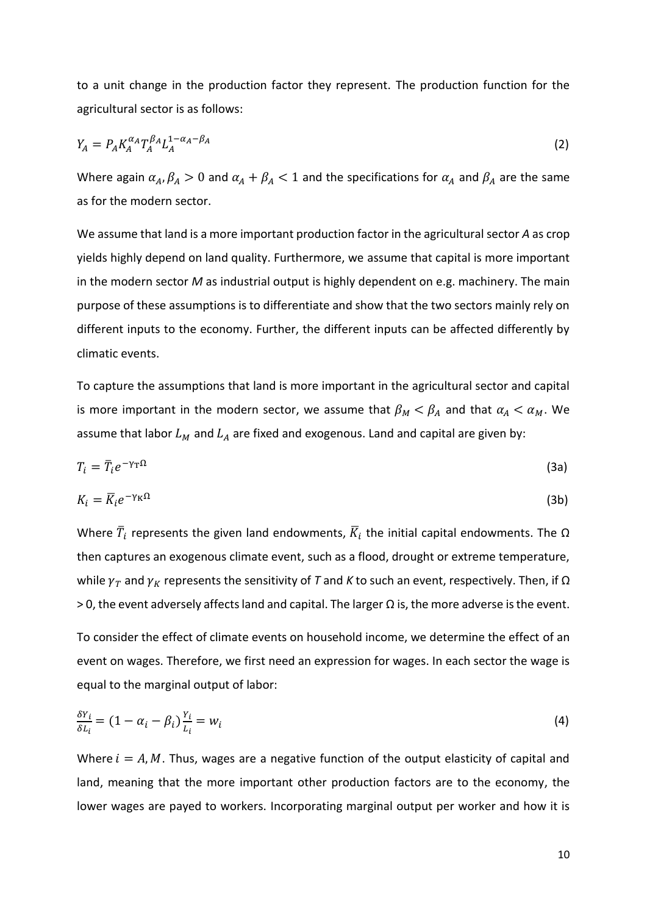to a unit change in the production factor they represent. The production function for the agricultural sector is as follows:

$$Y_A = P_A K_A^{\alpha_A} T_A^{\beta_A} L_A^{1-\alpha_A-\beta_A} \tag{2}$$

Where again $\alpha_A, \beta_A > 0$ and $\alpha_A + \beta_A < 1$ and the specifications for $\alpha_A$ and $\beta_A$ are the same as for the modern sector.

We assume that land is a more important production factor in the agricultural sector *A* as crop yields highly depend on land quality. Furthermore, we assume that capital is more important in the modern sector *M* as industrial output is highly dependent on e.g. machinery. The main purpose of these assumptions is to differentiate and show that the two sectors mainly rely on different inputs to the economy. Further, the different inputs can be affected differently by climatic events.

To capture the assumptions that land is more important in the agricultural sector and capital is more important in the modern sector, we assume that $\beta_M < \beta_A$ and that $\alpha_A < \alpha_M$. We assume that labor $L_M$ and $L_A$ are fixed and exogenous. Land and capital are given by:

$$T_i = \bar{T}_i e^{-\gamma_T \Omega} \tag{3a}$$

$$K_i = \bar{K}_i e^{-\gamma_K \Omega} \tag{3b}$$

Where $\bar{T}_i$ represents the given land endowments, $\bar{K}_i$ the initial capital endowments. The $\Omega$ then captures an exogenous climate event, such as a flood, drought or extreme temperature, while $\gamma_T$ and $\gamma_K$ represents the sensitivity of *T* and *K* to such an event, respectively. Then, if $\Omega > 0$, the event adversely affects land and capital. The larger $\Omega$ is, the more adverse is the event.

To consider the effect of climate events on household income, we determine the effect of an event on wages. Therefore, we first need an expression for wages. In each sector the wage is equal to the marginal output of labor:

$$\frac{\delta Y_i}{\delta L_i} = (1 - \alpha_i - \beta_i)\frac{Y_i}{L_i} = w_i \tag{4}$$

Where $i = A, M$. Thus, wages are a negative function of the output elasticity of capital and land, meaning that the more important other production factors are to the economy, the lower wages are payed to workers. Incorporating marginal output per worker and how it is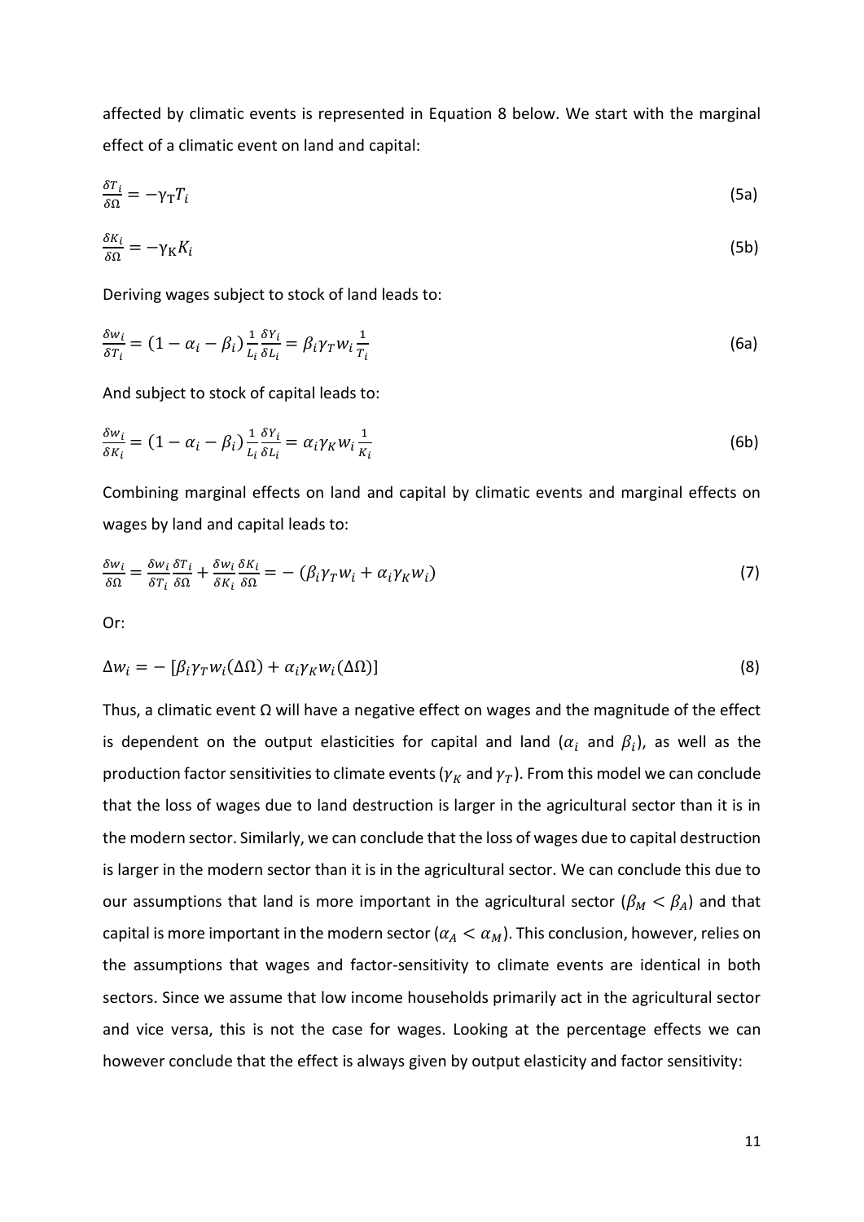affected by climatic events is represented in Equation 8 below. We start with the marginal effect of a climatic event on land and capital:

$$\frac{\delta T_i}{\delta \Omega} = -\gamma_T T_i \tag{5a}$$

$$\frac{\delta K_i}{\delta \Omega} = -\gamma_K K_i \tag{5b}$$

Deriving wages subject to stock of land leads to:

$$\frac{\delta w_i}{\delta T_i} = (1 - \alpha_i - \beta_i)\frac{1}{L_i}\frac{\delta Y_i}{\delta L_i} = \beta_i \gamma_T w_i \frac{1}{T_i} \tag{6a}$$

And subject to stock of capital leads to:

$$\frac{\delta w_i}{\delta K_i} = (1 - \alpha_i - \beta_i)\frac{1}{L_i}\frac{\delta Y_i}{\delta L_i} = \alpha_i \gamma_K w_i \frac{1}{K_i} \tag{6b}$$

Combining marginal effects on land and capital by climatic events and marginal effects on wages by land and capital leads to:

$$\frac{\delta w_i}{\delta \Omega} = \frac{\delta w_i}{\delta T_i}\frac{\delta T_i}{\delta \Omega} + \frac{\delta w_i}{\delta K_i}\frac{\delta K_i}{\delta \Omega} = -\left(\beta_i \gamma_T w_i + \alpha_i \gamma_K w_i\right) \tag{7}$$

Or:

$$\Delta w_i = -\left[\beta_i \gamma_T w_i (\Delta\Omega) + \alpha_i \gamma_K w_i (\Delta\Omega)\right] \tag{8}$$

Thus, a climatic event $\Omega$ will have a negative effect on wages and the magnitude of the effect is dependent on the output elasticities for capital and land ($\alpha_i$ and $\beta_i$), as well as the production factor sensitivities to climate events ($\gamma_K$ and $\gamma_T$). From this model we can conclude that the loss of wages due to land destruction is larger in the agricultural sector than it is in the modern sector. Similarly, we can conclude that the loss of wages due to capital destruction is larger in the modern sector than it is in the agricultural sector. We can conclude this due to our assumptions that land is more important in the agricultural sector ($\beta_M < \beta_A$) and that capital is more important in the modern sector ($\alpha_A < \alpha_M$). This conclusion, however, relies on the assumptions that wages and factor-sensitivity to climate events are identical in both sectors. Since we assume that low income households primarily act in the agricultural sector and vice versa, this is not the case for wages. Looking at the percentage effects we can however conclude that the effect is always given by output elasticity and factor sensitivity: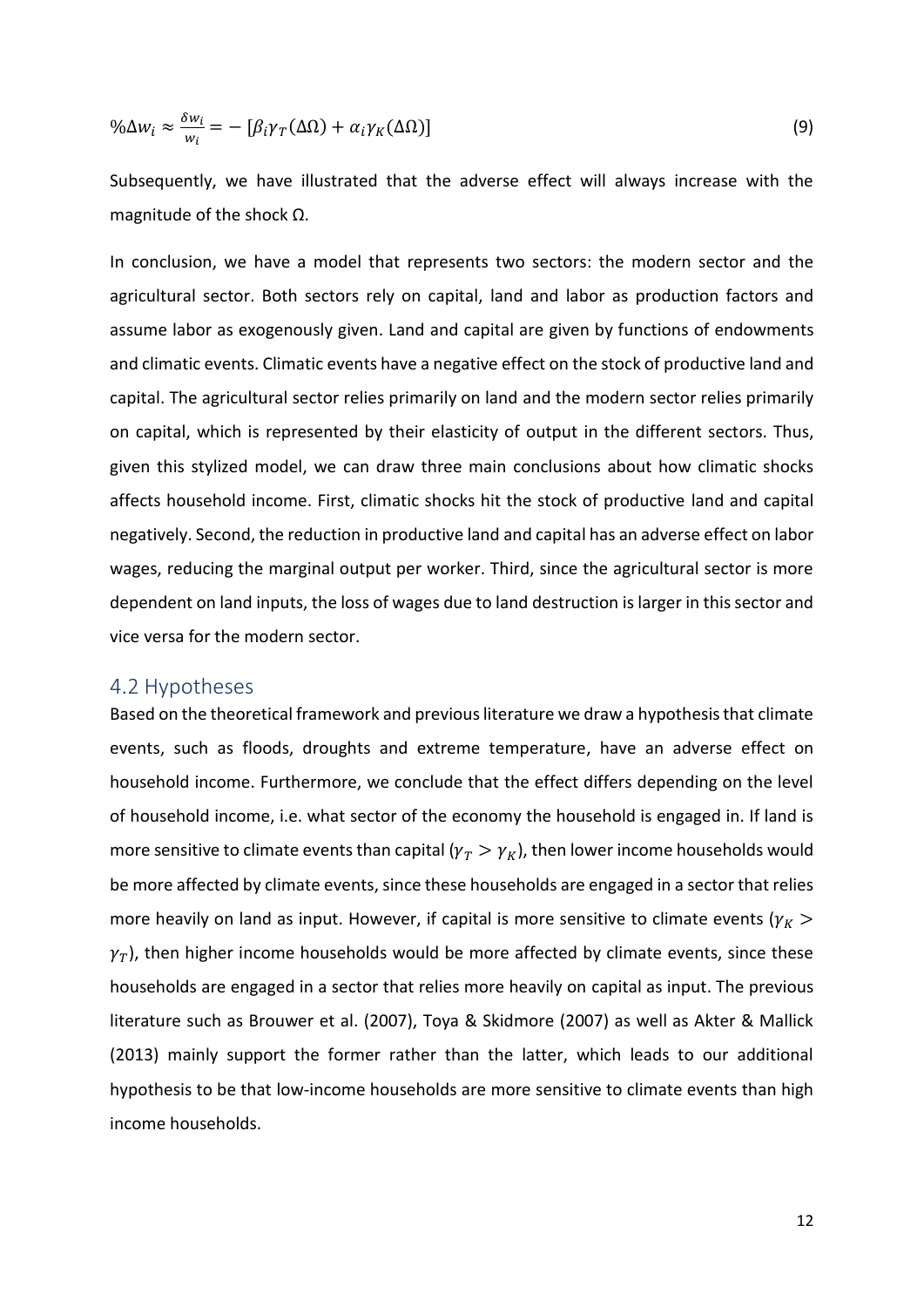$$\%\Delta w_i \approx \frac{\delta w_i}{w_i} = -\left[\beta_i \gamma_T(\Delta\Omega) + \alpha_i \gamma_K(\Delta\Omega)\right] \tag{9}$$

Subsequently, we have illustrated that the adverse effect will always increase with the magnitude of the shock Ω.

In conclusion, we have a model that represents two sectors: the modern sector and the agricultural sector. Both sectors rely on capital, land and labor as production factors and assume labor as exogenously given. Land and capital are given by functions of endowments and climatic events. Climatic events have a negative effect on the stock of productive land and capital. The agricultural sector relies primarily on land and the modern sector relies primarily on capital, which is represented by their elasticity of output in the different sectors. Thus, given this stylized model, we can draw three main conclusions about how climatic shocks affects household income. First, climatic shocks hit the stock of productive land and capital negatively. Second, the reduction in productive land and capital has an adverse effect on labor wages, reducing the marginal output per worker. Third, since the agricultural sector is more dependent on land inputs, the loss of wages due to land destruction is larger in this sector and vice versa for the modern sector.

## 4.2 Hypotheses

Based on the theoretical framework and previous literature we draw a hypothesis that climate events, such as floods, droughts and extreme temperature, have an adverse effect on household income. Furthermore, we conclude that the effect differs depending on the level of household income, i.e. what sector of the economy the household is engaged in. If land is more sensitive to climate events than capital ($\gamma_T > \gamma_K$), then lower income households would be more affected by climate events, since these households are engaged in a sector that relies more heavily on land as input. However, if capital is more sensitive to climate events ($\gamma_K > \gamma_T$), then higher income households would be more affected by climate events, since these households are engaged in a sector that relies more heavily on capital as input. The previous literature such as Brouwer et al. (2007), Toya & Skidmore (2007) as well as Akter & Mallick (2013) mainly support the former rather than the latter, which leads to our additional hypothesis to be that low-income households are more sensitive to climate events than high income households.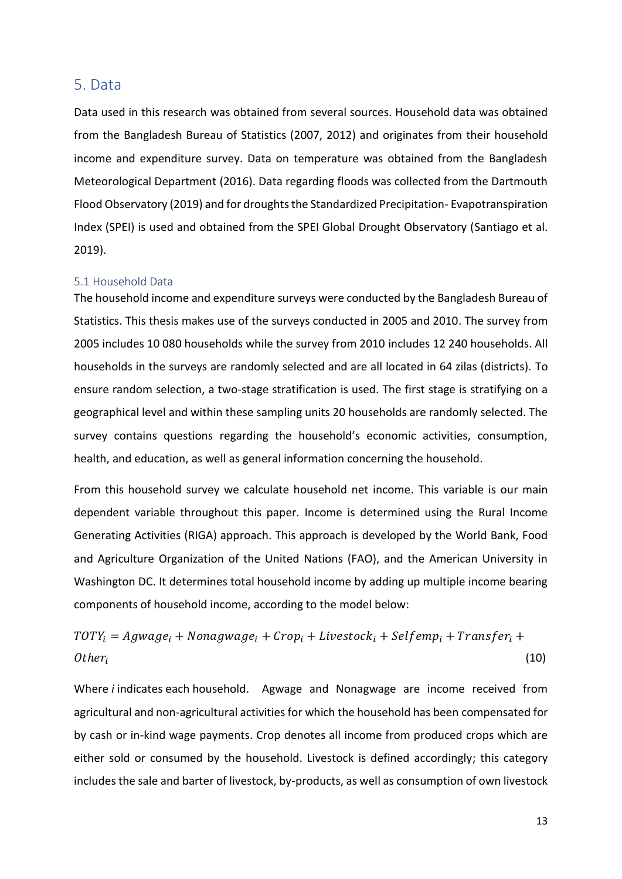## 5. Data

Data used in this research was obtained from several sources. Household data was obtained from the Bangladesh Bureau of Statistics (2007, 2012) and originates from their household income and expenditure survey. Data on temperature was obtained from the Bangladesh Meteorological Department (2016). Data regarding floods was collected from the Dartmouth Flood Observatory (2019) and for droughts the Standardized Precipitation- Evapotranspiration Index (SPEI) is used and obtained from the SPEI Global Drought Observatory (Santiago et al. 2019).

### 5.1 Household Data

The household income and expenditure surveys were conducted by the Bangladesh Bureau of Statistics. This thesis makes use of the surveys conducted in 2005 and 2010. The survey from 2005 includes 10 080 households while the survey from 2010 includes 12 240 households. All households in the surveys are randomly selected and are all located in 64 zilas (districts). To ensure random selection, a two-stage stratification is used. The first stage is stratifying on a geographical level and within these sampling units 20 households are randomly selected. The survey contains questions regarding the household's economic activities, consumption, health, and education, as well as general information concerning the household.

From this household survey we calculate household net income. This variable is our main dependent variable throughout this paper. Income is determined using the Rural Income Generating Activities (RIGA) approach. This approach is developed by the World Bank, Food and Agriculture Organization of the United Nations (FAO), and the American University in Washington DC. It determines total household income by adding up multiple income bearing components of household income, according to the model below:

$$TOTY_i = Agwage_i + Nonagwage_i + Crop_i + Livestock_i + Selfemp_i + Transfer_i + Other_i \tag{10}$$

Where *i* indicates each household. Agwage and Nonagwage are income received from agricultural and non-agricultural activities for which the household has been compensated for by cash or in-kind wage payments. Crop denotes all income from produced crops which are either sold or consumed by the household. Livestock is defined accordingly; this category includes the sale and barter of livestock, by-products, as well as consumption of own livestock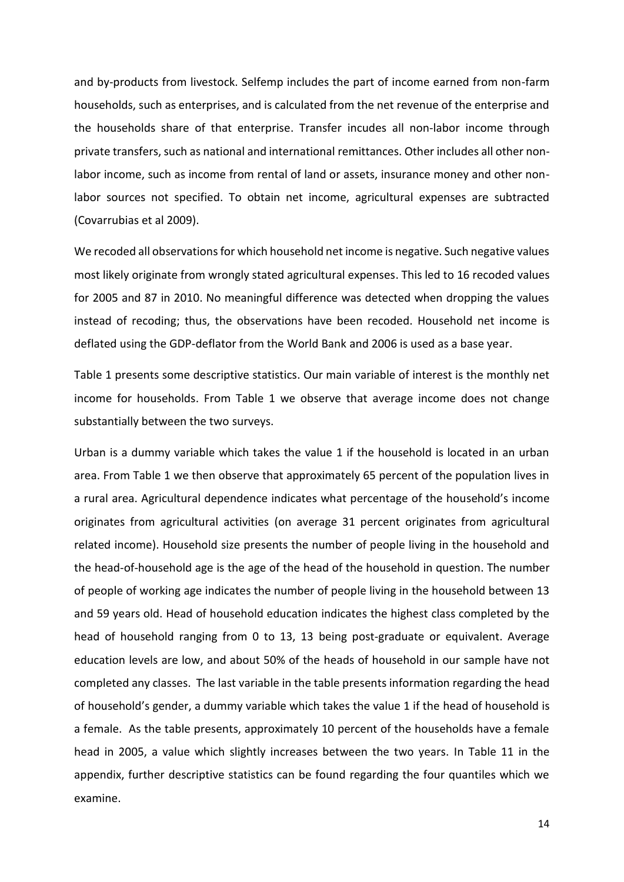and by-products from livestock. Selfemp includes the part of income earned from non-farm households, such as enterprises, and is calculated from the net revenue of the enterprise and the households share of that enterprise. Transfer incudes all non-labor income through private transfers, such as national and international remittances. Other includes all other non-labor income, such as income from rental of land or assets, insurance money and other non-labor sources not specified. To obtain net income, agricultural expenses are subtracted (Covarrubias et al 2009).

We recoded all observations for which household net income is negative. Such negative values most likely originate from wrongly stated agricultural expenses. This led to 16 recoded values for 2005 and 87 in 2010. No meaningful difference was detected when dropping the values instead of recoding; thus, the observations have been recoded. Household net income is deflated using the GDP-deflator from the World Bank and 2006 is used as a base year.

Table 1 presents some descriptive statistics. Our main variable of interest is the monthly net income for households. From Table 1 we observe that average income does not change substantially between the two surveys.

Urban is a dummy variable which takes the value 1 if the household is located in an urban area. From Table 1 we then observe that approximately 65 percent of the population lives in a rural area. Agricultural dependence indicates what percentage of the household's income originates from agricultural activities (on average 31 percent originates from agricultural related income). Household size presents the number of people living in the household and the head-of-household age is the age of the head of the household in question. The number of people of working age indicates the number of people living in the household between 13 and 59 years old. Head of household education indicates the highest class completed by the head of household ranging from 0 to 13, 13 being post-graduate or equivalent. Average education levels are low, and about 50% of the heads of household in our sample have not completed any classes. The last variable in the table presents information regarding the head of household's gender, a dummy variable which takes the value 1 if the head of household is a female. As the table presents, approximately 10 percent of the households have a female head in 2005, a value which slightly increases between the two years. In Table 11 in the appendix, further descriptive statistics can be found regarding the four quantiles which we examine.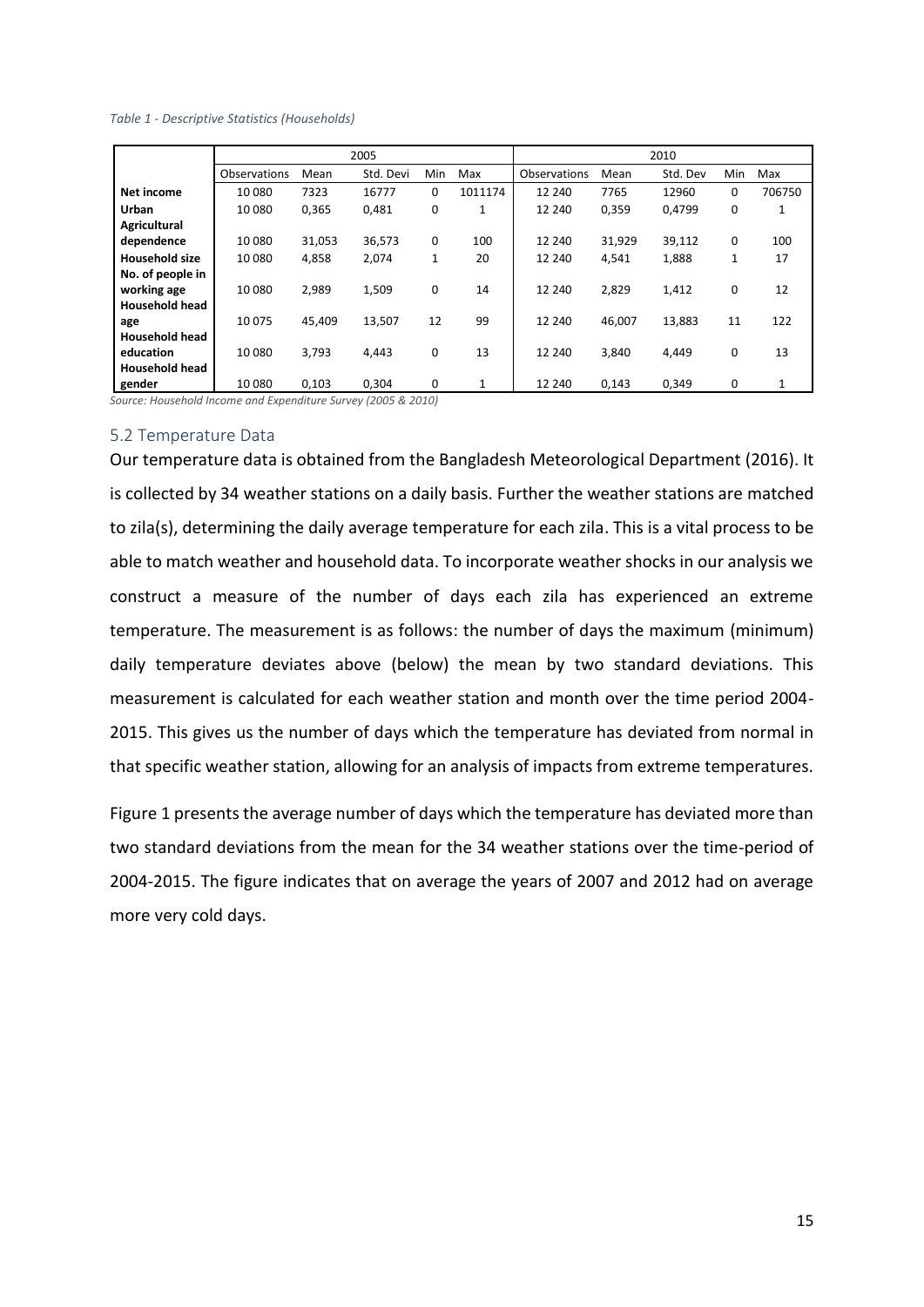*Table 1 - Descriptive Statistics (Households)*

| | 2005 | | | | | 2010 | | | | |
|---|---|---|---|---|---|---|---|---|---|---|
| | Observations | Mean | Std. Devi | Min | Max | Observations | Mean | Std. Dev | Min | Max |
| **Net income** | 10 080 | 7323 | 16777 | 0 | 1011174 | 12 240 | 7765 | 12960 | 0 | 706750 |
| **Urban** | 10 080 | 0,365 | 0,481 | 0 | 1 | 12 240 | 0,359 | 0,4799 | 0 | 1 |
| **Agricultural dependence** | 10 080 | 31,053 | 36,573 | 0 | 100 | 12 240 | 31,929 | 39,112 | 0 | 100 |
| **Household size** | 10 080 | 4,858 | 2,074 | 1 | 20 | 12 240 | 4,541 | 1,888 | 1 | 17 |
| **No. of people in working age** | 10 080 | 2,989 | 1,509 | 0 | 14 | 12 240 | 2,829 | 1,412 | 0 | 12 |
| **Household head age** | 10 075 | 45,409 | 13,507 | 12 | 99 | 12 240 | 46,007 | 13,883 | 11 | 122 |
| **Household head education** | 10 080 | 3,793 | 4,443 | 0 | 13 | 12 240 | 3,840 | 4,449 | 0 | 13 |
| **Household head gender** | 10 080 | 0,103 | 0,304 | 0 | 1 | 12 240 | 0,143 | 0,349 | 0 | 1 |

*Source: Household Income and Expenditure Survey (2005 & 2010)*

## 5.2 Temperature Data

Our temperature data is obtained from the Bangladesh Meteorological Department (2016). It is collected by 34 weather stations on a daily basis. Further the weather stations are matched to zila(s), determining the daily average temperature for each zila. This is a vital process to be able to match weather and household data. To incorporate weather shocks in our analysis we construct a measure of the number of days each zila has experienced an extreme temperature. The measurement is as follows: the number of days the maximum (minimum) daily temperature deviates above (below) the mean by two standard deviations. This measurement is calculated for each weather station and month over the time period 2004-2015. This gives us the number of days which the temperature has deviated from normal in that specific weather station, allowing for an analysis of impacts from extreme temperatures.

Figure 1 presents the average number of days which the temperature has deviated more than two standard deviations from the mean for the 34 weather stations over the time-period of 2004-2015. The figure indicates that on average the years of 2007 and 2012 had on average more very cold days.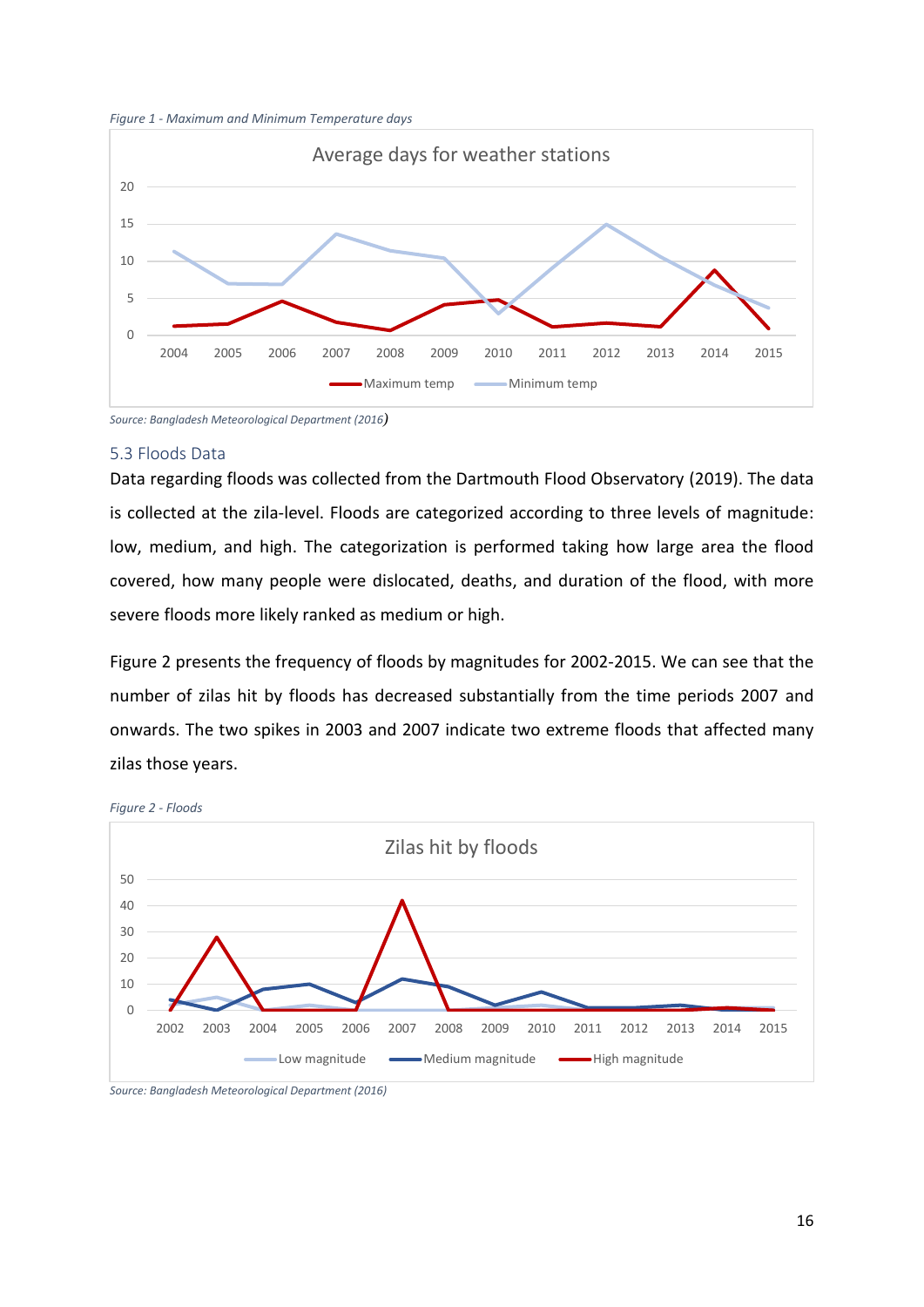*Figure 1 - Maximum and Minimum Temperature days*

*Source: Bangladesh Meteorological Department (2016)*

### 5.3 Floods Data

Data regarding floods was collected from the Dartmouth Flood Observatory (2019). The data is collected at the zila-level. Floods are categorized according to three levels of magnitude: low, medium, and high. The categorization is performed taking how large area the flood covered, how many people were dislocated, deaths, and duration of the flood, with more severe floods more likely ranked as medium or high.

Figure 2 presents the frequency of floods by magnitudes for 2002-2015. We can see that the number of zilas hit by floods has decreased substantially from the time periods 2007 and onwards. The two spikes in 2003 and 2007 indicate two extreme floods that affected many zilas those years.

*Figure 2 - Floods*

*Source: Bangladesh Meteorological Department (2016)*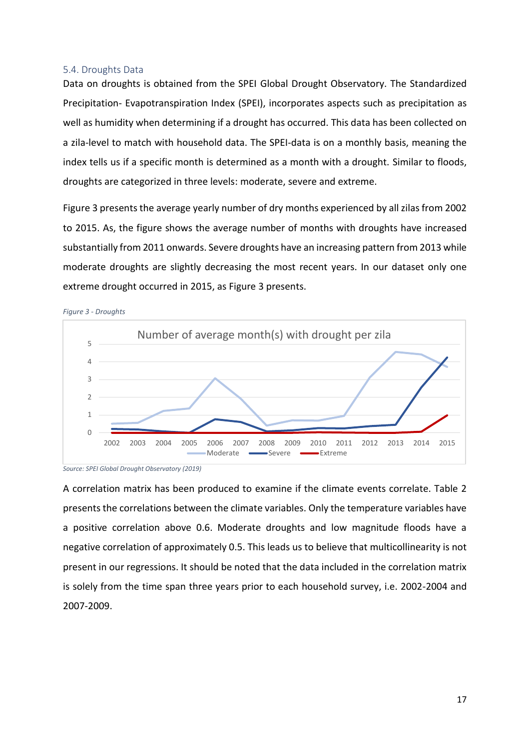### 5.4. Droughts Data

Data on droughts is obtained from the SPEI Global Drought Observatory. The Standardized Precipitation- Evapotranspiration Index (SPEI), incorporates aspects such as precipitation as well as humidity when determining if a drought has occurred. This data has been collected on a zila-level to match with household data. The SPEI-data is on a monthly basis, meaning the index tells us if a specific month is determined as a month with a drought. Similar to floods, droughts are categorized in three levels: moderate, severe and extreme.

Figure 3 presents the average yearly number of dry months experienced by all zilas from 2002 to 2015. As, the figure shows the average number of months with droughts have increased substantially from 2011 onwards. Severe droughts have an increasing pattern from 2013 while moderate droughts are slightly decreasing the most recent years. In our dataset only one extreme drought occurred in 2015, as Figure 3 presents.

*Figure 3 - Droughts*

*Source: SPEI Global Drought Observatory (2019)*

A correlation matrix has been produced to examine if the climate events correlate. Table 2 presents the correlations between the climate variables. Only the temperature variables have a positive correlation above 0.6. Moderate droughts and low magnitude floods have a negative correlation of approximately 0.5. This leads us to believe that multicollinearity is not present in our regressions. It should be noted that the data included in the correlation matrix is solely from the time span three years prior to each household survey, i.e. 2002-2004 and 2007-2009.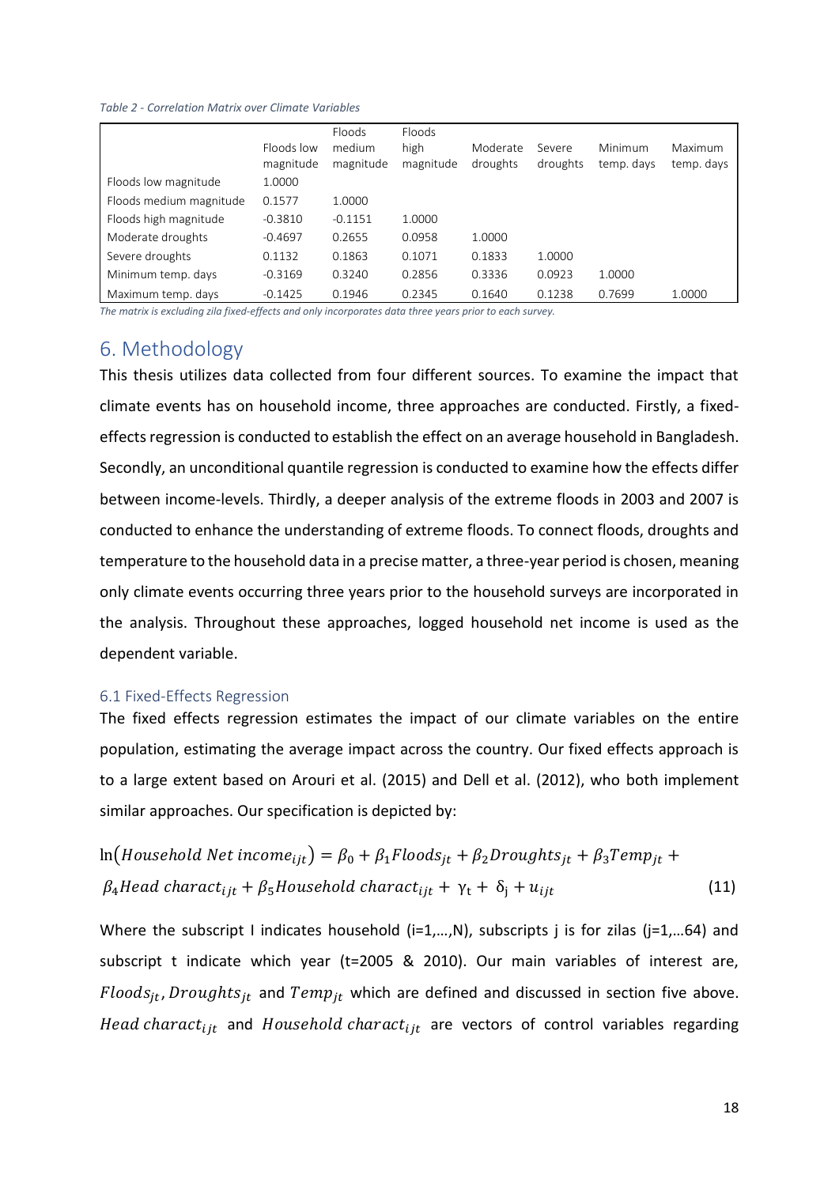*Table 2 - Correlation Matrix over Climate Variables*

| | Floods low magnitude | Floods medium magnitude | Floods high magnitude | Moderate droughts | Severe droughts | Minimum temp. days | Maximum temp. days |
|---|---|---|---|---|---|---|---|
| Floods low magnitude | 1.0000 | | | | | | |
| Floods medium magnitude | 0.1577 | 1.0000 | | | | | |
| Floods high magnitude | -0.3810 | -0.1151 | 1.0000 | | | | |
| Moderate droughts | -0.4697 | 0.2655 | 0.0958 | 1.0000 | | | |
| Severe droughts | 0.1132 | 0.1863 | 0.1071 | 0.1833 | 1.0000 | | |
| Minimum temp. days | -0.3169 | 0.3240 | 0.2856 | 0.3336 | 0.0923 | 1.0000 | |
| Maximum temp. days | -0.1425 | 0.1946 | 0.2345 | 0.1640 | 0.1238 | 0.7699 | 1.0000 |

*The matrix is excluding zila fixed-effects and only incorporates data three years prior to each survey.*

# 6. Methodology

This thesis utilizes data collected from four different sources. To examine the impact that climate events has on household income, three approaches are conducted. Firstly, a fixed-effects regression is conducted to establish the effect on an average household in Bangladesh. Secondly, an unconditional quantile regression is conducted to examine how the effects differ between income-levels. Thirdly, a deeper analysis of the extreme floods in 2003 and 2007 is conducted to enhance the understanding of extreme floods. To connect floods, droughts and temperature to the household data in a precise matter, a three-year period is chosen, meaning only climate events occurring three years prior to the household surveys are incorporated in the analysis. Throughout these approaches, logged household net income is used as the dependent variable.

## 6.1 Fixed-Effects Regression

The fixed effects regression estimates the impact of our climate variables on the entire population, estimating the average impact across the country. Our fixed effects approach is to a large extent based on Arouri et al. (2015) and Dell et al. (2012), who both implement similar approaches. Our specification is depicted by:

$$\ln\left(Household\ Net\ income_{ijt}\right) = \beta_0 + \beta_1 Floods_{jt} + \beta_2 Droughts_{jt} + \beta_3 Temp_{jt} + \beta_4 Head\ charact_{ijt} + \beta_5 Household\ charact_{ijt} + \gamma_t + \delta_j + u_{ijt} \quad (11)$$

Where the subscript I indicates household (i=1,…,N), subscripts j is for zilas (j=1,…64) and subscript t indicate which year (t=2005 & 2010). Our main variables of interest are, $Floods_{jt}$, $Droughts_{jt}$ and $Temp_{jt}$ which are defined and discussed in section five above. $Head\ charact_{ijt}$ and $Household\ charact_{ijt}$ are vectors of control variables regarding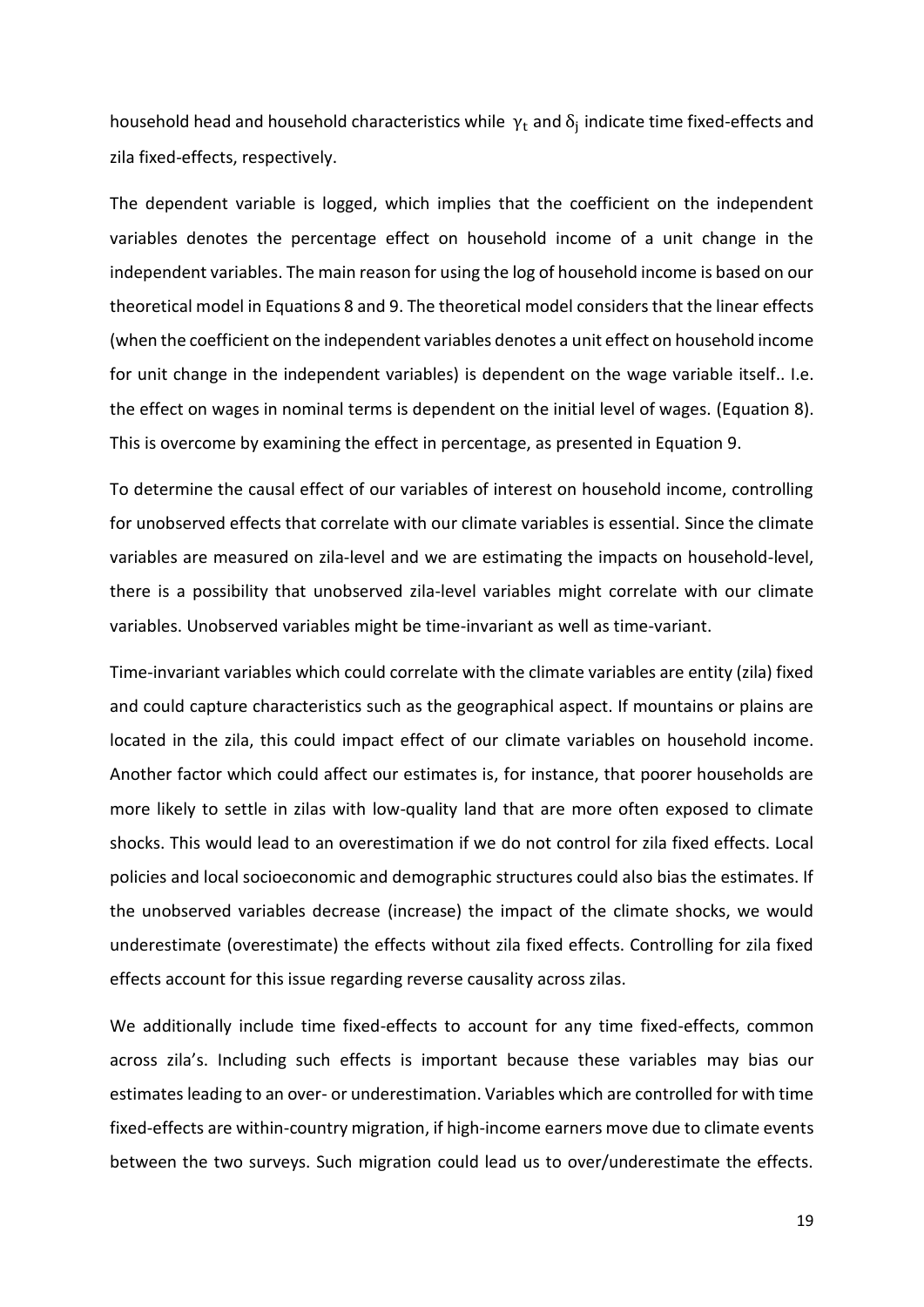household head and household characteristics while $\gamma_t$ and $\delta_j$ indicate time fixed-effects and zila fixed-effects, respectively.

The dependent variable is logged, which implies that the coefficient on the independent variables denotes the percentage effect on household income of a unit change in the independent variables. The main reason for using the log of household income is based on our theoretical model in Equations 8 and 9. The theoretical model considers that the linear effects (when the coefficient on the independent variables denotes a unit effect on household income for unit change in the independent variables) is dependent on the wage variable itself.. I.e. the effect on wages in nominal terms is dependent on the initial level of wages. (Equation 8). This is overcome by examining the effect in percentage, as presented in Equation 9.

To determine the causal effect of our variables of interest on household income, controlling for unobserved effects that correlate with our climate variables is essential. Since the climate variables are measured on zila-level and we are estimating the impacts on household-level, there is a possibility that unobserved zila-level variables might correlate with our climate variables. Unobserved variables might be time-invariant as well as time-variant.

Time-invariant variables which could correlate with the climate variables are entity (zila) fixed and could capture characteristics such as the geographical aspect. If mountains or plains are located in the zila, this could impact effect of our climate variables on household income. Another factor which could affect our estimates is, for instance, that poorer households are more likely to settle in zilas with low-quality land that are more often exposed to climate shocks. This would lead to an overestimation if we do not control for zila fixed effects. Local policies and local socioeconomic and demographic structures could also bias the estimates. If the unobserved variables decrease (increase) the impact of the climate shocks, we would underestimate (overestimate) the effects without zila fixed effects. Controlling for zila fixed effects account for this issue regarding reverse causality across zilas.

We additionally include time fixed-effects to account for any time fixed-effects, common across zila's. Including such effects is important because these variables may bias our estimates leading to an over- or underestimation. Variables which are controlled for with time fixed-effects are within-country migration, if high-income earners move due to climate events between the two surveys. Such migration could lead us to over/underestimate the effects.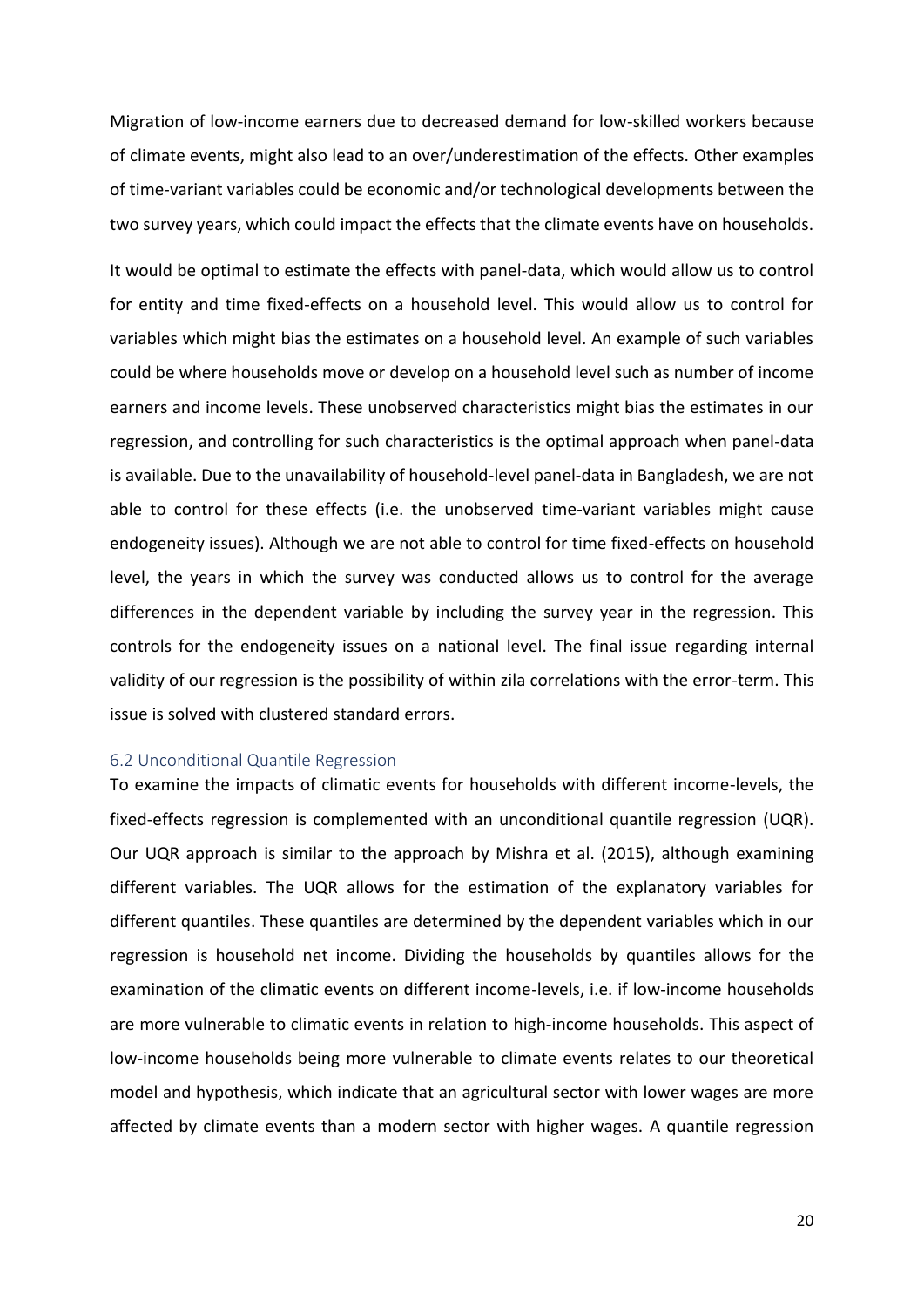Migration of low-income earners due to decreased demand for low-skilled workers because of climate events, might also lead to an over/underestimation of the effects. Other examples of time-variant variables could be economic and/or technological developments between the two survey years, which could impact the effects that the climate events have on households.

It would be optimal to estimate the effects with panel-data, which would allow us to control for entity and time fixed-effects on a household level. This would allow us to control for variables which might bias the estimates on a household level. An example of such variables could be where households move or develop on a household level such as number of income earners and income levels. These unobserved characteristics might bias the estimates in our regression, and controlling for such characteristics is the optimal approach when panel-data is available. Due to the unavailability of household-level panel-data in Bangladesh, we are not able to control for these effects (i.e. the unobserved time-variant variables might cause endogeneity issues). Although we are not able to control for time fixed-effects on household level, the years in which the survey was conducted allows us to control for the average differences in the dependent variable by including the survey year in the regression. This controls for the endogeneity issues on a national level. The final issue regarding internal validity of our regression is the possibility of within zila correlations with the error-term. This issue is solved with clustered standard errors.

### 6.2 Unconditional Quantile Regression

To examine the impacts of climatic events for households with different income-levels, the fixed-effects regression is complemented with an unconditional quantile regression (UQR). Our UQR approach is similar to the approach by Mishra et al. (2015), although examining different variables. The UQR allows for the estimation of the explanatory variables for different quantiles. These quantiles are determined by the dependent variables which in our regression is household net income. Dividing the households by quantiles allows for the examination of the climatic events on different income-levels, i.e. if low-income households are more vulnerable to climatic events in relation to high-income households. This aspect of low-income households being more vulnerable to climate events relates to our theoretical model and hypothesis, which indicate that an agricultural sector with lower wages are more affected by climate events than a modern sector with higher wages. A quantile regression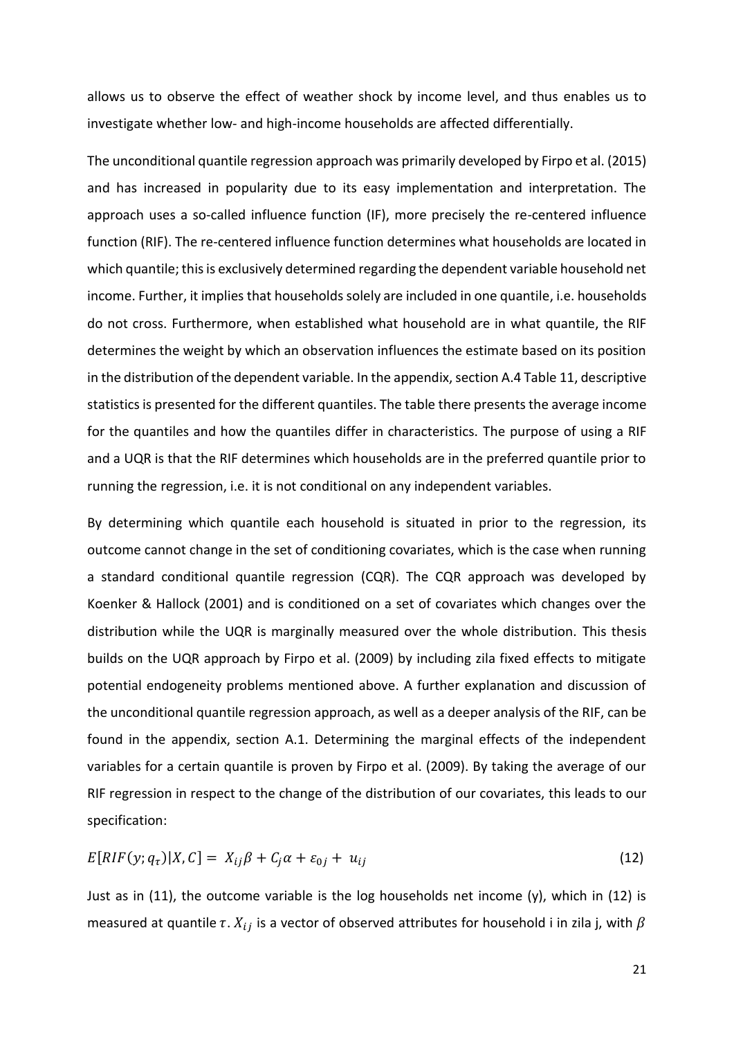allows us to observe the effect of weather shock by income level, and thus enables us to investigate whether low- and high-income households are affected differentially.

The unconditional quantile regression approach was primarily developed by Firpo et al. (2015) and has increased in popularity due to its easy implementation and interpretation. The approach uses a so-called influence function (IF), more precisely the re-centered influence function (RIF). The re-centered influence function determines what households are located in which quantile; this is exclusively determined regarding the dependent variable household net income. Further, it implies that households solely are included in one quantile, i.e. households do not cross. Furthermore, when established what household are in what quantile, the RIF determines the weight by which an observation influences the estimate based on its position in the distribution of the dependent variable. In the appendix, section A.4 Table 11, descriptive statistics is presented for the different quantiles. The table there presents the average income for the quantiles and how the quantiles differ in characteristics. The purpose of using a RIF and a UQR is that the RIF determines which households are in the preferred quantile prior to running the regression, i.e. it is not conditional on any independent variables.

By determining which quantile each household is situated in prior to the regression, its outcome cannot change in the set of conditioning covariates, which is the case when running a standard conditional quantile regression (CQR). The CQR approach was developed by Koenker & Hallock (2001) and is conditioned on a set of covariates which changes over the distribution while the UQR is marginally measured over the whole distribution. This thesis builds on the UQR approach by Firpo et al. (2009) by including zila fixed effects to mitigate potential endogeneity problems mentioned above. A further explanation and discussion of the unconditional quantile regression approach, as well as a deeper analysis of the RIF, can be found in the appendix, section A.1. Determining the marginal effects of the independent variables for a certain quantile is proven by Firpo et al. (2009). By taking the average of our RIF regression in respect to the change of the distribution of our covariates, this leads to our specification:

$$E[RIF(y; q_\tau)|X, C] = X_{ij}\beta + C_j\alpha + \varepsilon_{0j} + u_{ij} \tag{12}$$

Just as in (11), the outcome variable is the log households net income (y), which in (12) is measured at quantile $\tau$. $X_{ij}$ is a vector of observed attributes for household i in zila j, with $\beta$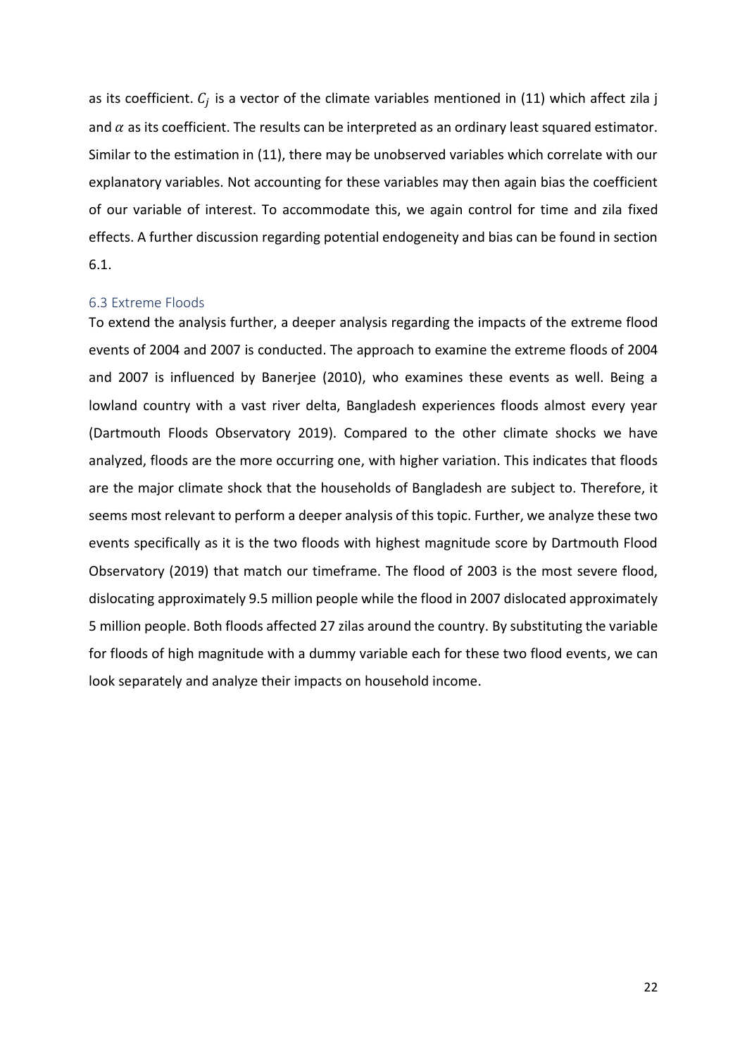as its coefficient. $C_j$ is a vector of the climate variables mentioned in (11) which affect zila j and $\alpha$ as its coefficient. The results can be interpreted as an ordinary least squared estimator. Similar to the estimation in (11), there may be unobserved variables which correlate with our explanatory variables. Not accounting for these variables may then again bias the coefficient of our variable of interest. To accommodate this, we again control for time and zila fixed effects. A further discussion regarding potential endogeneity and bias can be found in section 6.1.

### 6.3 Extreme Floods

To extend the analysis further, a deeper analysis regarding the impacts of the extreme flood events of 2004 and 2007 is conducted. The approach to examine the extreme floods of 2004 and 2007 is influenced by Banerjee (2010), who examines these events as well. Being a lowland country with a vast river delta, Bangladesh experiences floods almost every year (Dartmouth Floods Observatory 2019). Compared to the other climate shocks we have analyzed, floods are the more occurring one, with higher variation. This indicates that floods are the major climate shock that the households of Bangladesh are subject to. Therefore, it seems most relevant to perform a deeper analysis of this topic. Further, we analyze these two events specifically as it is the two floods with highest magnitude score by Dartmouth Flood Observatory (2019) that match our timeframe. The flood of 2003 is the most severe flood, dislocating approximately 9.5 million people while the flood in 2007 dislocated approximately 5 million people. Both floods affected 27 zilas around the country. By substituting the variable for floods of high magnitude with a dummy variable each for these two flood events, we can look separately and analyze their impacts on household income.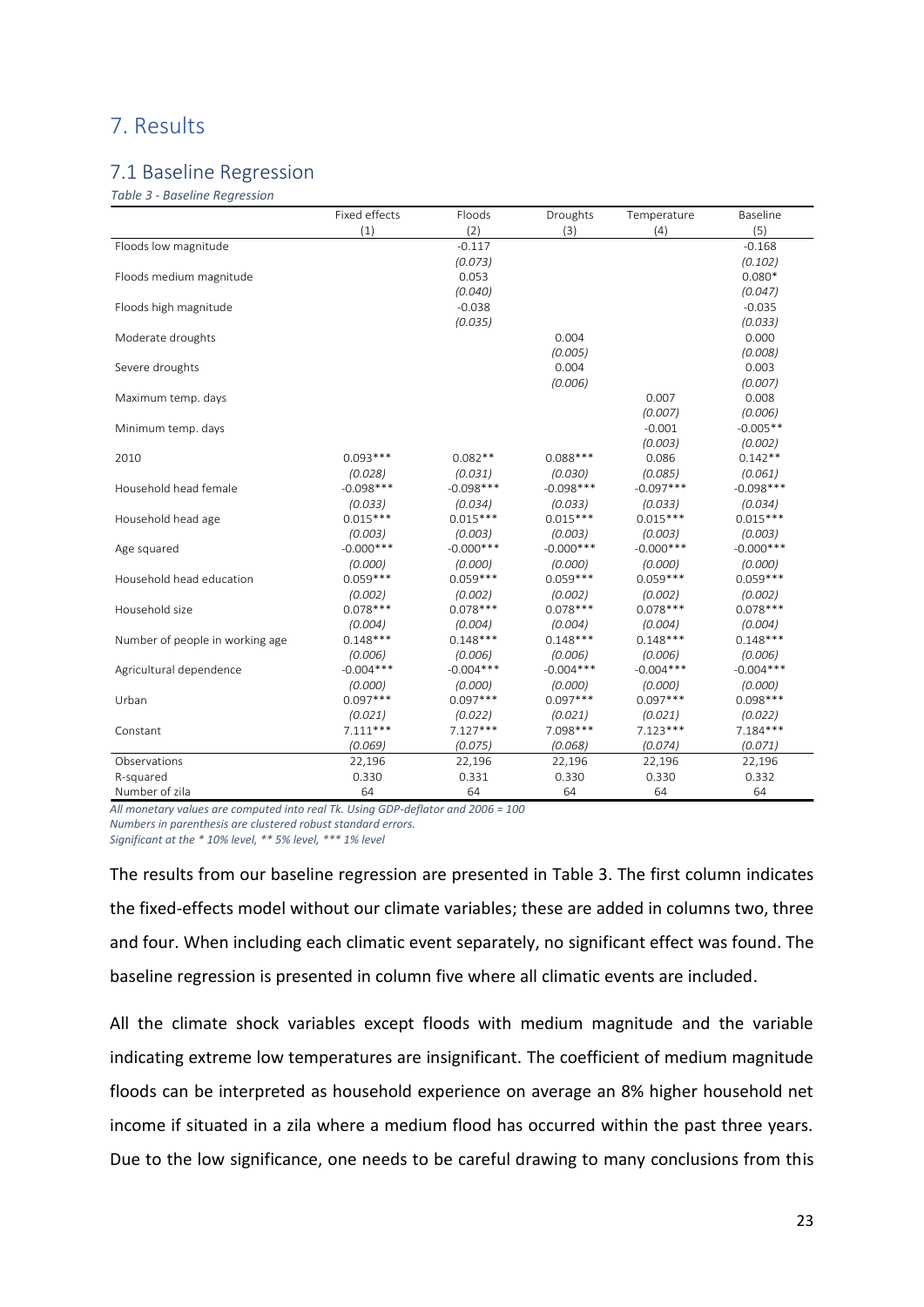# 7. Results

## 7.1 Baseline Regression

*Table 3 - Baseline Regression*

| | Fixed effects | Floods | Droughts | Temperature | Baseline |
|---|---|---|---|---|---|
| | (1) | (2) | (3) | (4) | (5) |
| Floods low magnitude | | -0.117 | | | -0.168 |
| | | *(0.073)* | | | *(0.102)* |
| Floods medium magnitude | | 0.053 | | | 0.080* |
| | | *(0.040)* | | | *(0.047)* |
| Floods high magnitude | | -0.038 | | | -0.035 |
| | | *(0.035)* | | | *(0.033)* |
| Moderate droughts | | | 0.004 | | 0.000 |
| | | | *(0.005)* | | *(0.008)* |
| Severe droughts | | | 0.004 | | 0.003 |
| | | | *(0.006)* | | *(0.007)* |
| Maximum temp. days | | | | 0.007 | 0.008 |
| | | | | *(0.007)* | *(0.006)* |
| Minimum temp. days | | | | -0.001 | -0.005** |
| | | | | *(0.003)* | *(0.002)* |
| 2010 | 0.093*** | 0.082** | 0.088*** | 0.086 | 0.142** |
| | *(0.028)* | *(0.031)* | *(0.030)* | *(0.085)* | *(0.061)* |
| Household head female | -0.098*** | -0.098*** | -0.098*** | -0.097*** | -0.098*** |
| | *(0.033)* | *(0.034)* | *(0.033)* | *(0.033)* | *(0.034)* |
| Household head age | 0.015*** | 0.015*** | 0.015*** | 0.015*** | 0.015*** |
| | *(0.003)* | *(0.003)* | *(0.003)* | *(0.003)* | *(0.003)* |
| Age squared | -0.000*** | -0.000*** | -0.000*** | -0.000*** | -0.000*** |
| | *(0.000)* | *(0.000)* | *(0.000)* | *(0.000)* | *(0.000)* |
| Household head education | 0.059*** | 0.059*** | 0.059*** | 0.059*** | 0.059*** |
| | *(0.002)* | *(0.002)* | *(0.002)* | *(0.002)* | *(0.002)* |
| Household size | 0.078*** | 0.078*** | 0.078*** | 0.078*** | 0.078*** |
| | *(0.004)* | *(0.004)* | *(0.004)* | *(0.004)* | *(0.004)* |
| Number of people in working age | 0.148*** | 0.148*** | 0.148*** | 0.148*** | 0.148*** |
| | *(0.006)* | *(0.006)* | *(0.006)* | *(0.006)* | *(0.006)* |
| Agricultural dependence | -0.004*** | -0.004*** | -0.004*** | -0.004*** | -0.004*** |
| | *(0.000)* | *(0.000)* | *(0.000)* | *(0.000)* | *(0.000)* |
| Urban | 0.097*** | 0.097*** | 0.097*** | 0.097*** | 0.098*** |
| | *(0.021)* | *(0.022)* | *(0.021)* | *(0.021)* | *(0.022)* |
| Constant | 7.111*** | 7.127*** | 7.098*** | 7.123*** | 7.184*** |
| | *(0.069)* | *(0.075)* | *(0.068)* | *(0.074)* | *(0.071)* |
| Observations | 22,196 | 22,196 | 22,196 | 22,196 | 22,196 |
| R-squared | 0.330 | 0.331 | 0.330 | 0.330 | 0.332 |
| Number of zila | 64 | 64 | 64 | 64 | 64 |

*All monetary values are computed into real Tk. Using GDP-deflator and 2006 = 100*
*Numbers in parenthesis are clustered robust standard errors.*
*Significant at the * 10% level, ** 5% level, *** 1% level*

The results from our baseline regression are presented in Table 3. The first column indicates the fixed-effects model without our climate variables; these are added in columns two, three and four. When including each climatic event separately, no significant effect was found. The baseline regression is presented in column five where all climatic events are included.

All the climate shock variables except floods with medium magnitude and the variable indicating extreme low temperatures are insignificant. The coefficient of medium magnitude floods can be interpreted as household experience on average an 8% higher household net income if situated in a zila where a medium flood has occurred within the past three years. Due to the low significance, one needs to be careful drawing to many conclusions from this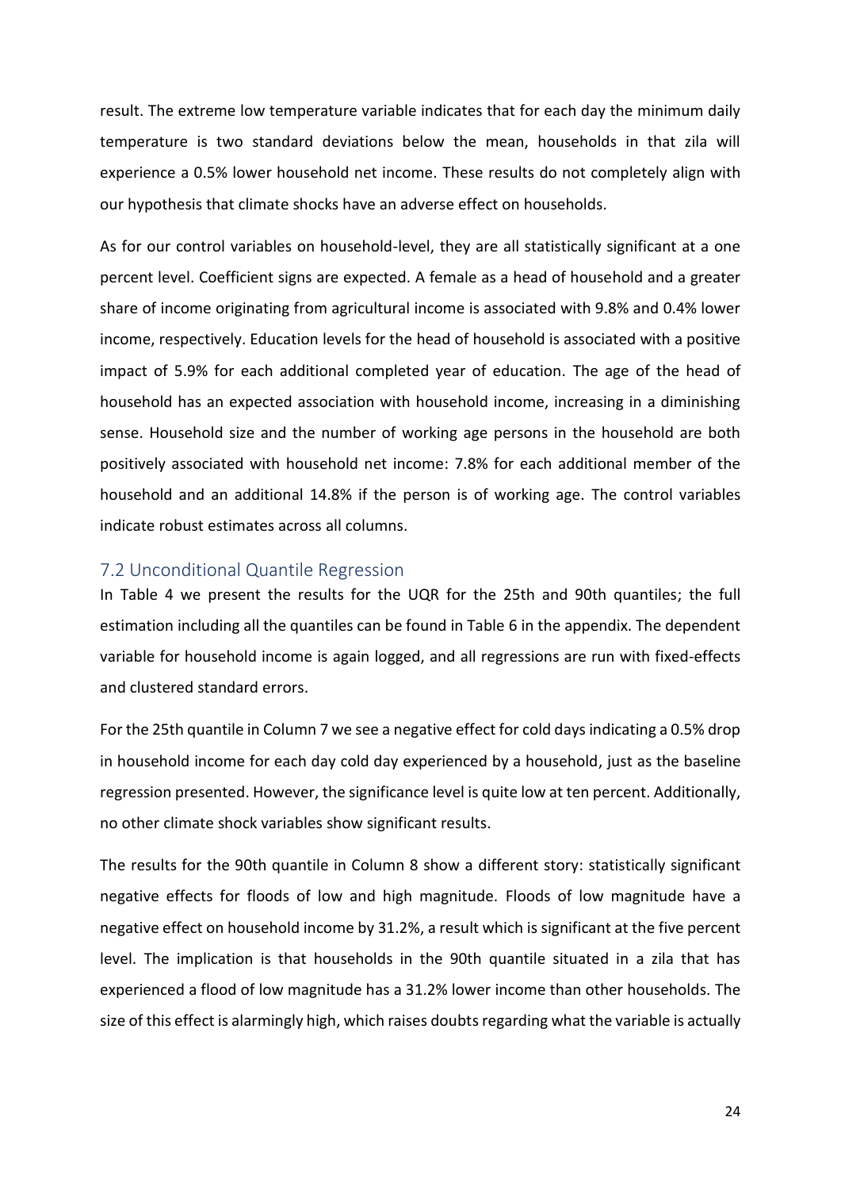result. The extreme low temperature variable indicates that for each day the minimum daily temperature is two standard deviations below the mean, households in that zila will experience a 0.5% lower household net income. These results do not completely align with our hypothesis that climate shocks have an adverse effect on households.

As for our control variables on household-level, they are all statistically significant at a one percent level. Coefficient signs are expected. A female as a head of household and a greater share of income originating from agricultural income is associated with 9.8% and 0.4% lower income, respectively. Education levels for the head of household is associated with a positive impact of 5.9% for each additional completed year of education. The age of the head of household has an expected association with household income, increasing in a diminishing sense. Household size and the number of working age persons in the household are both positively associated with household net income: 7.8% for each additional member of the household and an additional 14.8% if the person is of working age. The control variables indicate robust estimates across all columns.

## 7.2 Unconditional Quantile Regression

In Table 4 we present the results for the UQR for the 25th and 90th quantiles; the full estimation including all the quantiles can be found in Table 6 in the appendix. The dependent variable for household income is again logged, and all regressions are run with fixed-effects and clustered standard errors.

For the 25th quantile in Column 7 we see a negative effect for cold days indicating a 0.5% drop in household income for each day cold day experienced by a household, just as the baseline regression presented. However, the significance level is quite low at ten percent. Additionally, no other climate shock variables show significant results.

The results for the 90th quantile in Column 8 show a different story: statistically significant negative effects for floods of low and high magnitude. Floods of low magnitude have a negative effect on household income by 31.2%, a result which is significant at the five percent level. The implication is that households in the 90th quantile situated in a zila that has experienced a flood of low magnitude has a 31.2% lower income than other households. The size of this effect is alarmingly high, which raises doubts regarding what the variable is actually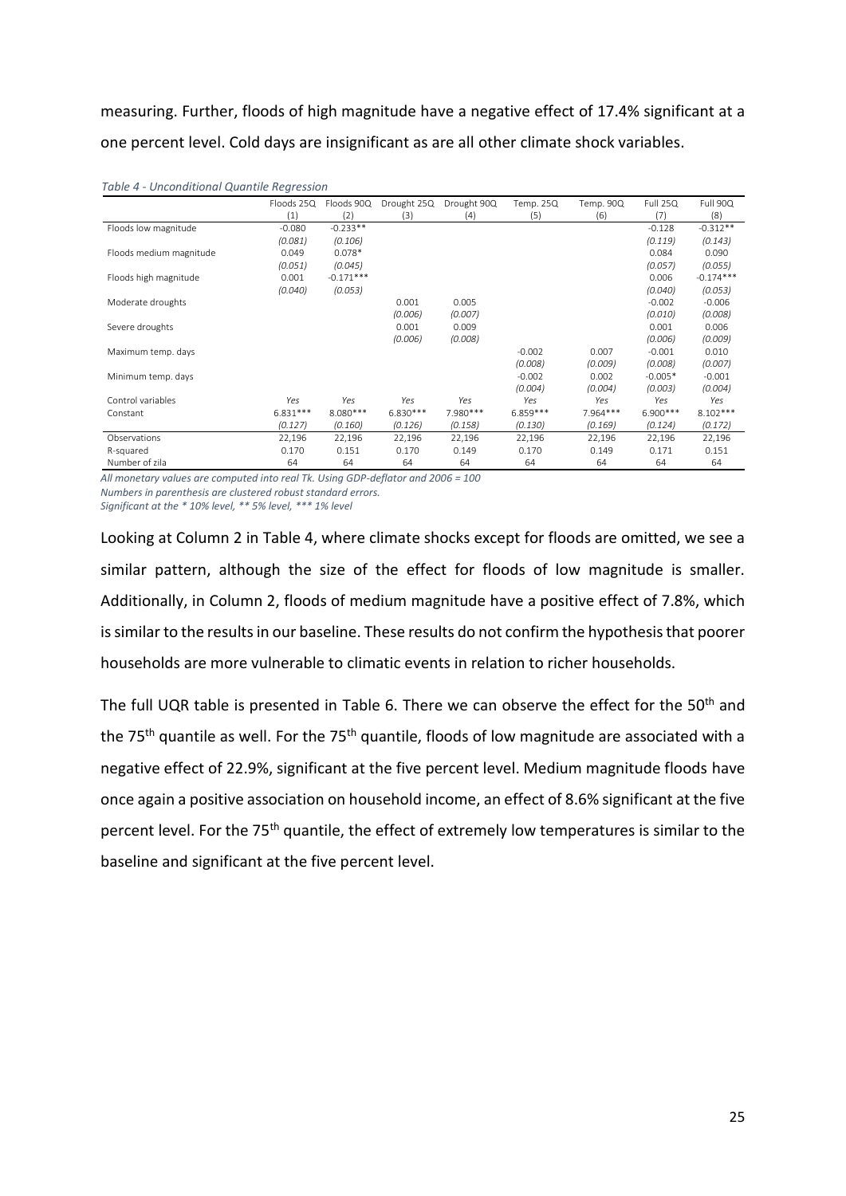measuring. Further, floods of high magnitude have a negative effect of 17.4% significant at a one percent level. Cold days are insignificant as are all other climate shock variables.

*Table 4 - Unconditional Quantile Regression*

| | Floods 25Q | Floods 90Q | Drought 25Q | Drought 90Q | Temp. 25Q | Temp. 90Q | Full 25Q | Full 90Q |
|---|---|---|---|---|---|---|---|---|
| | (1) | (2) | (3) | (4) | (5) | (6) | (7) | (8) |
| Floods low magnitude | -0.080 | -0.233** | | | | | -0.128 | -0.312** |
| | *(0.081)* | *(0.106)* | | | | | *(0.119)* | *(0.143)* |
| Floods medium magnitude | 0.049 | 0.078* | | | | | 0.084 | 0.090 |
| | *(0.051)* | *(0.045)* | | | | | *(0.057)* | *(0.055)* |
| Floods high magnitude | 0.001 | -0.171*** | | | | | 0.006 | -0.174*** |
| | *(0.040)* | *(0.053)* | | | | | *(0.040)* | *(0.053)* |
| Moderate droughts | | | 0.001 | 0.005 | | | -0.002 | -0.006 |
| | | | *(0.006)* | *(0.007)* | | | *(0.010)* | *(0.008)* |
| Severe droughts | | | 0.001 | 0.009 | | | 0.001 | 0.006 |
| | | | *(0.006)* | *(0.008)* | | | *(0.006)* | *(0.009)* |
| Maximum temp. days | | | | | -0.002 | 0.007 | -0.001 | 0.010 |
| | | | | | *(0.008)* | *(0.009)* | *(0.008)* | *(0.007)* |
| Minimum temp. days | | | | | -0.002 | 0.002 | -0.005* | -0.001 |
| | | | | | *(0.004)* | *(0.004)* | *(0.003)* | *(0.004)* |
| Control variables | *Yes* | *Yes* | *Yes* | *Yes* | *Yes* | *Yes* | *Yes* | *Yes* |
| Constant | 6.831*** | 8.080*** | 6.830*** | 7.980*** | 6.859*** | 7.964*** | 6.900*** | 8.102*** |
| | *(0.127)* | *(0.160)* | *(0.126)* | *(0.158)* | *(0.130)* | *(0.169)* | *(0.124)* | *(0.172)* |
| Observations | 22,196 | 22,196 | 22,196 | 22,196 | 22,196 | 22,196 | 22,196 | 22,196 |
| R-squared | 0.170 | 0.151 | 0.170 | 0.149 | 0.170 | 0.149 | 0.171 | 0.151 |
| Number of zila | 64 | 64 | 64 | 64 | 64 | 64 | 64 | 64 |

*All monetary values are computed into real Tk. Using GDP-deflator and 2006 = 100*
*Numbers in parenthesis are clustered robust standard errors.*
*Significant at the * 10% level, ** 5% level, *** 1% level*

Looking at Column 2 in Table 4, where climate shocks except for floods are omitted, we see a similar pattern, although the size of the effect for floods of low magnitude is smaller. Additionally, in Column 2, floods of medium magnitude have a positive effect of 7.8%, which is similar to the results in our baseline. These results do not confirm the hypothesis that poorer households are more vulnerable to climatic events in relation to richer households.

The full UQR table is presented in Table 6. There we can observe the effect for the 50th and the 75th quantile as well. For the 75th quantile, floods of low magnitude are associated with a negative effect of 22.9%, significant at the five percent level. Medium magnitude floods have once again a positive association on household income, an effect of 8.6% significant at the five percent level. For the 75th quantile, the effect of extremely low temperatures is similar to the baseline and significant at the five percent level.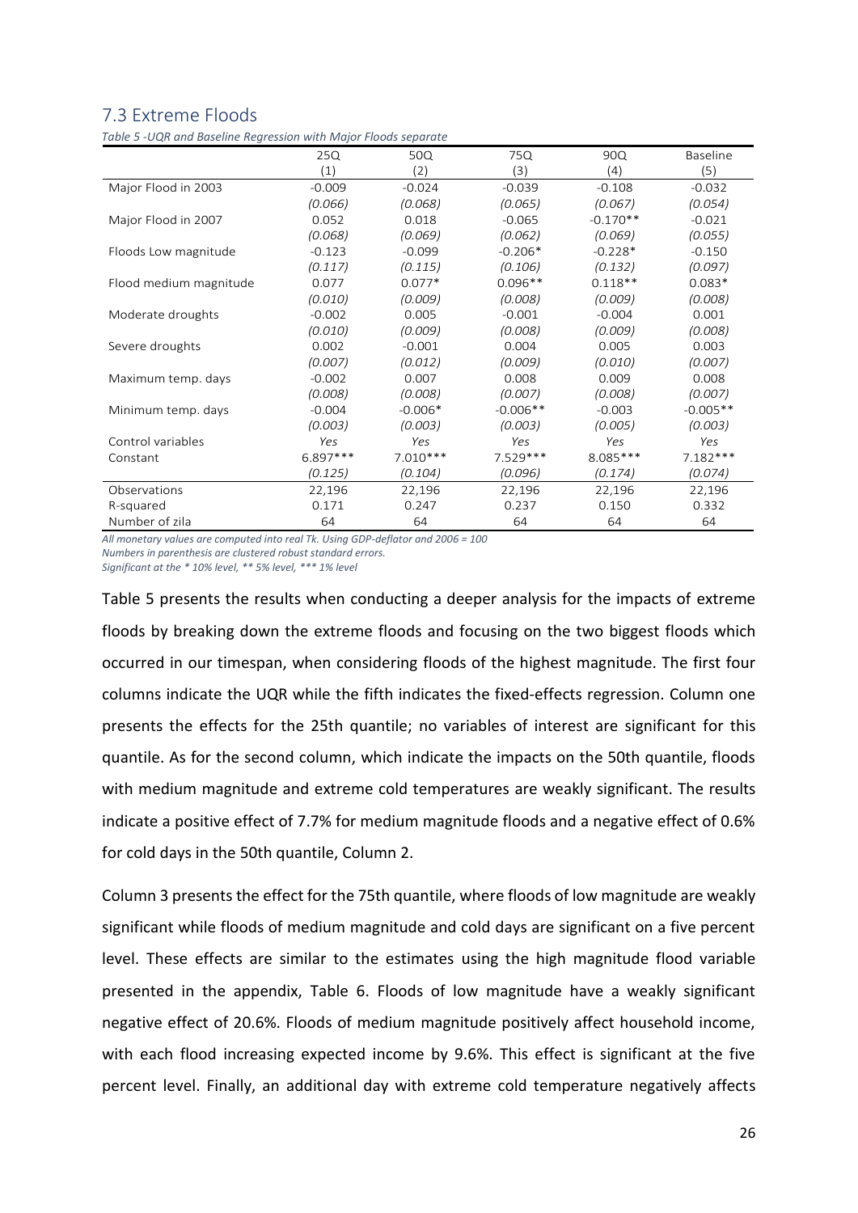## 7.3 Extreme Floods

*Table 5 -UQR and Baseline Regression with Major Floods separate*

| | 25Q | 50Q | 75Q | 90Q | Baseline |
|---|---|---|---|---|---|
| | (1) | (2) | (3) | (4) | (5) |
| Major Flood in 2003 | -0.009 | -0.024 | -0.039 | -0.108 | -0.032 |
| | *(0.066)* | *(0.068)* | *(0.065)* | *(0.067)* | *(0.054)* |
| Major Flood in 2007 | 0.052 | 0.018 | -0.065 | -0.170** | -0.021 |
| | *(0.068)* | *(0.069)* | *(0.062)* | *(0.069)* | *(0.055)* |
| Floods Low magnitude | -0.123 | -0.099 | -0.206* | -0.228* | -0.150 |
| | *(0.117)* | *(0.115)* | *(0.106)* | *(0.132)* | *(0.097)* |
| Flood medium magnitude | 0.077 | 0.077* | 0.096** | 0.118** | 0.083* |
| | *(0.010)* | *(0.009)* | *(0.008)* | *(0.009)* | *(0.008)* |
| Moderate droughts | -0.002 | 0.005 | -0.001 | -0.004 | 0.001 |
| | *(0.010)* | *(0.009)* | *(0.008)* | *(0.009)* | *(0.008)* |
| Severe droughts | 0.002 | -0.001 | 0.004 | 0.005 | 0.003 |
| | *(0.007)* | *(0.012)* | *(0.009)* | *(0.010)* | *(0.007)* |
| Maximum temp. days | -0.002 | 0.007 | 0.008 | 0.009 | 0.008 |
| | *(0.008)* | *(0.008)* | *(0.007)* | *(0.008)* | *(0.007)* |
| Minimum temp. days | -0.004 | -0.006* | -0.006** | -0.003 | -0.005** |
| | *(0.003)* | *(0.003)* | *(0.003)* | *(0.005)* | *(0.003)* |
| Control variables | *Yes* | *Yes* | *Yes* | *Yes* | *Yes* |
| Constant | 6.897*** | 7.010*** | 7.529*** | 8.085*** | 7.182*** |
| | *(0.125)* | *(0.104)* | *(0.096)* | *(0.174)* | *(0.074)* |
| Observations | 22,196 | 22,196 | 22,196 | 22,196 | 22,196 |
| R-squared | 0.171 | 0.247 | 0.237 | 0.150 | 0.332 |
| Number of zila | 64 | 64 | 64 | 64 | 64 |

*All monetary values are computed into real Tk. Using GDP-deflator and 2006 = 100*
*Numbers in parenthesis are clustered robust standard errors.*
*Significant at the * 10% level, ** 5% level, *** 1% level*

Table 5 presents the results when conducting a deeper analysis for the impacts of extreme floods by breaking down the extreme floods and focusing on the two biggest floods which occurred in our timespan, when considering floods of the highest magnitude. The first four columns indicate the UQR while the fifth indicates the fixed-effects regression. Column one presents the effects for the 25th quantile; no variables of interest are significant for this quantile. As for the second column, which indicate the impacts on the 50th quantile, floods with medium magnitude and extreme cold temperatures are weakly significant. The results indicate a positive effect of 7.7% for medium magnitude floods and a negative effect of 0.6% for cold days in the 50th quantile, Column 2.

Column 3 presents the effect for the 75th quantile, where floods of low magnitude are weakly significant while floods of medium magnitude and cold days are significant on a five percent level. These effects are similar to the estimates using the high magnitude flood variable presented in the appendix, Table 6. Floods of low magnitude have a weakly significant negative effect of 20.6%. Floods of medium magnitude positively affect household income, with each flood increasing expected income by 9.6%. This effect is significant at the five percent level. Finally, an additional day with extreme cold temperature negatively affects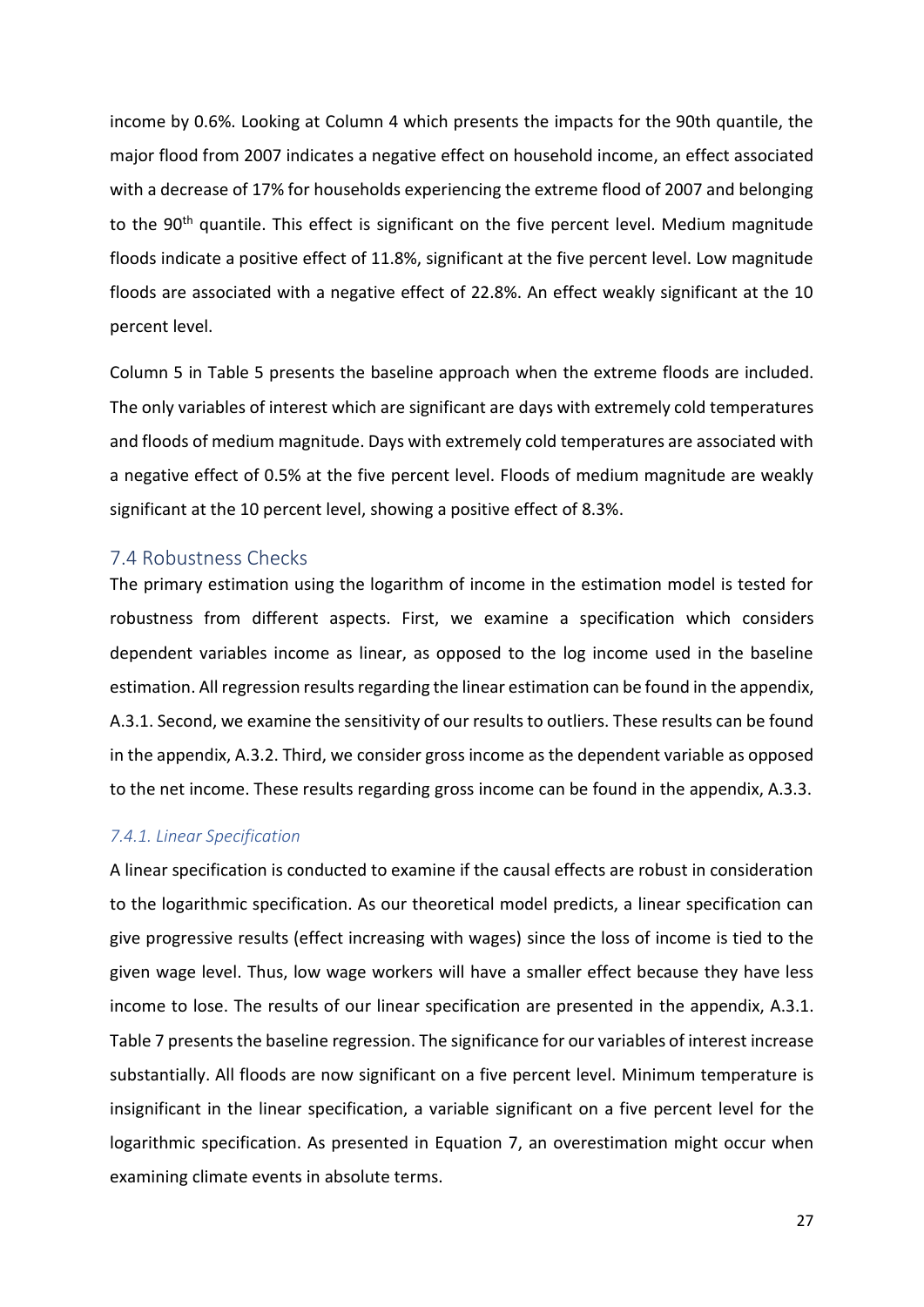income by 0.6%. Looking at Column 4 which presents the impacts for the 90th quantile, the major flood from 2007 indicates a negative effect on household income, an effect associated with a decrease of 17% for households experiencing the extreme flood of 2007 and belonging to the 90th quantile. This effect is significant on the five percent level. Medium magnitude floods indicate a positive effect of 11.8%, significant at the five percent level. Low magnitude floods are associated with a negative effect of 22.8%. An effect weakly significant at the 10 percent level.

Column 5 in Table 5 presents the baseline approach when the extreme floods are included. The only variables of interest which are significant are days with extremely cold temperatures and floods of medium magnitude. Days with extremely cold temperatures are associated with a negative effect of 0.5% at the five percent level. Floods of medium magnitude are weakly significant at the 10 percent level, showing a positive effect of 8.3%.

## 7.4 Robustness Checks

The primary estimation using the logarithm of income in the estimation model is tested for robustness from different aspects. First, we examine a specification which considers dependent variables income as linear, as opposed to the log income used in the baseline estimation. All regression results regarding the linear estimation can be found in the appendix, A.3.1. Second, we examine the sensitivity of our results to outliers. These results can be found in the appendix, A.3.2. Third, we consider gross income as the dependent variable as opposed to the net income. These results regarding gross income can be found in the appendix, A.3.3.

### *7.4.1. Linear Specification*

A linear specification is conducted to examine if the causal effects are robust in consideration to the logarithmic specification. As our theoretical model predicts, a linear specification can give progressive results (effect increasing with wages) since the loss of income is tied to the given wage level. Thus, low wage workers will have a smaller effect because they have less income to lose. The results of our linear specification are presented in the appendix, A.3.1. Table 7 presents the baseline regression. The significance for our variables of interest increase substantially. All floods are now significant on a five percent level. Minimum temperature is insignificant in the linear specification, a variable significant on a five percent level for the logarithmic specification. As presented in Equation 7, an overestimation might occur when examining climate events in absolute terms.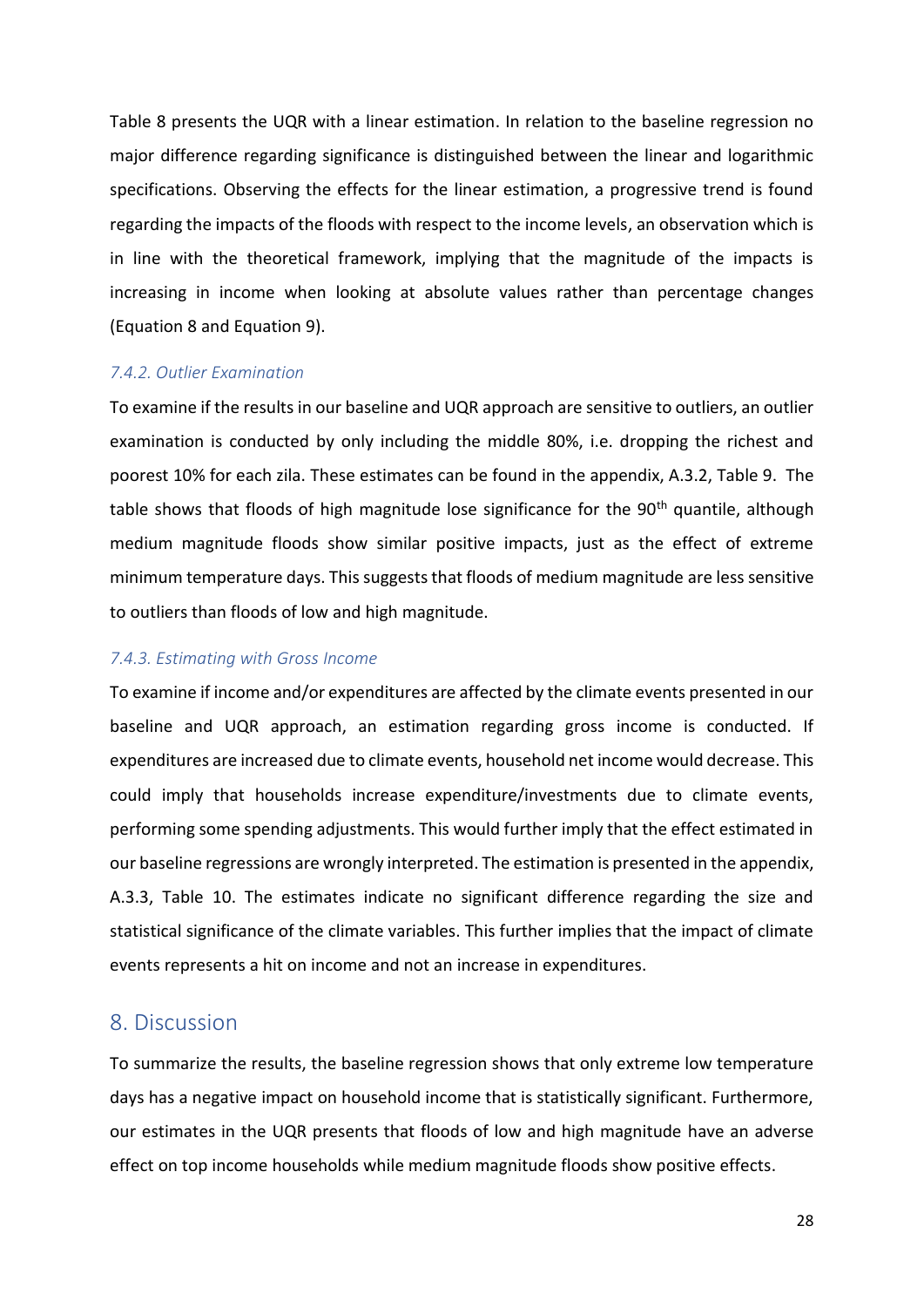Table 8 presents the UQR with a linear estimation. In relation to the baseline regression no major difference regarding significance is distinguished between the linear and logarithmic specifications. Observing the effects for the linear estimation, a progressive trend is found regarding the impacts of the floods with respect to the income levels, an observation which is in line with the theoretical framework, implying that the magnitude of the impacts is increasing in income when looking at absolute values rather than percentage changes (Equation 8 and Equation 9).

### *7.4.2. Outlier Examination*

To examine if the results in our baseline and UQR approach are sensitive to outliers, an outlier examination is conducted by only including the middle 80%, i.e. dropping the richest and poorest 10% for each zila. These estimates can be found in the appendix, A.3.2, Table 9. The table shows that floods of high magnitude lose significance for the 90th quantile, although medium magnitude floods show similar positive impacts, just as the effect of extreme minimum temperature days. This suggests that floods of medium magnitude are less sensitive to outliers than floods of low and high magnitude.

### *7.4.3. Estimating with Gross Income*

To examine if income and/or expenditures are affected by the climate events presented in our baseline and UQR approach, an estimation regarding gross income is conducted. If expenditures are increased due to climate events, household net income would decrease. This could imply that households increase expenditure/investments due to climate events, performing some spending adjustments. This would further imply that the effect estimated in our baseline regressions are wrongly interpreted. The estimation is presented in the appendix, A.3.3, Table 10. The estimates indicate no significant difference regarding the size and statistical significance of the climate variables. This further implies that the impact of climate events represents a hit on income and not an increase in expenditures.

## 8. Discussion

To summarize the results, the baseline regression shows that only extreme low temperature days has a negative impact on household income that is statistically significant. Furthermore, our estimates in the UQR presents that floods of low and high magnitude have an adverse effect on top income households while medium magnitude floods show positive effects.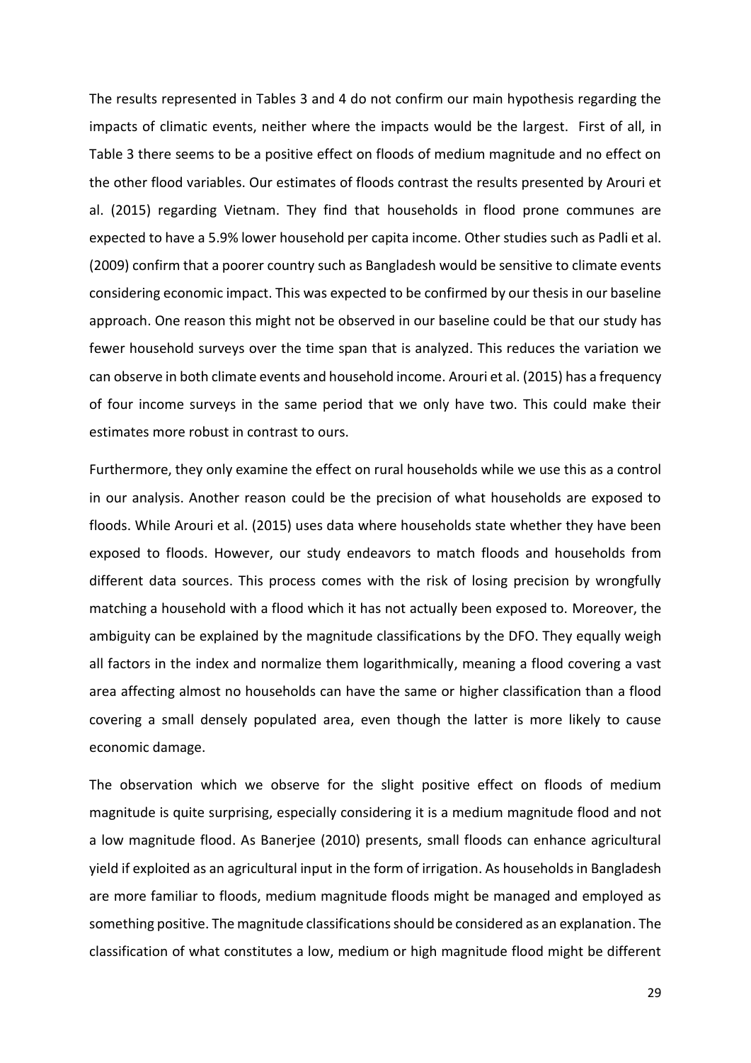The results represented in Tables 3 and 4 do not confirm our main hypothesis regarding the impacts of climatic events, neither where the impacts would be the largest. First of all, in Table 3 there seems to be a positive effect on floods of medium magnitude and no effect on the other flood variables. Our estimates of floods contrast the results presented by Arouri et al. (2015) regarding Vietnam. They find that households in flood prone communes are expected to have a 5.9% lower household per capita income. Other studies such as Padli et al. (2009) confirm that a poorer country such as Bangladesh would be sensitive to climate events considering economic impact. This was expected to be confirmed by our thesis in our baseline approach. One reason this might not be observed in our baseline could be that our study has fewer household surveys over the time span that is analyzed. This reduces the variation we can observe in both climate events and household income. Arouri et al. (2015) has a frequency of four income surveys in the same period that we only have two. This could make their estimates more robust in contrast to ours.

Furthermore, they only examine the effect on rural households while we use this as a control in our analysis. Another reason could be the precision of what households are exposed to floods. While Arouri et al. (2015) uses data where households state whether they have been exposed to floods. However, our study endeavors to match floods and households from different data sources. This process comes with the risk of losing precision by wrongfully matching a household with a flood which it has not actually been exposed to. Moreover, the ambiguity can be explained by the magnitude classifications by the DFO. They equally weigh all factors in the index and normalize them logarithmically, meaning a flood covering a vast area affecting almost no households can have the same or higher classification than a flood covering a small densely populated area, even though the latter is more likely to cause economic damage.

The observation which we observe for the slight positive effect on floods of medium magnitude is quite surprising, especially considering it is a medium magnitude flood and not a low magnitude flood. As Banerjee (2010) presents, small floods can enhance agricultural yield if exploited as an agricultural input in the form of irrigation. As households in Bangladesh are more familiar to floods, medium magnitude floods might be managed and employed as something positive. The magnitude classifications should be considered as an explanation. The classification of what constitutes a low, medium or high magnitude flood might be different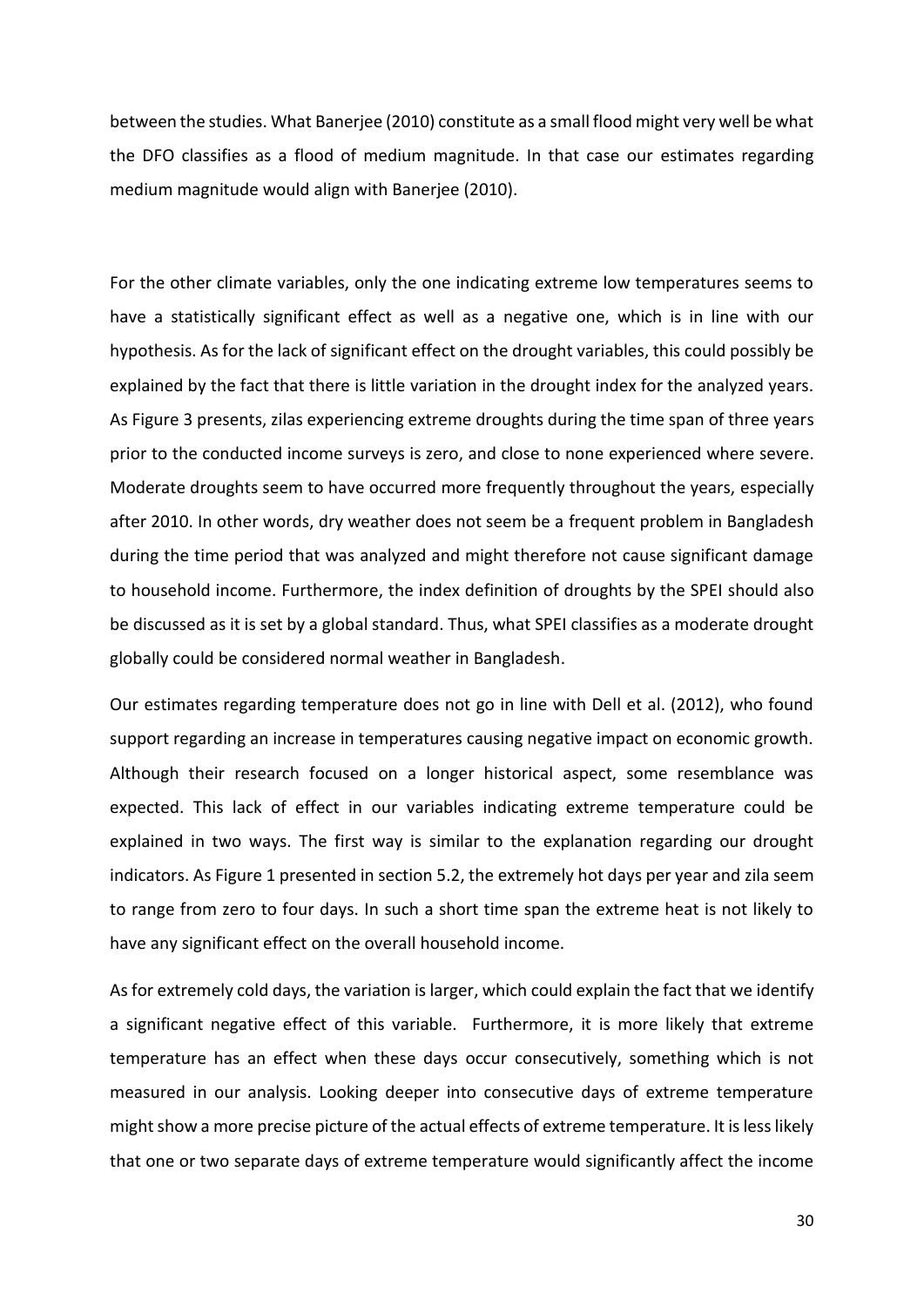between the studies. What Banerjee (2010) constitute as a small flood might very well be what the DFO classifies as a flood of medium magnitude. In that case our estimates regarding medium magnitude would align with Banerjee (2010).

For the other climate variables, only the one indicating extreme low temperatures seems to have a statistically significant effect as well as a negative one, which is in line with our hypothesis. As for the lack of significant effect on the drought variables, this could possibly be explained by the fact that there is little variation in the drought index for the analyzed years. As Figure 3 presents, zilas experiencing extreme droughts during the time span of three years prior to the conducted income surveys is zero, and close to none experienced where severe. Moderate droughts seem to have occurred more frequently throughout the years, especially after 2010. In other words, dry weather does not seem be a frequent problem in Bangladesh during the time period that was analyzed and might therefore not cause significant damage to household income. Furthermore, the index definition of droughts by the SPEI should also be discussed as it is set by a global standard. Thus, what SPEI classifies as a moderate drought globally could be considered normal weather in Bangladesh.

Our estimates regarding temperature does not go in line with Dell et al. (2012), who found support regarding an increase in temperatures causing negative impact on economic growth. Although their research focused on a longer historical aspect, some resemblance was expected. This lack of effect in our variables indicating extreme temperature could be explained in two ways. The first way is similar to the explanation regarding our drought indicators. As Figure 1 presented in section 5.2, the extremely hot days per year and zila seem to range from zero to four days. In such a short time span the extreme heat is not likely to have any significant effect on the overall household income.

As for extremely cold days, the variation is larger, which could explain the fact that we identify a significant negative effect of this variable. Furthermore, it is more likely that extreme temperature has an effect when these days occur consecutively, something which is not measured in our analysis. Looking deeper into consecutive days of extreme temperature might show a more precise picture of the actual effects of extreme temperature. It is less likely that one or two separate days of extreme temperature would significantly affect the income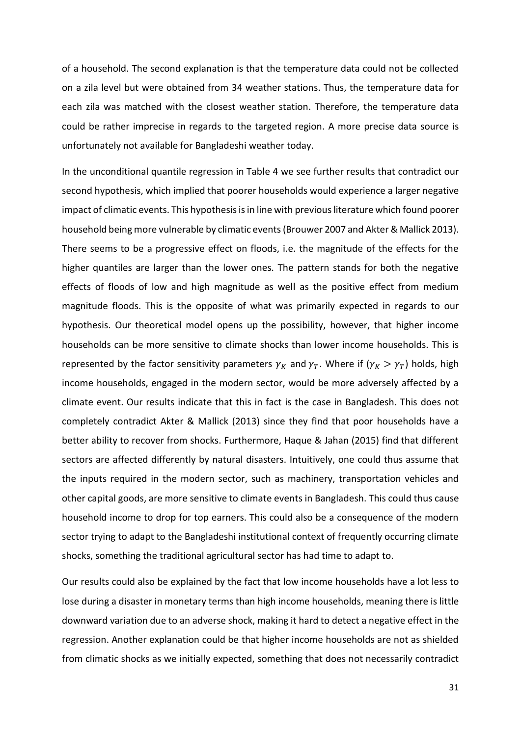of a household. The second explanation is that the temperature data could not be collected on a zila level but were obtained from 34 weather stations. Thus, the temperature data for each zila was matched with the closest weather station. Therefore, the temperature data could be rather imprecise in regards to the targeted region. A more precise data source is unfortunately not available for Bangladeshi weather today.

In the unconditional quantile regression in Table 4 we see further results that contradict our second hypothesis, which implied that poorer households would experience a larger negative impact of climatic events. This hypothesis is in line with previous literature which found poorer household being more vulnerable by climatic events (Brouwer 2007 and Akter & Mallick 2013). There seems to be a progressive effect on floods, i.e. the magnitude of the effects for the higher quantiles are larger than the lower ones. The pattern stands for both the negative effects of floods of low and high magnitude as well as the positive effect from medium magnitude floods. This is the opposite of what was primarily expected in regards to our hypothesis. Our theoretical model opens up the possibility, however, that higher income households can be more sensitive to climate shocks than lower income households. This is represented by the factor sensitivity parameters $\gamma_K$ and $\gamma_T$. Where if ($\gamma_K > \gamma_T$) holds, high income households, engaged in the modern sector, would be more adversely affected by a climate event. Our results indicate that this in fact is the case in Bangladesh. This does not completely contradict Akter & Mallick (2013) since they find that poor households have a better ability to recover from shocks. Furthermore, Haque & Jahan (2015) find that different sectors are affected differently by natural disasters. Intuitively, one could thus assume that the inputs required in the modern sector, such as machinery, transportation vehicles and other capital goods, are more sensitive to climate events in Bangladesh. This could thus cause household income to drop for top earners. This could also be a consequence of the modern sector trying to adapt to the Bangladeshi institutional context of frequently occurring climate shocks, something the traditional agricultural sector has had time to adapt to.

Our results could also be explained by the fact that low income households have a lot less to lose during a disaster in monetary terms than high income households, meaning there is little downward variation due to an adverse shock, making it hard to detect a negative effect in the regression. Another explanation could be that higher income households are not as shielded from climatic shocks as we initially expected, something that does not necessarily contradict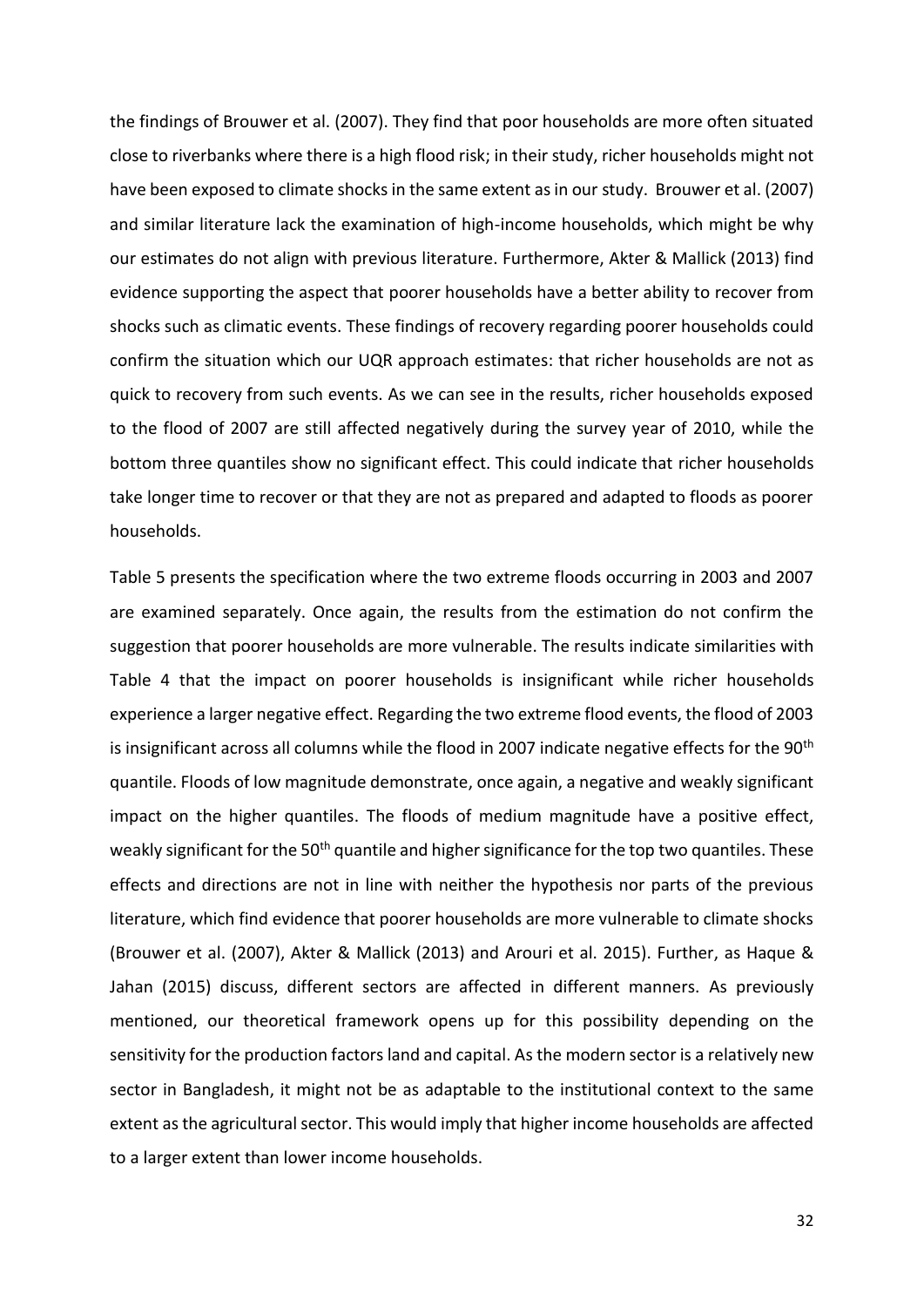the findings of Brouwer et al. (2007). They find that poor households are more often situated close to riverbanks where there is a high flood risk; in their study, richer households might not have been exposed to climate shocks in the same extent as in our study. Brouwer et al. (2007) and similar literature lack the examination of high-income households, which might be why our estimates do not align with previous literature. Furthermore, Akter & Mallick (2013) find evidence supporting the aspect that poorer households have a better ability to recover from shocks such as climatic events. These findings of recovery regarding poorer households could confirm the situation which our UQR approach estimates: that richer households are not as quick to recovery from such events. As we can see in the results, richer households exposed to the flood of 2007 are still affected negatively during the survey year of 2010, while the bottom three quantiles show no significant effect. This could indicate that richer households take longer time to recover or that they are not as prepared and adapted to floods as poorer households.

Table 5 presents the specification where the two extreme floods occurring in 2003 and 2007 are examined separately. Once again, the results from the estimation do not confirm the suggestion that poorer households are more vulnerable. The results indicate similarities with Table 4 that the impact on poorer households is insignificant while richer households experience a larger negative effect. Regarding the two extreme flood events, the flood of 2003 is insignificant across all columns while the flood in 2007 indicate negative effects for the 90th quantile. Floods of low magnitude demonstrate, once again, a negative and weakly significant impact on the higher quantiles. The floods of medium magnitude have a positive effect, weakly significant for the 50th quantile and higher significance for the top two quantiles. These effects and directions are not in line with neither the hypothesis nor parts of the previous literature, which find evidence that poorer households are more vulnerable to climate shocks (Brouwer et al. (2007), Akter & Mallick (2013) and Arouri et al. 2015). Further, as Haque & Jahan (2015) discuss, different sectors are affected in different manners. As previously mentioned, our theoretical framework opens up for this possibility depending on the sensitivity for the production factors land and capital. As the modern sector is a relatively new sector in Bangladesh, it might not be as adaptable to the institutional context to the same extent as the agricultural sector. This would imply that higher income households are affected to a larger extent than lower income households.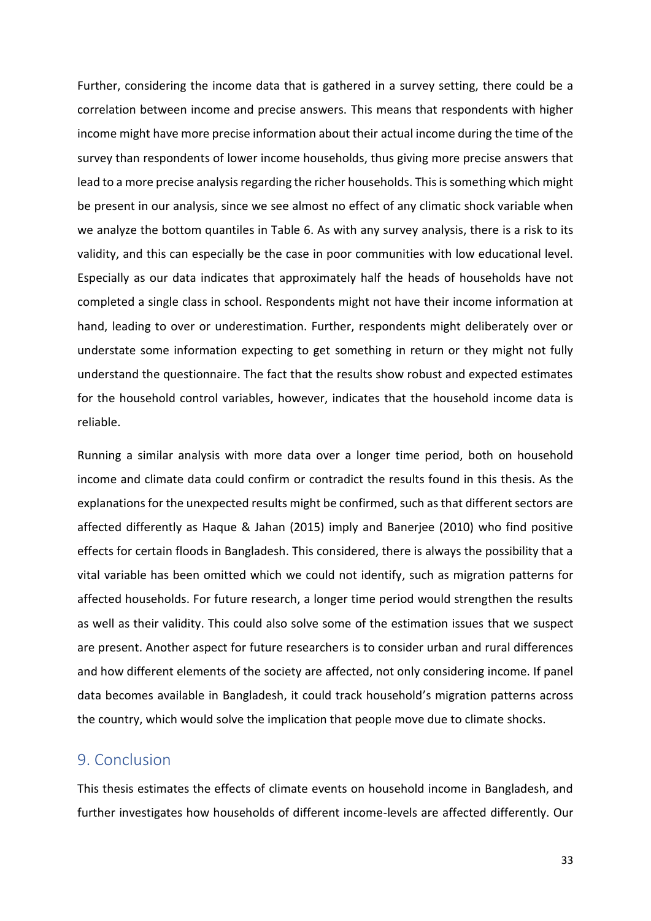Further, considering the income data that is gathered in a survey setting, there could be a correlation between income and precise answers. This means that respondents with higher income might have more precise information about their actual income during the time of the survey than respondents of lower income households, thus giving more precise answers that lead to a more precise analysis regarding the richer households. This is something which might be present in our analysis, since we see almost no effect of any climatic shock variable when we analyze the bottom quantiles in Table 6. As with any survey analysis, there is a risk to its validity, and this can especially be the case in poor communities with low educational level. Especially as our data indicates that approximately half the heads of households have not completed a single class in school. Respondents might not have their income information at hand, leading to over or underestimation. Further, respondents might deliberately over or understate some information expecting to get something in return or they might not fully understand the questionnaire. The fact that the results show robust and expected estimates for the household control variables, however, indicates that the household income data is reliable.

Running a similar analysis with more data over a longer time period, both on household income and climate data could confirm or contradict the results found in this thesis. As the explanations for the unexpected results might be confirmed, such as that different sectors are affected differently as Haque & Jahan (2015) imply and Banerjee (2010) who find positive effects for certain floods in Bangladesh. This considered, there is always the possibility that a vital variable has been omitted which we could not identify, such as migration patterns for affected households. For future research, a longer time period would strengthen the results as well as their validity. This could also solve some of the estimation issues that we suspect are present. Another aspect for future researchers is to consider urban and rural differences and how different elements of the society are affected, not only considering income. If panel data becomes available in Bangladesh, it could track household's migration patterns across the country, which would solve the implication that people move due to climate shocks.

## 9. Conclusion

This thesis estimates the effects of climate events on household income in Bangladesh, and further investigates how households of different income-levels are affected differently. Our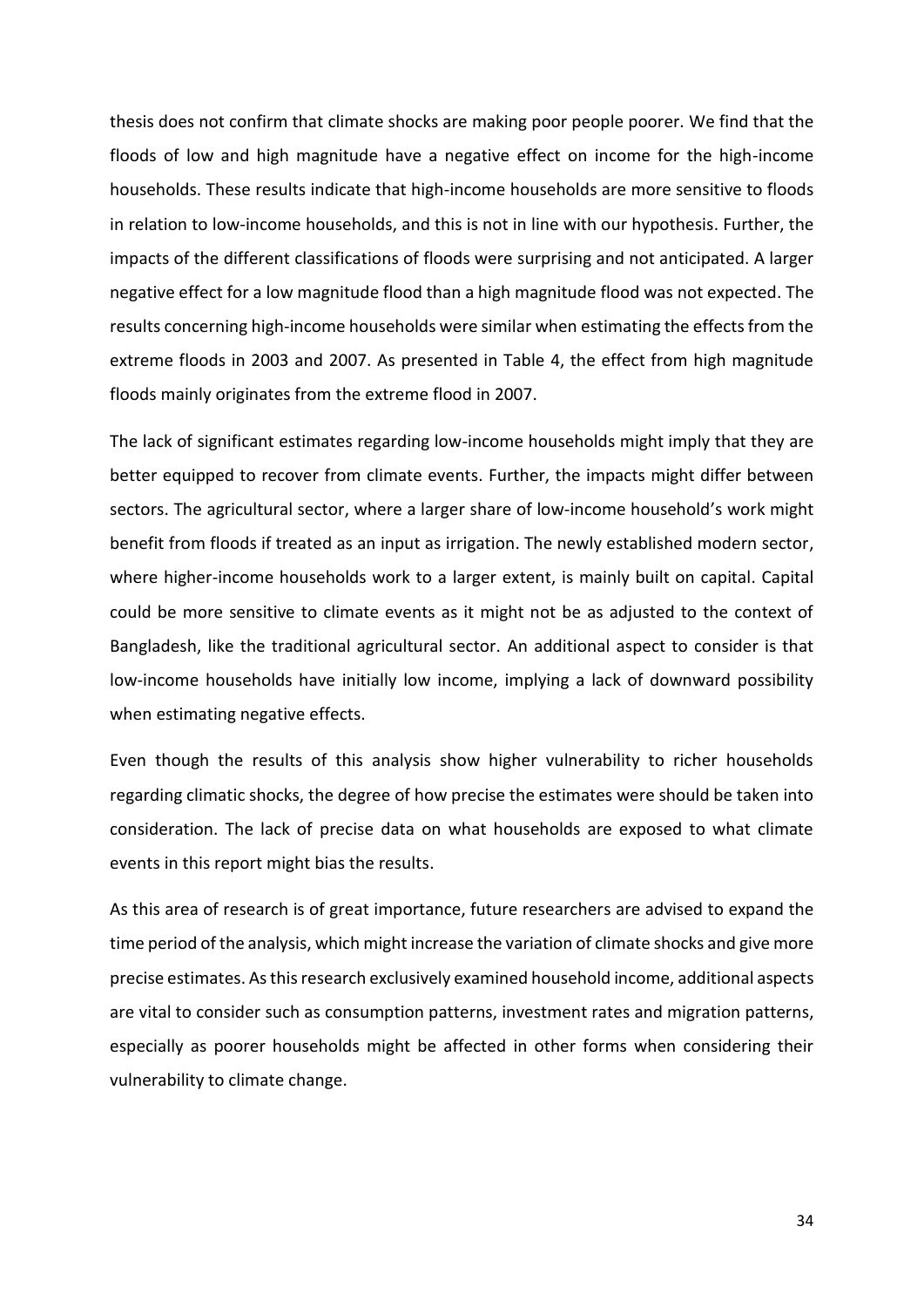thesis does not confirm that climate shocks are making poor people poorer. We find that the floods of low and high magnitude have a negative effect on income for the high-income households. These results indicate that high-income households are more sensitive to floods in relation to low-income households, and this is not in line with our hypothesis. Further, the impacts of the different classifications of floods were surprising and not anticipated. A larger negative effect for a low magnitude flood than a high magnitude flood was not expected. The results concerning high-income households were similar when estimating the effects from the extreme floods in 2003 and 2007. As presented in Table 4, the effect from high magnitude floods mainly originates from the extreme flood in 2007.

The lack of significant estimates regarding low-income households might imply that they are better equipped to recover from climate events. Further, the impacts might differ between sectors. The agricultural sector, where a larger share of low-income household's work might benefit from floods if treated as an input as irrigation. The newly established modern sector, where higher-income households work to a larger extent, is mainly built on capital. Capital could be more sensitive to climate events as it might not be as adjusted to the context of Bangladesh, like the traditional agricultural sector. An additional aspect to consider is that low-income households have initially low income, implying a lack of downward possibility when estimating negative effects.

Even though the results of this analysis show higher vulnerability to richer households regarding climatic shocks, the degree of how precise the estimates were should be taken into consideration. The lack of precise data on what households are exposed to what climate events in this report might bias the results.

As this area of research is of great importance, future researchers are advised to expand the time period of the analysis, which might increase the variation of climate shocks and give more precise estimates. As this research exclusively examined household income, additional aspects are vital to consider such as consumption patterns, investment rates and migration patterns, especially as poorer households might be affected in other forms when considering their vulnerability to climate change.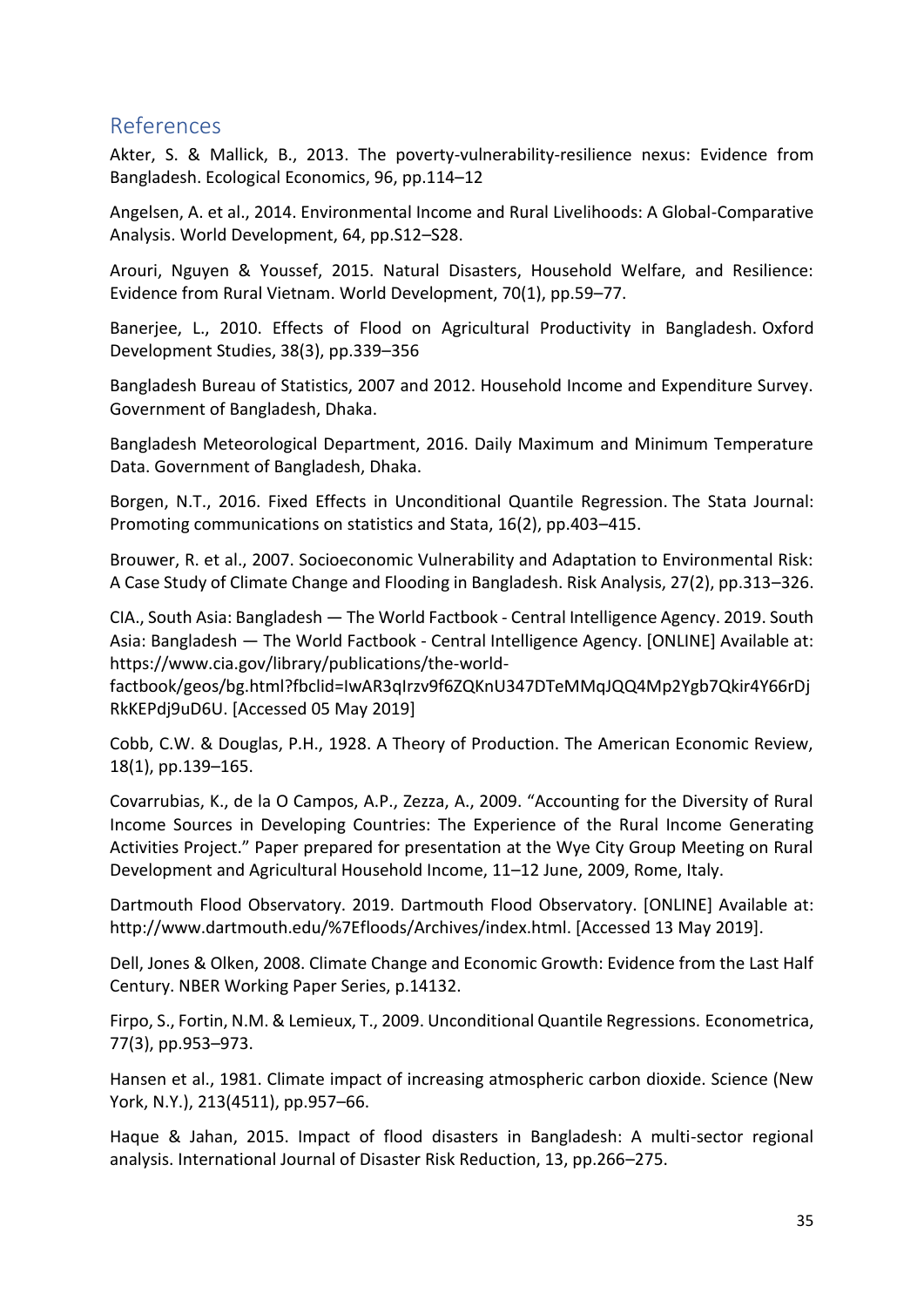## References

Akter, S. & Mallick, B., 2013. The poverty-vulnerability-resilience nexus: Evidence from Bangladesh. Ecological Economics, 96, pp.114–12

Angelsen, A. et al., 2014. Environmental Income and Rural Livelihoods: A Global-Comparative Analysis. World Development, 64, pp.S12–S28.

Arouri, Nguyen & Youssef, 2015. Natural Disasters, Household Welfare, and Resilience: Evidence from Rural Vietnam. World Development, 70(1), pp.59–77.

Banerjee, L., 2010. Effects of Flood on Agricultural Productivity in Bangladesh. Oxford Development Studies, 38(3), pp.339–356

Bangladesh Bureau of Statistics, 2007 and 2012. Household Income and Expenditure Survey. Government of Bangladesh, Dhaka.

Bangladesh Meteorological Department, 2016. Daily Maximum and Minimum Temperature Data. Government of Bangladesh, Dhaka.

Borgen, N.T., 2016. Fixed Effects in Unconditional Quantile Regression. The Stata Journal: Promoting communications on statistics and Stata, 16(2), pp.403–415.

Brouwer, R. et al., 2007. Socioeconomic Vulnerability and Adaptation to Environmental Risk: A Case Study of Climate Change and Flooding in Bangladesh. Risk Analysis, 27(2), pp.313–326.

CIA., South Asia: Bangladesh — The World Factbook - Central Intelligence Agency. 2019. South Asia: Bangladesh — The World Factbook - Central Intelligence Agency. [ONLINE] Available at: https://www.cia.gov/library/publications/the-world-factbook/geos/bg.html?fbclid=IwAR3qIrzv9f6ZQKnU347DTeMMqJQQ4Mp2Ygb7Qkir4Y66rDjRkKEPdj9uD6U. [Accessed 05 May 2019]

Cobb, C.W. & Douglas, P.H., 1928. A Theory of Production. The American Economic Review, 18(1), pp.139–165.

Covarrubias, K., de la O Campos, A.P., Zezza, A., 2009. "Accounting for the Diversity of Rural Income Sources in Developing Countries: The Experience of the Rural Income Generating Activities Project." Paper prepared for presentation at the Wye City Group Meeting on Rural Development and Agricultural Household Income, 11–12 June, 2009, Rome, Italy.

Dartmouth Flood Observatory. 2019. Dartmouth Flood Observatory. [ONLINE] Available at: http://www.dartmouth.edu/%7Efloods/Archives/index.html. [Accessed 13 May 2019].

Dell, Jones & Olken, 2008. Climate Change and Economic Growth: Evidence from the Last Half Century. NBER Working Paper Series, p.14132.

Firpo, S., Fortin, N.M. & Lemieux, T., 2009. Unconditional Quantile Regressions. Econometrica, 77(3), pp.953–973.

Hansen et al., 1981. Climate impact of increasing atmospheric carbon dioxide. Science (New York, N.Y.), 213(4511), pp.957–66.

Haque & Jahan, 2015. Impact of flood disasters in Bangladesh: A multi-sector regional analysis. International Journal of Disaster Risk Reduction, 13, pp.266–275.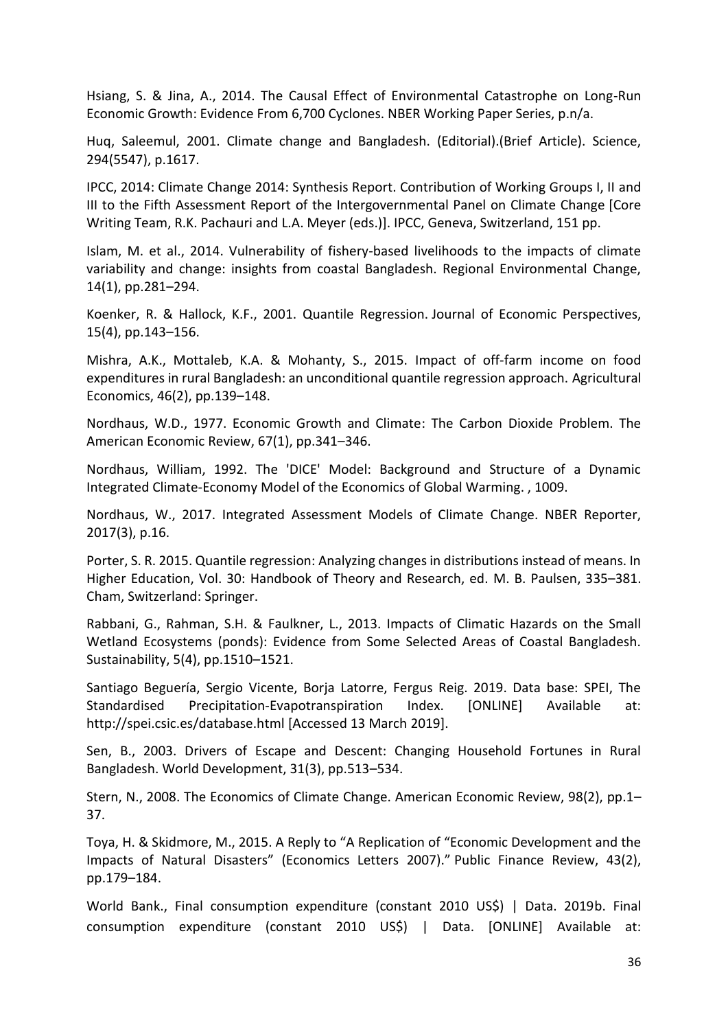Hsiang, S. & Jina, A., 2014. The Causal Effect of Environmental Catastrophe on Long-Run Economic Growth: Evidence From 6,700 Cyclones. NBER Working Paper Series, p.n/a.

Huq, Saleemul, 2001. Climate change and Bangladesh. (Editorial).(Brief Article). Science, 294(5547), p.1617.

IPCC, 2014: Climate Change 2014: Synthesis Report. Contribution of Working Groups I, II and III to the Fifth Assessment Report of the Intergovernmental Panel on Climate Change [Core Writing Team, R.K. Pachauri and L.A. Meyer (eds.)]. IPCC, Geneva, Switzerland, 151 pp.

Islam, M. et al., 2014. Vulnerability of fishery-based livelihoods to the impacts of climate variability and change: insights from coastal Bangladesh. Regional Environmental Change, 14(1), pp.281–294.

Koenker, R. & Hallock, K.F., 2001. Quantile Regression. Journal of Economic Perspectives, 15(4), pp.143–156.

Mishra, A.K., Mottaleb, K.A. & Mohanty, S., 2015. Impact of off-farm income on food expenditures in rural Bangladesh: an unconditional quantile regression approach. Agricultural Economics, 46(2), pp.139–148.

Nordhaus, W.D., 1977. Economic Growth and Climate: The Carbon Dioxide Problem. The American Economic Review, 67(1), pp.341–346.

Nordhaus, William, 1992. The 'DICE' Model: Background and Structure of a Dynamic Integrated Climate-Economy Model of the Economics of Global Warming. , 1009.

Nordhaus, W., 2017. Integrated Assessment Models of Climate Change. NBER Reporter, 2017(3), p.16.

Porter, S. R. 2015. Quantile regression: Analyzing changes in distributions instead of means. In Higher Education, Vol. 30: Handbook of Theory and Research, ed. M. B. Paulsen, 335–381. Cham, Switzerland: Springer.

Rabbani, G., Rahman, S.H. & Faulkner, L., 2013. Impacts of Climatic Hazards on the Small Wetland Ecosystems (ponds): Evidence from Some Selected Areas of Coastal Bangladesh. Sustainability, 5(4), pp.1510–1521.

Santiago Beguería, Sergio Vicente, Borja Latorre, Fergus Reig. 2019. Data base: SPEI, The Standardised Precipitation-Evapotranspiration Index. [ONLINE] Available at: http://spei.csic.es/database.html [Accessed 13 March 2019].

Sen, B., 2003. Drivers of Escape and Descent: Changing Household Fortunes in Rural Bangladesh. World Development, 31(3), pp.513–534.

Stern, N., 2008. The Economics of Climate Change. American Economic Review, 98(2), pp.1–37.

Toya, H. & Skidmore, M., 2015. A Reply to "A Replication of "Economic Development and the Impacts of Natural Disasters" (Economics Letters 2007)." Public Finance Review, 43(2), pp.179–184.

World Bank., Final consumption expenditure (constant 2010 US$) | Data. 2019b. Final consumption expenditure (constant 2010 US$) | Data. [ONLINE] Available at: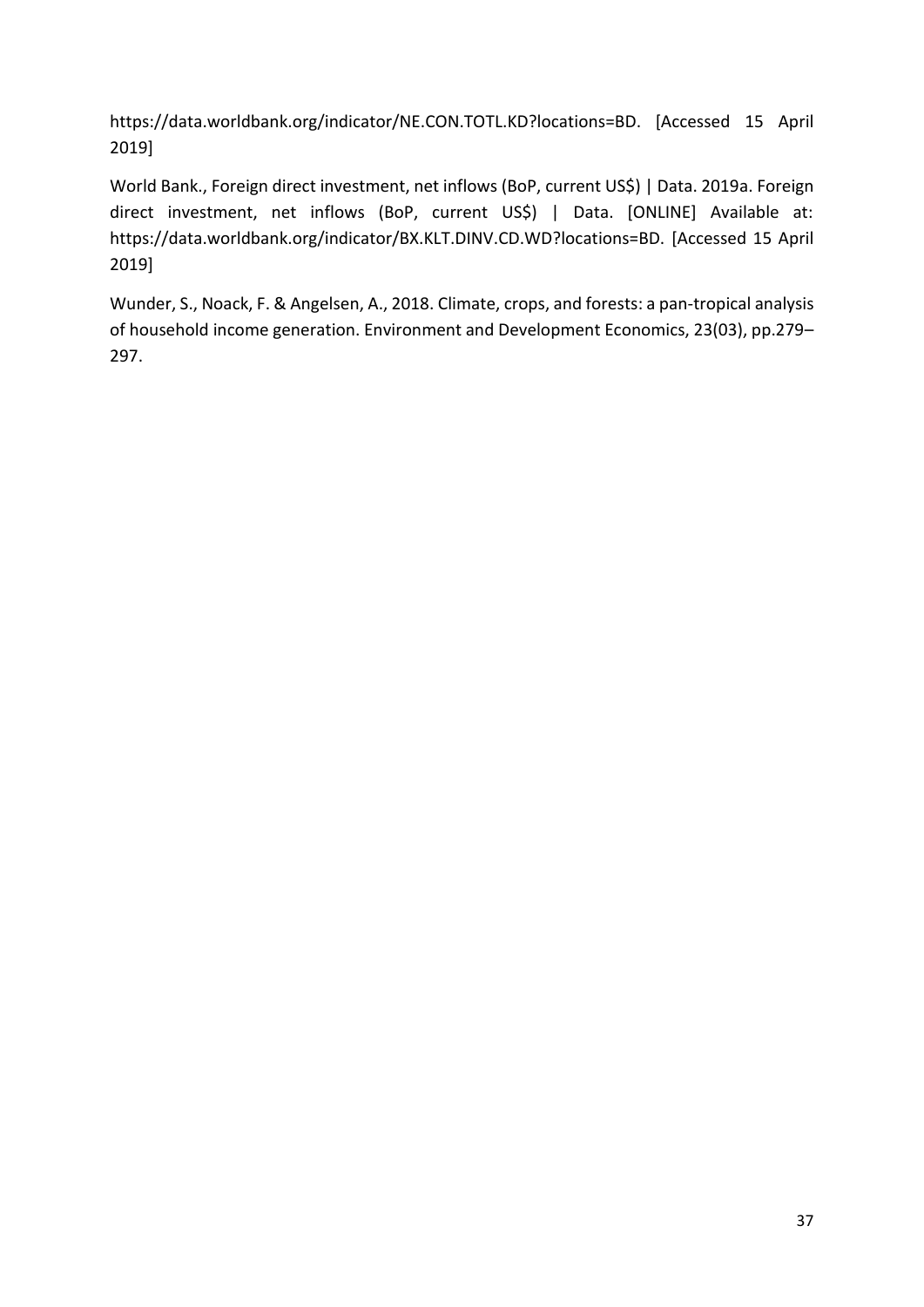https://data.worldbank.org/indicator/NE.CON.TOTL.KD?locations=BD. [Accessed 15 April 2019]

World Bank., Foreign direct investment, net inflows (BoP, current US$) | Data. 2019a. Foreign direct investment, net inflows (BoP, current US$) | Data. [ONLINE] Available at: https://data.worldbank.org/indicator/BX.KLT.DINV.CD.WD?locations=BD. [Accessed 15 April 2019]

Wunder, S., Noack, F. & Angelsen, A., 2018. Climate, crops, and forests: a pan-tropical analysis of household income generation. Environment and Development Economics, 23(03), pp.279–297.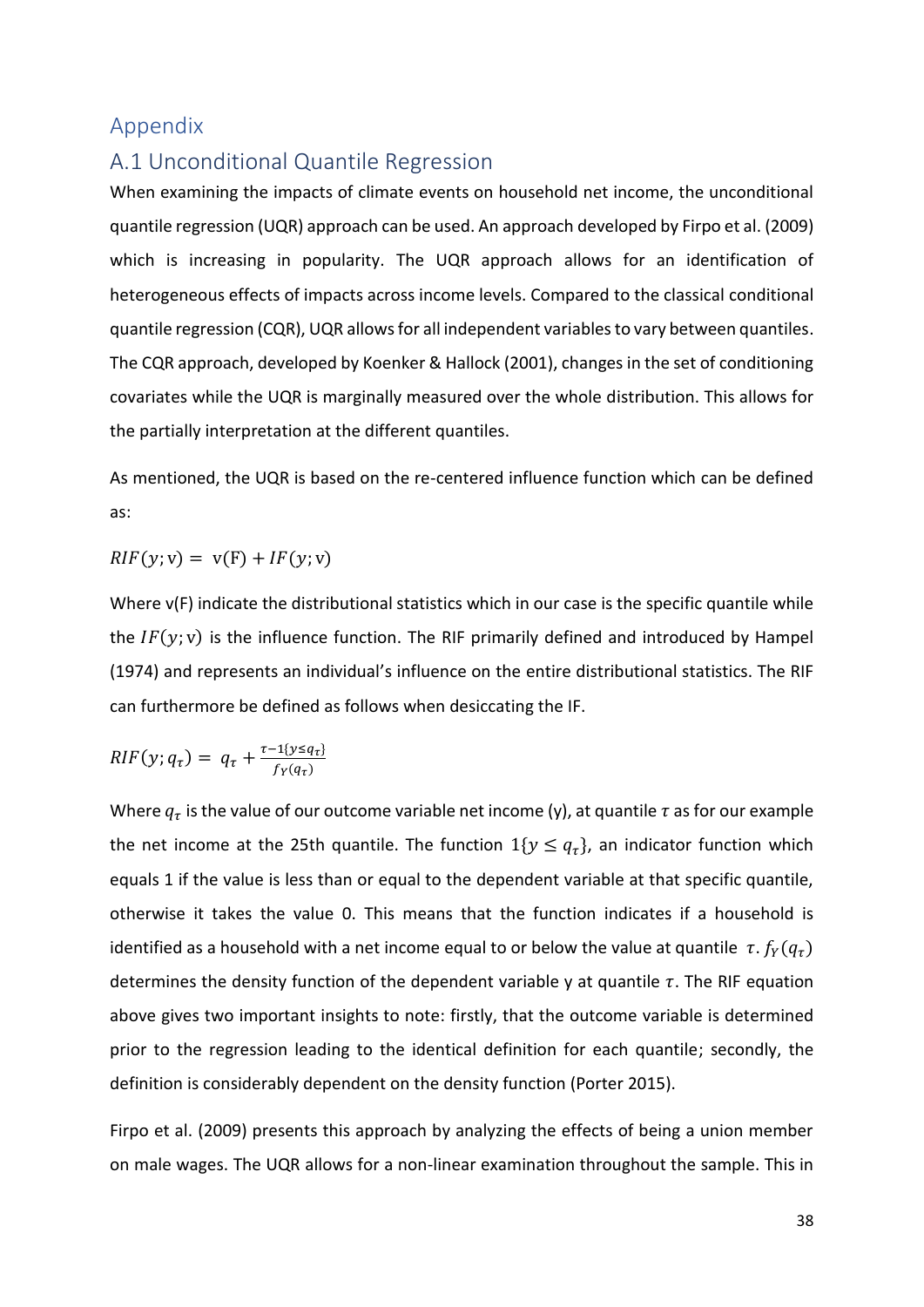# Appendix

## A.1 Unconditional Quantile Regression

When examining the impacts of climate events on household net income, the unconditional quantile regression (UQR) approach can be used. An approach developed by Firpo et al. (2009) which is increasing in popularity. The UQR approach allows for an identification of heterogeneous effects of impacts across income levels. Compared to the classical conditional quantile regression (CQR), UQR allows for all independent variables to vary between quantiles. The CQR approach, developed by Koenker & Hallock (2001), changes in the set of conditioning covariates while the UQR is marginally measured over the whole distribution. This allows for the partially interpretation at the different quantiles.

As mentioned, the UQR is based on the re-centered influence function which can be defined as:

$$RIF(y;\text{v}) = \text{v(F)} + IF(y;\text{v})$$

Where v(F) indicate the distributional statistics which in our case is the specific quantile while the $IF(y;\text{v})$ is the influence function. The RIF primarily defined and introduced by Hampel (1974) and represents an individual's influence on the entire distributional statistics. The RIF can furthermore be defined as follows when desiccating the IF.

$$RIF(y;q_\tau) = q_\tau + \frac{\tau - 1\{y \leq q_\tau\}}{f_Y(q_\tau)}$$

Where $q_\tau$ is the value of our outcome variable net income (y), at quantile $\tau$ as for our example the net income at the 25th quantile. The function $1\{y \leq q_\tau\}$, an indicator function which equals 1 if the value is less than or equal to the dependent variable at that specific quantile, otherwise it takes the value 0. This means that the function indicates if a household is identified as a household with a net income equal to or below the value at quantile $\tau$. $f_Y(q_\tau)$ determines the density function of the dependent variable y at quantile $\tau$. The RIF equation above gives two important insights to note: firstly, that the outcome variable is determined prior to the regression leading to the identical definition for each quantile; secondly, the definition is considerably dependent on the density function (Porter 2015).

Firpo et al. (2009) presents this approach by analyzing the effects of being a union member on male wages. The UQR allows for a non-linear examination throughout the sample. This in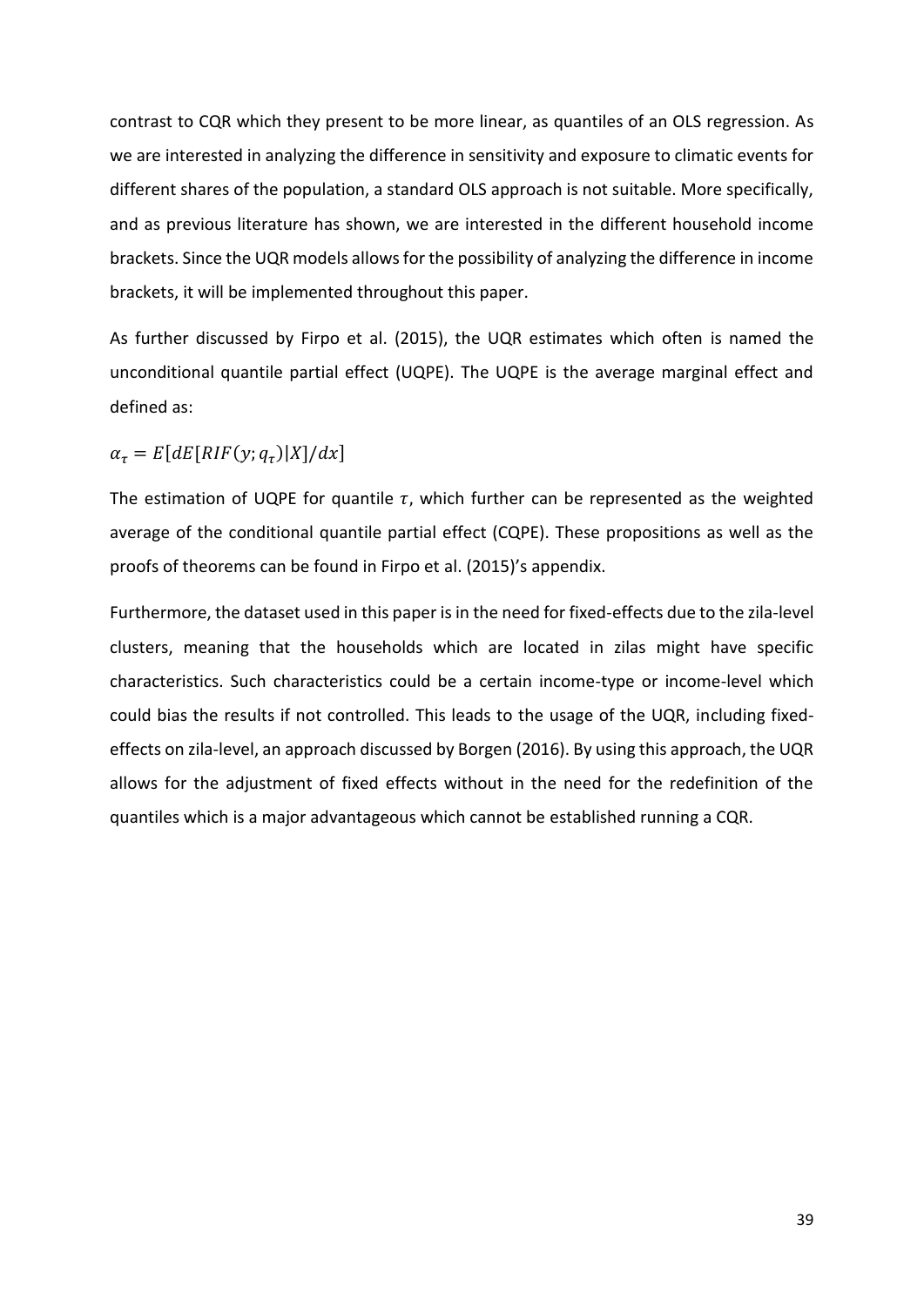contrast to CQR which they present to be more linear, as quantiles of an OLS regression. As we are interested in analyzing the difference in sensitivity and exposure to climatic events for different shares of the population, a standard OLS approach is not suitable. More specifically, and as previous literature has shown, we are interested in the different household income brackets. Since the UQR models allows for the possibility of analyzing the difference in income brackets, it will be implemented throughout this paper.

As further discussed by Firpo et al. (2015), the UQR estimates which often is named the unconditional quantile partial effect (UQPE). The UQPE is the average marginal effect and defined as:

$$\alpha_\tau = E[dE[RIF(y; q_\tau)|X]/dx]$$

The estimation of UQPE for quantile $\tau$, which further can be represented as the weighted average of the conditional quantile partial effect (CQPE). These propositions as well as the proofs of theorems can be found in Firpo et al. (2015)'s appendix.

Furthermore, the dataset used in this paper is in the need for fixed-effects due to the zila-level clusters, meaning that the households which are located in zilas might have specific characteristics. Such characteristics could be a certain income-type or income-level which could bias the results if not controlled. This leads to the usage of the UQR, including fixed-effects on zila-level, an approach discussed by Borgen (2016). By using this approach, the UQR allows for the adjustment of fixed effects without in the need for the redefinition of the quantiles which is a major advantageous which cannot be established running a CQR.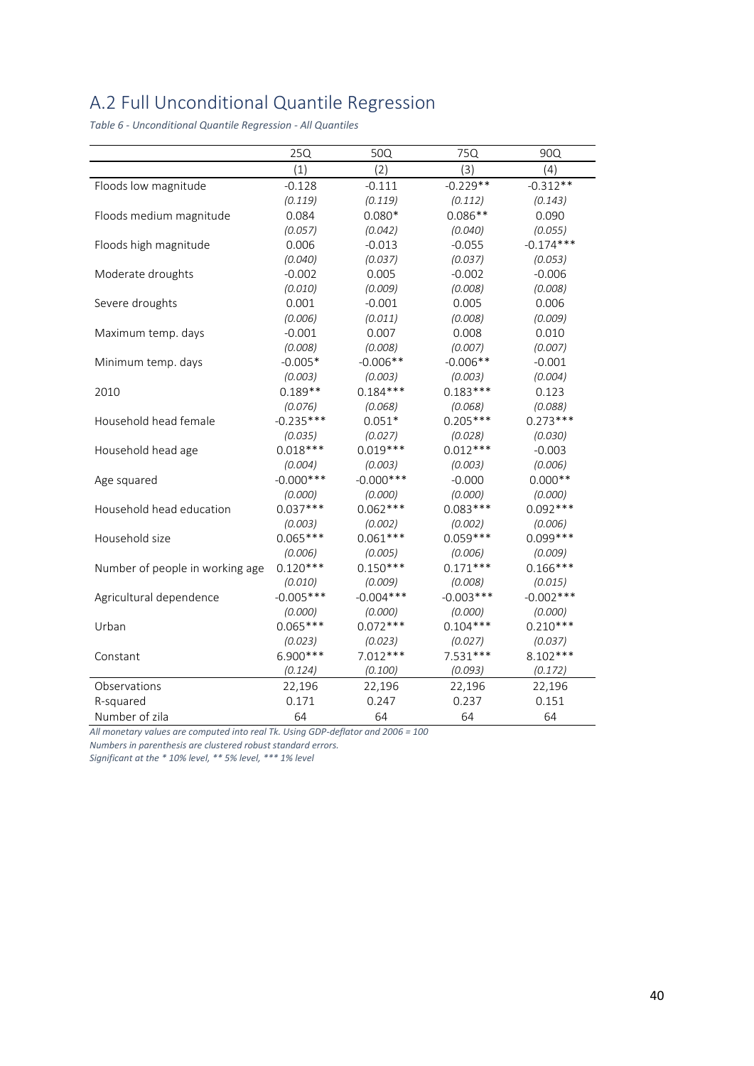## A.2 Full Unconditional Quantile Regression

*Table 6 - Unconditional Quantile Regression - All Quantiles*

| | 25Q | 50Q | 75Q | 90Q |
|---|---|---|---|---|
| | (1) | (2) | (3) | (4) |
| Floods low magnitude | -0.128 | -0.111 | -0.229** | -0.312** |
| | *(0.119)* | *(0.119)* | *(0.112)* | *(0.143)* |
| Floods medium magnitude | 0.084 | 0.080* | 0.086** | 0.090 |
| | *(0.057)* | *(0.042)* | *(0.040)* | *(0.055)* |
| Floods high magnitude | 0.006 | -0.013 | -0.055 | -0.174*** |
| | *(0.040)* | *(0.037)* | *(0.037)* | *(0.053)* |
| Moderate droughts | -0.002 | 0.005 | -0.002 | -0.006 |
| | *(0.010)* | *(0.009)* | *(0.008)* | *(0.008)* |
| Severe droughts | 0.001 | -0.001 | 0.005 | 0.006 |
| | *(0.006)* | *(0.011)* | *(0.008)* | *(0.009)* |
| Maximum temp. days | -0.001 | 0.007 | 0.008 | 0.010 |
| | *(0.008)* | *(0.008)* | *(0.007)* | *(0.007)* |
| Minimum temp. days | -0.005* | -0.006** | -0.006** | -0.001 |
| | *(0.003)* | *(0.003)* | *(0.003)* | *(0.004)* |
| 2010 | 0.189** | 0.184*** | 0.183*** | 0.123 |
| | *(0.076)* | *(0.068)* | *(0.068)* | *(0.088)* |
| Household head female | -0.235*** | 0.051* | 0.205*** | 0.273*** |
| | *(0.035)* | *(0.027)* | *(0.028)* | *(0.030)* |
| Household head age | 0.018*** | 0.019*** | 0.012*** | -0.003 |
| | *(0.004)* | *(0.003)* | *(0.003)* | *(0.006)* |
| Age squared | -0.000*** | -0.000*** | -0.000 | 0.000** |
| | *(0.000)* | *(0.000)* | *(0.000)* | *(0.000)* |
| Household head education | 0.037*** | 0.062*** | 0.083*** | 0.092*** |
| | *(0.003)* | *(0.002)* | *(0.002)* | *(0.006)* |
| Household size | 0.065*** | 0.061*** | 0.059*** | 0.099*** |
| | *(0.006)* | *(0.005)* | *(0.006)* | *(0.009)* |
| Number of people in working age | 0.120*** | 0.150*** | 0.171*** | 0.166*** |
| | *(0.010)* | *(0.009)* | *(0.008)* | *(0.015)* |
| Agricultural dependence | -0.005*** | -0.004*** | -0.003*** | -0.002*** |
| | *(0.000)* | *(0.000)* | *(0.000)* | *(0.000)* |
| Urban | 0.065*** | 0.072*** | 0.104*** | 0.210*** |
| | *(0.023)* | *(0.023)* | *(0.027)* | *(0.037)* |
| Constant | 6.900*** | 7.012*** | 7.531*** | 8.102*** |
| | *(0.124)* | *(0.100)* | *(0.093)* | *(0.172)* |
| Observations | 22,196 | 22,196 | 22,196 | 22,196 |
| R-squared | 0.171 | 0.247 | 0.237 | 0.151 |
| Number of zila | 64 | 64 | 64 | 64 |

*All monetary values are computed into real Tk. Using GDP-deflator and 2006 = 100*

*Numbers in parenthesis are clustered robust standard errors.*

*Significant at the * 10% level, ** 5% level, *** 1% level*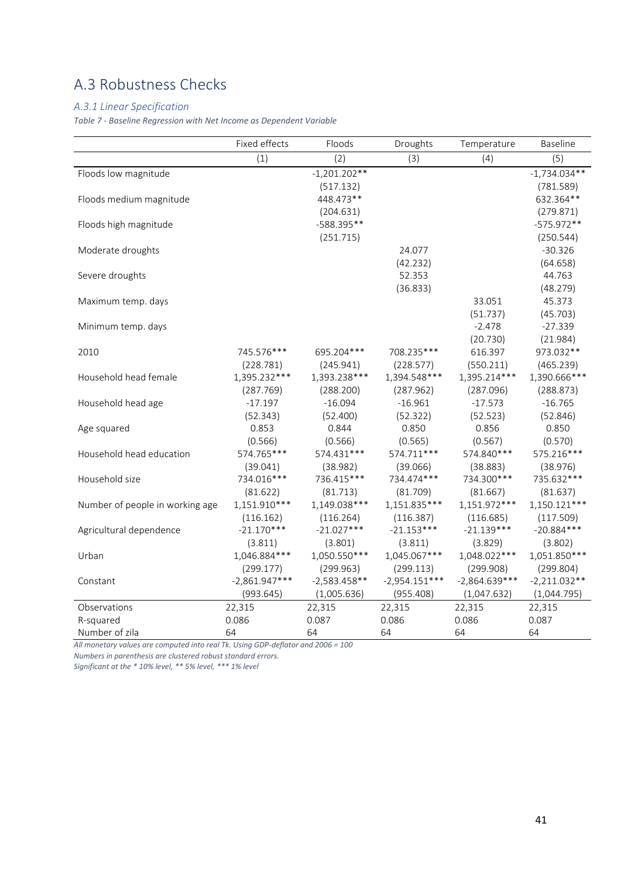## A.3 Robustness Checks

### *A.3.1 Linear Specification*

*Table 7 - Baseline Regression with Net Income as Dependent Variable*

| | Fixed effects | Floods | Droughts | Temperature | Baseline |
|---|---|---|---|---|---|
| | (1) | (2) | (3) | (4) | (5) |
| Floods low magnitude | | -1,201.202** | | | -1,734.034** |
| | | (517.132) | | | (781.589) |
| Floods medium magnitude | | 448.473** | | | 632.364** |
| | | (204.631) | | | (279.871) |
| Floods high magnitude | | -588.395** | | | -575.972** |
| | | (251.715) | | | (250.544) |
| Moderate droughts | | | 24.077 | | -30.326 |
| | | | (42.232) | | (64.658) |
| Severe droughts | | | 52.353 | | 44.763 |
| | | | (36.833) | | (48.279) |
| Maximum temp. days | | | | 33.051 | 45.373 |
| | | | | (51.737) | (45.703) |
| Minimum temp. days | | | | -2.478 | -27.339 |
| | | | | (20.730) | (21.984) |
| 2010 | 745.576*** | 695.204*** | 708.235*** | 616.397 | 973.032** |
| | (228.781) | (245.941) | (228.577) | (550.211) | (465.239) |
| Household head female | 1,395.232*** | 1,393.238*** | 1,394.548*** | 1,395.214*** | 1,390.666*** |
| | (287.769) | (288.200) | (287.962) | (287.096) | (288.873) |
| Household head age | -17.197 | -16.094 | -16.961 | -17.573 | -16.765 |
| | (52.343) | (52.400) | (52.322) | (52.523) | (52.846) |
| Age squared | 0.853 | 0.844 | 0.850 | 0.856 | 0.850 |
| | (0.566) | (0.566) | (0.565) | (0.567) | (0.570) |
| Household head education | 574.765*** | 574.431*** | 574.711*** | 574.840*** | 575.216*** |
| | (39.041) | (38.982) | (39.066) | (38.883) | (38.976) |
| Household size | 734.016*** | 736.415*** | 734.474*** | 734.300*** | 735.632*** |
| | (81.622) | (81.713) | (81.709) | (81.667) | (81.637) |
| Number of people in working age | 1,151.910*** | 1,149.038*** | 1,151.835*** | 1,151.972*** | 1,150.121*** |
| | (116.162) | (116.264) | (116.387) | (116.685) | (117.509) |
| Agricultural dependence | -21.170*** | -21.027*** | -21.153*** | -21.139*** | -20.884*** |
| | (3.811) | (3.801) | (3.811) | (3.829) | (3.802) |
| Urban | 1,046.884*** | 1,050.550*** | 1,045.067*** | 1,048.022*** | 1,051.850*** |
| | (299.177) | (299.963) | (299.113) | (299.908) | (299.804) |
| Constant | -2,861.947*** | -2,583.458** | -2,954.151*** | -2,864.639*** | -2,211.032** |
| | (993.645) | (1,005.636) | (955.408) | (1,047.632) | (1,044.795) |
| Observations | 22,315 | 22,315 | 22,315 | 22,315 | 22,315 |
| R-squared | 0.086 | 0.087 | 0.086 | 0.086 | 0.087 |
| Number of zila | 64 | 64 | 64 | 64 | 64 |

*All monetary values are computed into real Tk. Using GDP-deflator and 2006 = 100*
*Numbers in parenthesis are clustered robust standard errors.*
*Significant at the * 10% level, ** 5% level, *** 1% level*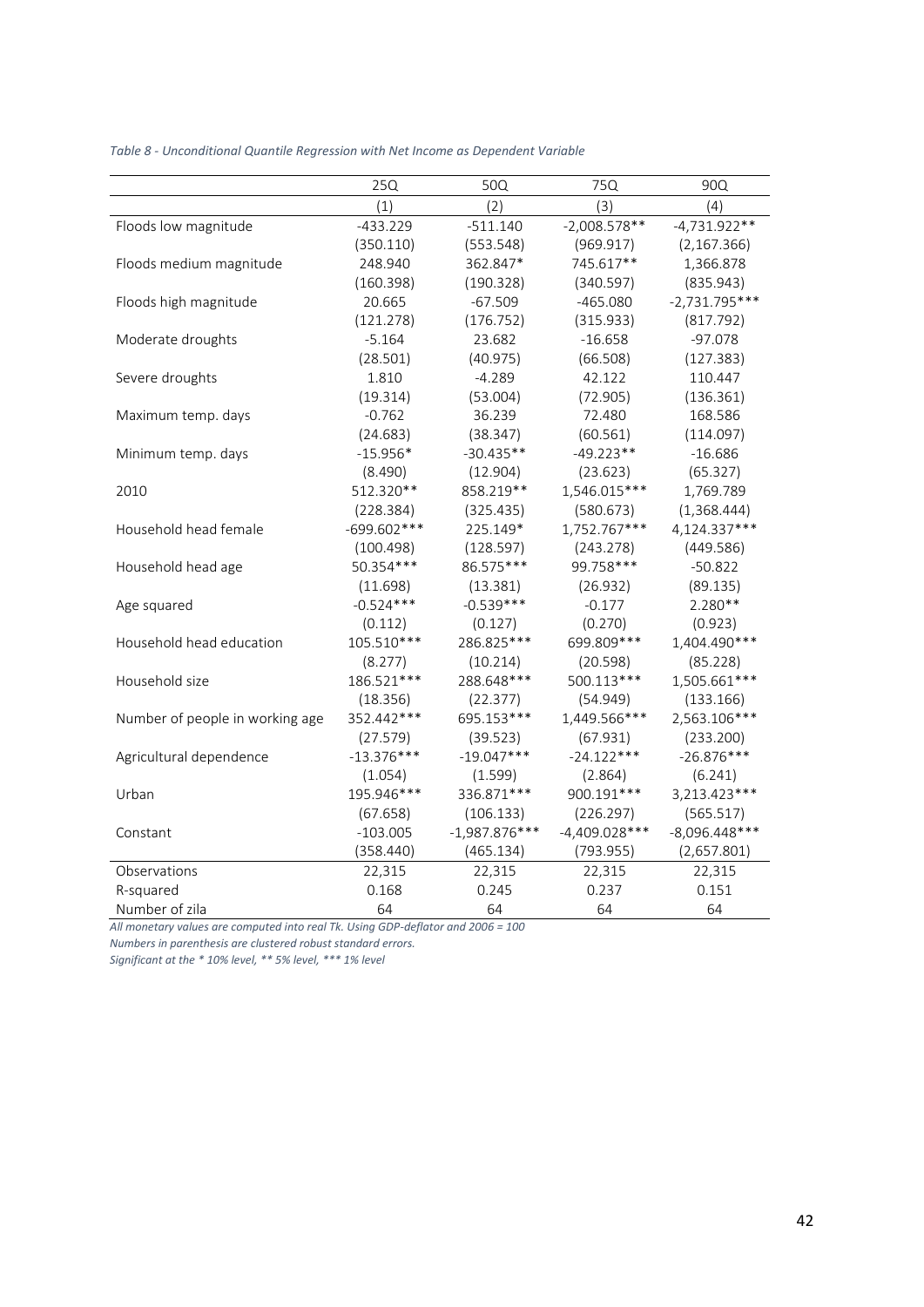*Table 8 - Unconditional Quantile Regression with Net Income as Dependent Variable*

| | 25Q | 50Q | 75Q | 90Q |
|---|---|---|---|---|
| | (1) | (2) | (3) | (4) |
| Floods low magnitude | -433.229 | -511.140 | -2,008.578** | -4,731.922** |
| | (350.110) | (553.548) | (969.917) | (2,167.366) |
| Floods medium magnitude | 248.940 | 362.847* | 745.617** | 1,366.878 |
| | (160.398) | (190.328) | (340.597) | (835.943) |
| Floods high magnitude | 20.665 | -67.509 | -465.080 | -2,731.795*** |
| | (121.278) | (176.752) | (315.933) | (817.792) |
| Moderate droughts | -5.164 | 23.682 | -16.658 | -97.078 |
| | (28.501) | (40.975) | (66.508) | (127.383) |
| Severe droughts | 1.810 | -4.289 | 42.122 | 110.447 |
| | (19.314) | (53.004) | (72.905) | (136.361) |
| Maximum temp. days | -0.762 | 36.239 | 72.480 | 168.586 |
| | (24.683) | (38.347) | (60.561) | (114.097) |
| Minimum temp. days | -15.956* | -30.435** | -49.223** | -16.686 |
| | (8.490) | (12.904) | (23.623) | (65.327) |
| 2010 | 512.320** | 858.219** | 1,546.015*** | 1,769.789 |
| | (228.384) | (325.435) | (580.673) | (1,368.444) |
| Household head female | -699.602*** | 225.149* | 1,752.767*** | 4,124.337*** |
| | (100.498) | (128.597) | (243.278) | (449.586) |
| Household head age | 50.354*** | 86.575*** | 99.758*** | -50.822 |
| | (11.698) | (13.381) | (26.932) | (89.135) |
| Age squared | -0.524*** | -0.539*** | -0.177 | 2.280** |
| | (0.112) | (0.127) | (0.270) | (0.923) |
| Household head education | 105.510*** | 286.825*** | 699.809*** | 1,404.490*** |
| | (8.277) | (10.214) | (20.598) | (85.228) |
| Household size | 186.521*** | 288.648*** | 500.113*** | 1,505.661*** |
| | (18.356) | (22.377) | (54.949) | (133.166) |
| Number of people in working age | 352.442*** | 695.153*** | 1,449.566*** | 2,563.106*** |
| | (27.579) | (39.523) | (67.931) | (233.200) |
| Agricultural dependence | -13.376*** | -19.047*** | -24.122*** | -26.876*** |
| | (1.054) | (1.599) | (2.864) | (6.241) |
| Urban | 195.946*** | 336.871*** | 900.191*** | 3,213.423*** |
| | (67.658) | (106.133) | (226.297) | (565.517) |
| Constant | -103.005 | -1,987.876*** | -4,409.028*** | -8,096.448*** |
| | (358.440) | (465.134) | (793.955) | (2,657.801) |
| Observations | 22,315 | 22,315 | 22,315 | 22,315 |
| R-squared | 0.168 | 0.245 | 0.237 | 0.151 |
| Number of zila | 64 | 64 | 64 | 64 |

*All monetary values are computed into real Tk. Using GDP-deflator and 2006 = 100*

*Numbers in parenthesis are clustered robust standard errors.*

*Significant at the * 10% level, ** 5% level, *** 1% level*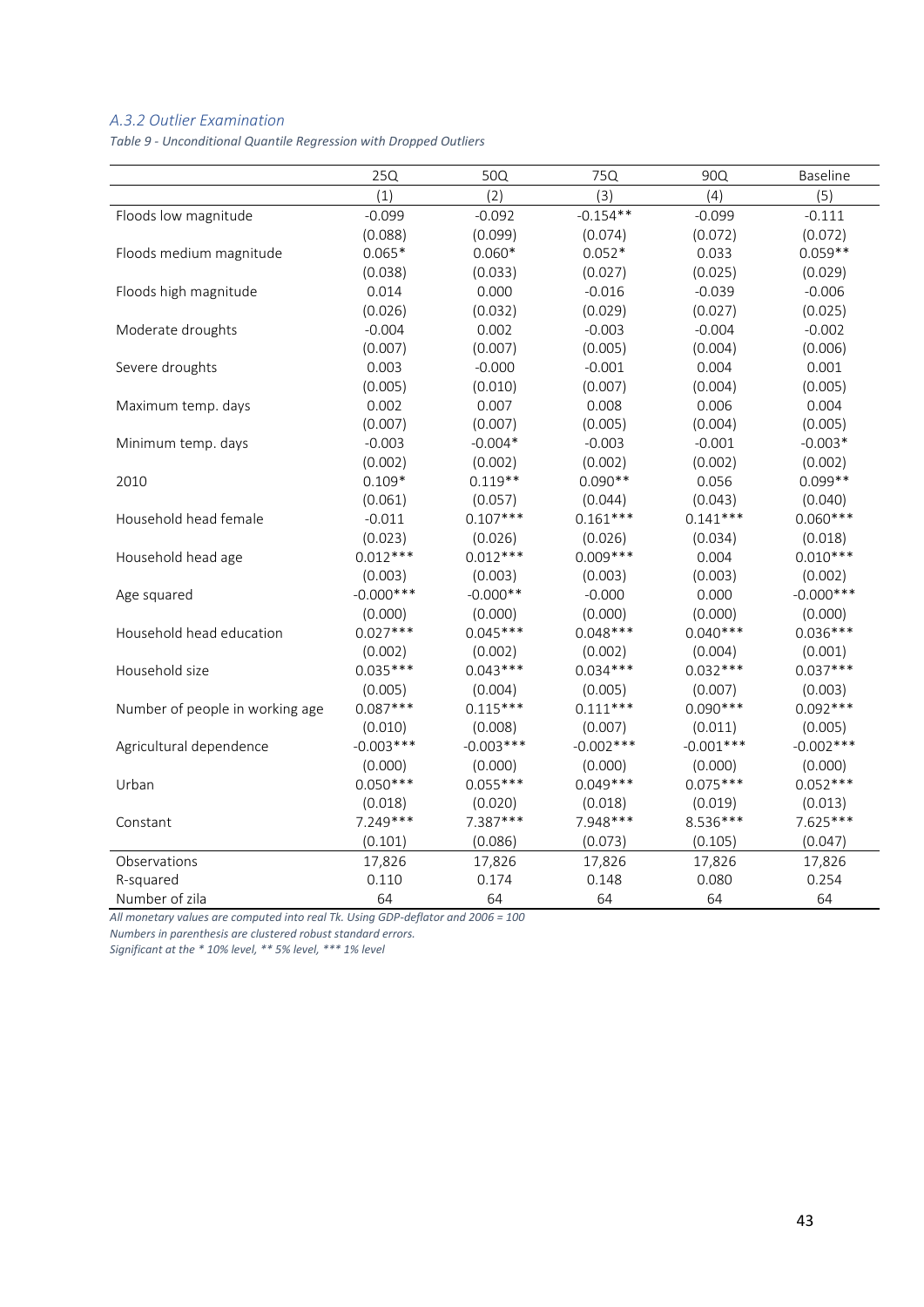### *A.3.2 Outlier Examination*

*Table 9 - Unconditional Quantile Regression with Dropped Outliers*

| | 25Q | 50Q | 75Q | 90Q | Baseline |
|---|---|---|---|---|---|
| | (1) | (2) | (3) | (4) | (5) |
| Floods low magnitude | -0.099 | -0.092 | -0.154** | -0.099 | -0.111 |
| | (0.088) | (0.099) | (0.074) | (0.072) | (0.072) |
| Floods medium magnitude | 0.065* | 0.060* | 0.052* | 0.033 | 0.059** |
| | (0.038) | (0.033) | (0.027) | (0.025) | (0.029) |
| Floods high magnitude | 0.014 | 0.000 | -0.016 | -0.039 | -0.006 |
| | (0.026) | (0.032) | (0.029) | (0.027) | (0.025) |
| Moderate droughts | -0.004 | 0.002 | -0.003 | -0.004 | -0.002 |
| | (0.007) | (0.007) | (0.005) | (0.004) | (0.006) |
| Severe droughts | 0.003 | -0.000 | -0.001 | 0.004 | 0.001 |
| | (0.005) | (0.010) | (0.007) | (0.004) | (0.005) |
| Maximum temp. days | 0.002 | 0.007 | 0.008 | 0.006 | 0.004 |
| | (0.007) | (0.007) | (0.005) | (0.004) | (0.005) |
| Minimum temp. days | -0.003 | -0.004* | -0.003 | -0.001 | -0.003* |
| | (0.002) | (0.002) | (0.002) | (0.002) | (0.002) |
| 2010 | 0.109* | 0.119** | 0.090** | 0.056 | 0.099** |
| | (0.061) | (0.057) | (0.044) | (0.043) | (0.040) |
| Household head female | -0.011 | 0.107*** | 0.161*** | 0.141*** | 0.060*** |
| | (0.023) | (0.026) | (0.026) | (0.034) | (0.018) |
| Household head age | 0.012*** | 0.012*** | 0.009*** | 0.004 | 0.010*** |
| | (0.003) | (0.003) | (0.003) | (0.003) | (0.002) |
| Age squared | -0.000*** | -0.000** | -0.000 | 0.000 | -0.000*** |
| | (0.000) | (0.000) | (0.000) | (0.000) | (0.000) |
| Household head education | 0.027*** | 0.045*** | 0.048*** | 0.040*** | 0.036*** |
| | (0.002) | (0.002) | (0.002) | (0.004) | (0.001) |
| Household size | 0.035*** | 0.043*** | 0.034*** | 0.032*** | 0.037*** |
| | (0.005) | (0.004) | (0.005) | (0.007) | (0.003) |
| Number of people in working age | 0.087*** | 0.115*** | 0.111*** | 0.090*** | 0.092*** |
| | (0.010) | (0.008) | (0.007) | (0.011) | (0.005) |
| Agricultural dependence | -0.003*** | -0.003*** | -0.002*** | -0.001*** | -0.002*** |
| | (0.000) | (0.000) | (0.000) | (0.000) | (0.000) |
| Urban | 0.050*** | 0.055*** | 0.049*** | 0.075*** | 0.052*** |
| | (0.018) | (0.020) | (0.018) | (0.019) | (0.013) |
| Constant | 7.249*** | 7.387*** | 7.948*** | 8.536*** | 7.625*** |
| | (0.101) | (0.086) | (0.073) | (0.105) | (0.047) |
| Observations | 17,826 | 17,826 | 17,826 | 17,826 | 17,826 |
| R-squared | 0.110 | 0.174 | 0.148 | 0.080 | 0.254 |
| Number of zila | 64 | 64 | 64 | 64 | 64 |

*All monetary values are computed into real Tk. Using GDP-deflator and 2006 = 100*

*Numbers in parenthesis are clustered robust standard errors.*

*Significant at the * 10% level, ** 5% level, *** 1% level*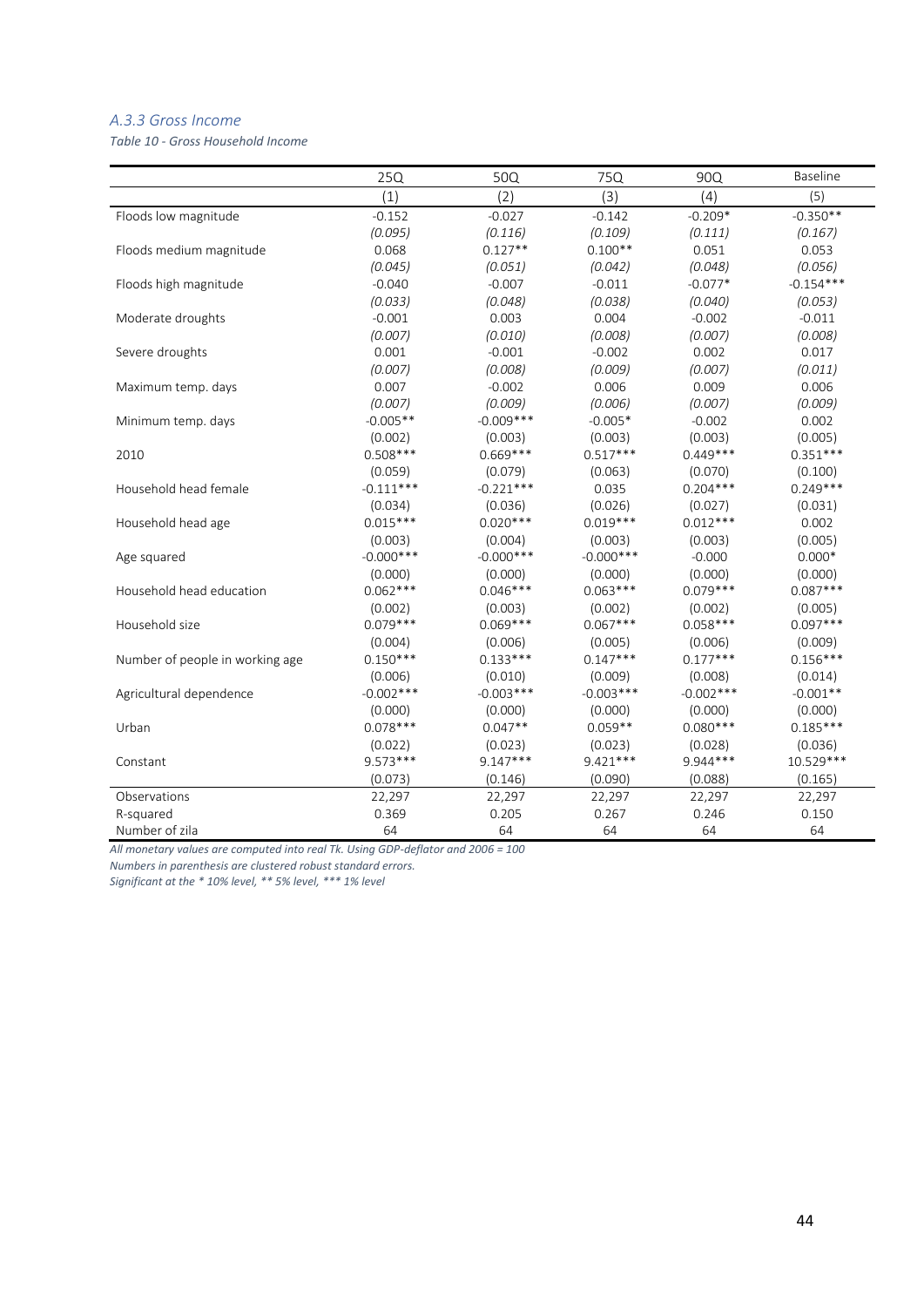### *A.3.3 Gross Income*

*Table 10 - Gross Household Income*

| | 25Q | 50Q | 75Q | 90Q | Baseline |
|---|---|---|---|---|---|
| | (1) | (2) | (3) | (4) | (5) |
| Floods low magnitude | -0.152 | -0.027 | -0.142 | -0.209* | -0.350** |
| | *(0.095)* | *(0.116)* | *(0.109)* | *(0.111)* | *(0.167)* |
| Floods medium magnitude | 0.068 | 0.127** | 0.100** | 0.051 | 0.053 |
| | *(0.045)* | *(0.051)* | *(0.042)* | *(0.048)* | *(0.056)* |
| Floods high magnitude | -0.040 | -0.007 | -0.011 | -0.077* | -0.154*** |
| | *(0.033)* | *(0.048)* | *(0.038)* | *(0.040)* | *(0.053)* |
| Moderate droughts | -0.001 | 0.003 | 0.004 | -0.002 | -0.011 |
| | *(0.007)* | *(0.010)* | *(0.008)* | *(0.007)* | *(0.008)* |
| Severe droughts | 0.001 | -0.001 | -0.002 | 0.002 | 0.017 |
| | *(0.007)* | *(0.008)* | *(0.009)* | *(0.007)* | *(0.011)* |
| Maximum temp. days | 0.007 | -0.002 | 0.006 | 0.009 | 0.006 |
| | *(0.007)* | *(0.009)* | *(0.006)* | *(0.007)* | *(0.009)* |
| Minimum temp. days | -0.005** | -0.009*** | -0.005* | -0.002 | 0.002 |
| | (0.002) | (0.003) | (0.003) | (0.003) | (0.005) |
| 2010 | 0.508*** | 0.669*** | 0.517*** | 0.449*** | 0.351*** |
| | (0.059) | (0.079) | (0.063) | (0.070) | (0.100) |
| Household head female | -0.111*** | -0.221*** | 0.035 | 0.204*** | 0.249*** |
| | (0.034) | (0.036) | (0.026) | (0.027) | (0.031) |
| Household head age | 0.015*** | 0.020*** | 0.019*** | 0.012*** | 0.002 |
| | (0.003) | (0.004) | (0.003) | (0.003) | (0.005) |
| Age squared | -0.000*** | -0.000*** | -0.000*** | -0.000 | 0.000* |
| | (0.000) | (0.000) | (0.000) | (0.000) | (0.000) |
| Household head education | 0.062*** | 0.046*** | 0.063*** | 0.079*** | 0.087*** |
| | (0.002) | (0.003) | (0.002) | (0.002) | (0.005) |
| Household size | 0.079*** | 0.069*** | 0.067*** | 0.058*** | 0.097*** |
| | (0.004) | (0.006) | (0.005) | (0.006) | (0.009) |
| Number of people in working age | 0.150*** | 0.133*** | 0.147*** | 0.177*** | 0.156*** |
| | (0.006) | (0.010) | (0.009) | (0.008) | (0.014) |
| Agricultural dependence | -0.002*** | -0.003*** | -0.003*** | -0.002*** | -0.001** |
| | (0.000) | (0.000) | (0.000) | (0.000) | (0.000) |
| Urban | 0.078*** | 0.047** | 0.059** | 0.080*** | 0.185*** |
| | (0.022) | (0.023) | (0.023) | (0.028) | (0.036) |
| Constant | 9.573*** | 9.147*** | 9.421*** | 9.944*** | 10.529*** |
| | (0.073) | (0.146) | (0.090) | (0.088) | (0.165) |
| Observations | 22,297 | 22,297 | 22,297 | 22,297 | 22,297 |
| R-squared | 0.369 | 0.205 | 0.267 | 0.246 | 0.150 |
| Number of zila | 64 | 64 | 64 | 64 | 64 |

*All monetary values are computed into real Tk. Using GDP-deflator and 2006 = 100*

*Numbers in parenthesis are clustered robust standard errors.*

*Significant at the * 10% level, ** 5% level, *** 1% level*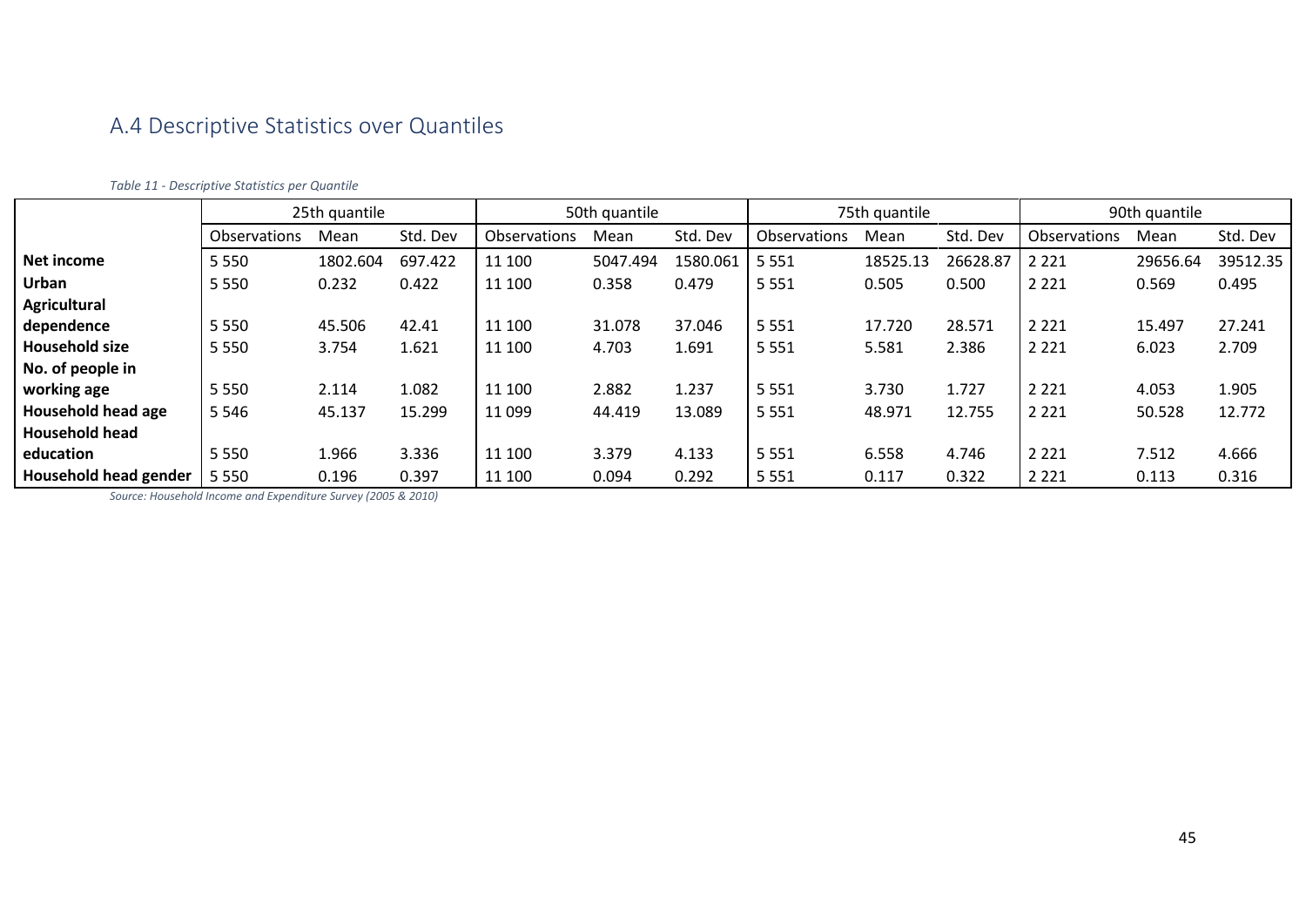## A.4 Descriptive Statistics over Quantiles

*Table 11 - Descriptive Statistics per Quantile*

| | 25th quantile | | | 50th quantile | | | 75th quantile | | | 90th quantile | | |
|---|---|---|---|---|---|---|---|---|---|---|---|---|
| | Observations | Mean | Std. Dev | Observations | Mean | Std. Dev | Observations | Mean | Std. Dev | Observations | Mean | Std. Dev |
| **Net income** | 5 550 | 1802.604 | 697.422 | 11 100 | 5047.494 | 1580.061 | 5 551 | 18525.13 | 26628.87 | 2 221 | 29656.64 | 39512.35 |
| **Urban** | 5 550 | 0.232 | 0.422 | 11 100 | 0.358 | 0.479 | 5 551 | 0.505 | 0.500 | 2 221 | 0.569 | 0.495 |
| **Agricultural dependence** | 5 550 | 45.506 | 42.41 | 11 100 | 31.078 | 37.046 | 5 551 | 17.720 | 28.571 | 2 221 | 15.497 | 27.241 |
| **Household size** | 5 550 | 3.754 | 1.621 | 11 100 | 4.703 | 1.691 | 5 551 | 5.581 | 2.386 | 2 221 | 6.023 | 2.709 |
| **No. of people in working age** | 5 550 | 2.114 | 1.082 | 11 100 | 2.882 | 1.237 | 5 551 | 3.730 | 1.727 | 2 221 | 4.053 | 1.905 |
| **Household head age** | 5 546 | 45.137 | 15.299 | 11 099 | 44.419 | 13.089 | 5 551 | 48.971 | 12.755 | 2 221 | 50.528 | 12.772 |
| **Household head education** | 5 550 | 1.966 | 3.336 | 11 100 | 3.379 | 4.133 | 5 551 | 6.558 | 4.746 | 2 221 | 7.512 | 4.666 |
| **Household head gender** | 5 550 | 0.196 | 0.397 | 11 100 | 0.094 | 0.292 | 5 551 | 0.117 | 0.322 | 2 221 | 0.113 | 0.316 |

*Source: Household Income and Expenditure Survey (2005 & 2010)*